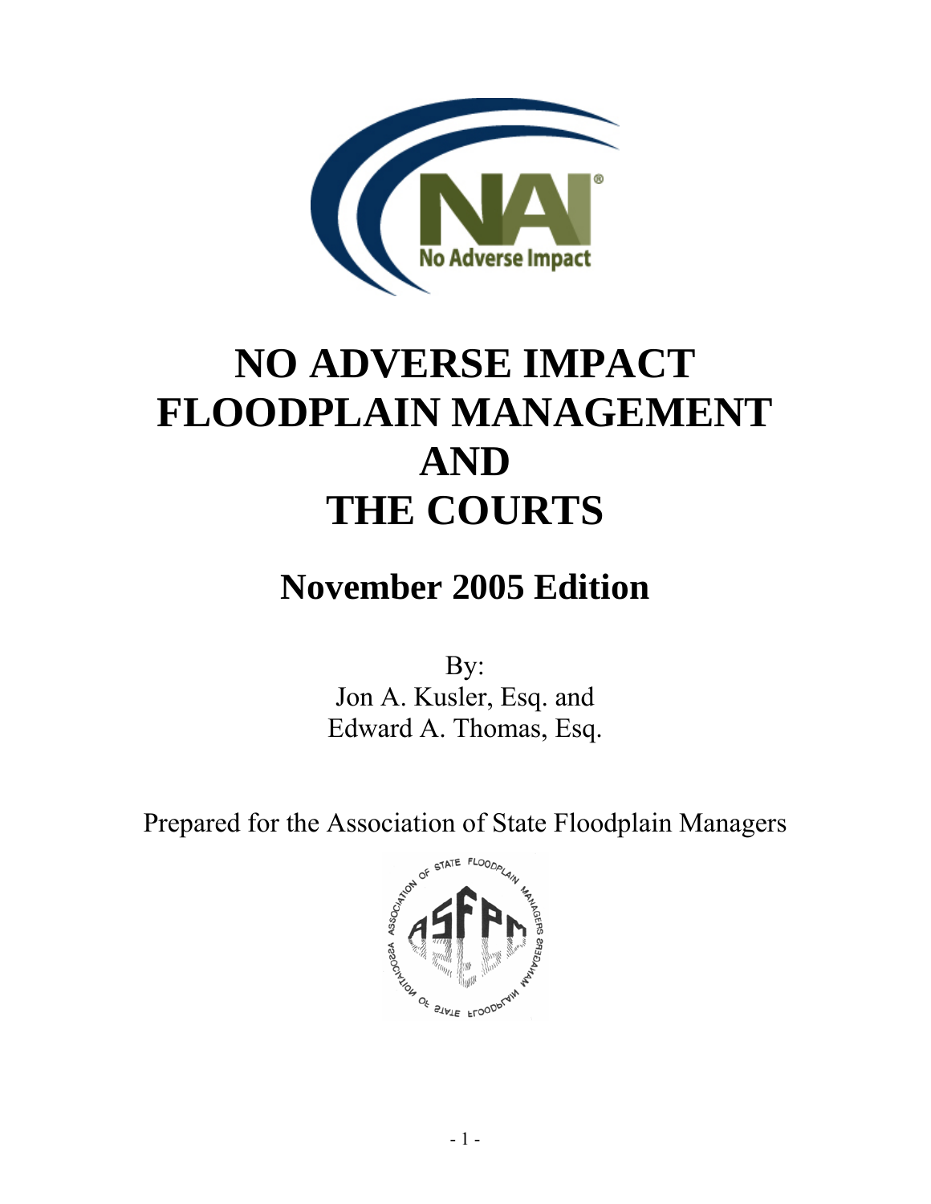# NO ADVERSE IMPACT FLOODPLAIN MANAGEMENT AND THE COURTS

## November 2005 Edition

By:
Jon A. Kusler, Esq. and
Edward A. Thomas, Esq.

Prepared for the Association of State Floodplain Managers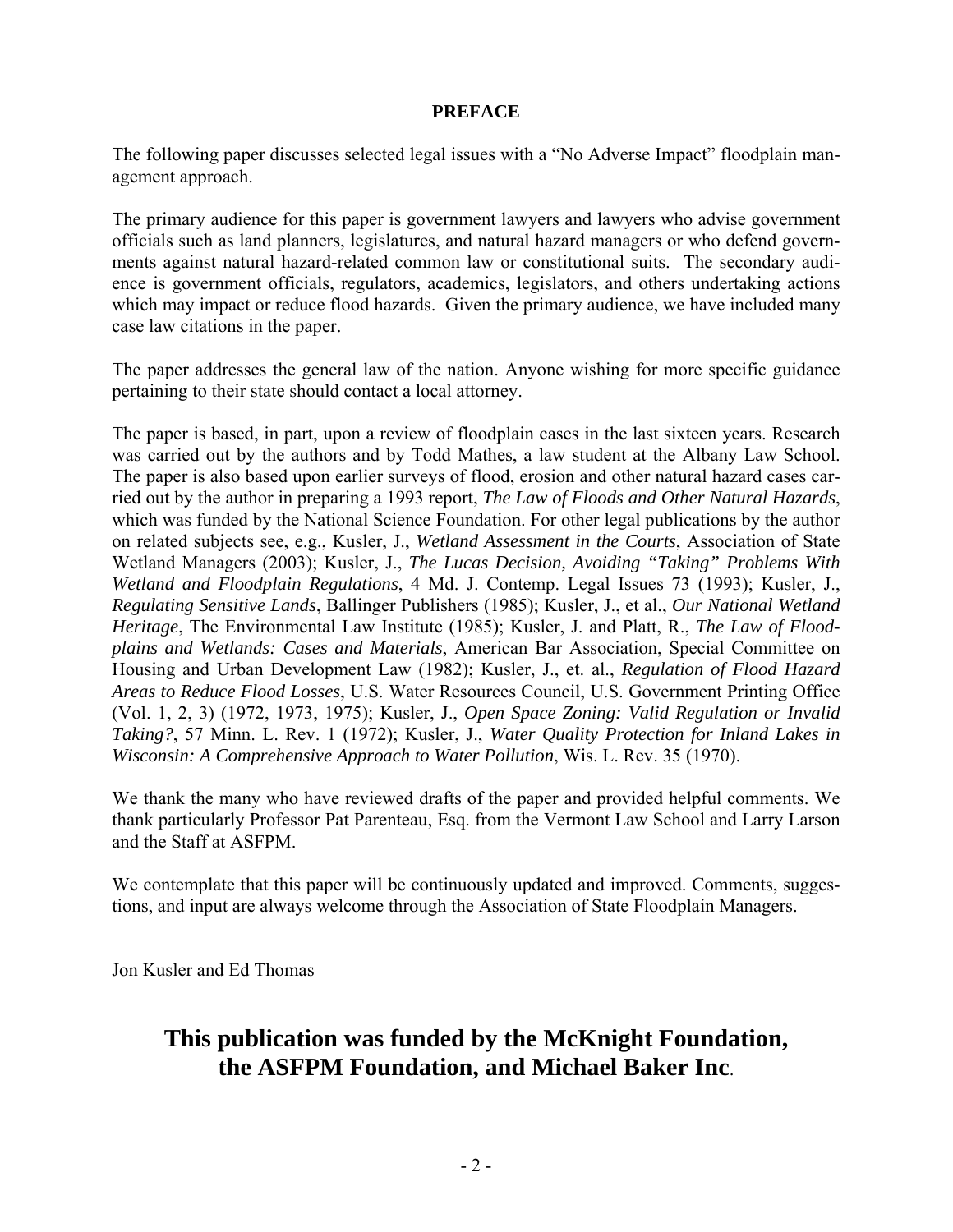## PREFACE

The following paper discusses selected legal issues with a "No Adverse Impact" floodplain management approach.

The primary audience for this paper is government lawyers and lawyers who advise government officials such as land planners, legislatures, and natural hazard managers or who defend governments against natural hazard-related common law or constitutional suits. The secondary audience is government officials, regulators, academics, legislators, and others undertaking actions which may impact or reduce flood hazards. Given the primary audience, we have included many case law citations in the paper.

The paper addresses the general law of the nation. Anyone wishing for more specific guidance pertaining to their state should contact a local attorney.

The paper is based, in part, upon a review of floodplain cases in the last sixteen years. Research was carried out by the authors and by Todd Mathes, a law student at the Albany Law School. The paper is also based upon earlier surveys of flood, erosion and other natural hazard cases carried out by the author in preparing a 1993 report, *The Law of Floods and Other Natural Hazards*, which was funded by the National Science Foundation. For other legal publications by the author on related subjects see, e.g., Kusler, J., *Wetland Assessment in the Courts*, Association of State Wetland Managers (2003); Kusler, J., *The Lucas Decision, Avoiding "Taking" Problems With Wetland and Floodplain Regulations*, 4 Md. J. Contemp. Legal Issues 73 (1993); Kusler, J., *Regulating Sensitive Lands*, Ballinger Publishers (1985); Kusler, J., et al., *Our National Wetland Heritage*, The Environmental Law Institute (1985); Kusler, J. and Platt, R., *The Law of Floodplains and Wetlands: Cases and Materials*, American Bar Association, Special Committee on Housing and Urban Development Law (1982); Kusler, J., et. al., *Regulation of Flood Hazard Areas to Reduce Flood Losses*, U.S. Water Resources Council, U.S. Government Printing Office (Vol. 1, 2, 3) (1972, 1973, 1975); Kusler, J., *Open Space Zoning: Valid Regulation or Invalid Taking?*, 57 Minn. L. Rev. 1 (1972); Kusler, J., *Water Quality Protection for Inland Lakes in Wisconsin: A Comprehensive Approach to Water Pollution*, Wis. L. Rev. 35 (1970).

We thank the many who have reviewed drafts of the paper and provided helpful comments. We thank particularly Professor Pat Parenteau, Esq. from the Vermont Law School and Larry Larson and the Staff at ASFPM.

We contemplate that this paper will be continuously updated and improved. Comments, suggestions, and input are always welcome through the Association of State Floodplain Managers.

Jon Kusler and Ed Thomas

**This publication was funded by the McKnight Foundation, the ASFPM Foundation, and Michael Baker Inc.**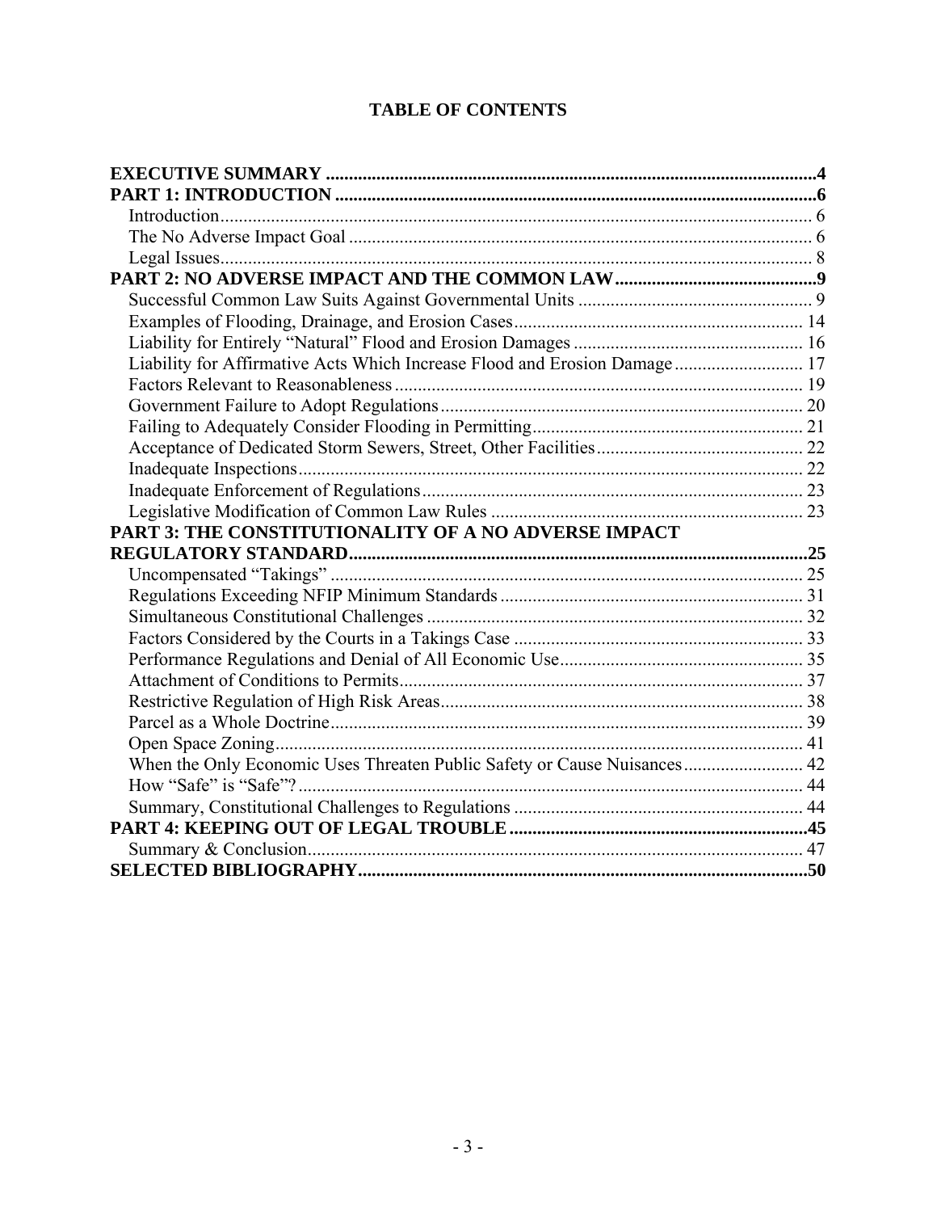# TABLE OF CONTENTS

**EXECUTIVE SUMMARY** ....................................................................................................**4**

**PART 1: INTRODUCTION** .................................................................................................**6**

- Introduction .......................................................................................................................... 6
- The No Adverse Impact Goal .............................................................................................. 6
- Legal Issues .......................................................................................................................... 8

**PART 2: NO ADVERSE IMPACT AND THE COMMON LAW** ........................................**9**

- Successful Common Law Suits Against Governmental Units ............................................ 9
- Examples of Flooding, Drainage, and Erosion Cases ........................................................ 14
- Liability for Entirely "Natural" Flood and Erosion Damages ........................................... 16
- Liability for Affirmative Acts Which Increase Flood and Erosion Damage ...................... 17
- Factors Relevant to Reasonableness .................................................................................. 19
- Government Failure to Adopt Regulations ........................................................................ 20
- Failing to Adequately Consider Flooding in Permitting .................................................... 21
- Acceptance of Dedicated Storm Sewers, Street, Other Facilities ...................................... 22
- Inadequate Inspections ....................................................................................................... 22
- Inadequate Enforcement of Regulations ............................................................................ 23
- Legislative Modification of Common Law Rules ............................................................. 23

**PART 3: THE CONSTITUTIONALITY OF A NO ADVERSE IMPACT REGULATORY STANDARD** ....................................................................................................**25**

- Uncompensated "Takings" ................................................................................................ 25
- Regulations Exceeding NFIP Minimum Standards ........................................................... 31
- Simultaneous Constitutional Challenges ........................................................................... 32
- Factors Considered by the Courts in a Takings Case ......................................................... 33
- Performance Regulations and Denial of All Economic Use ............................................... 35
- Attachment of Conditions to Permits ................................................................................. 37
- Restrictive Regulation of High Risk Areas ........................................................................ 38
- Parcel as a Whole Doctrine ................................................................................................ 39
- Open Space Zoning ............................................................................................................ 41
- When the Only Economic Uses Threaten Public Safety or Cause Nuisances .................... 42
- How "Safe" is "Safe"? ....................................................................................................... 44
- Summary, Constitutional Challenges to Regulations ......................................................... 44

**PART 4: KEEPING OUT OF LEGAL TROUBLE** ..........................................................**45**

- Summary & Conclusion ..................................................................................................... 47

**SELECTED BIBLIOGRAPHY** ..........................................................................................**50**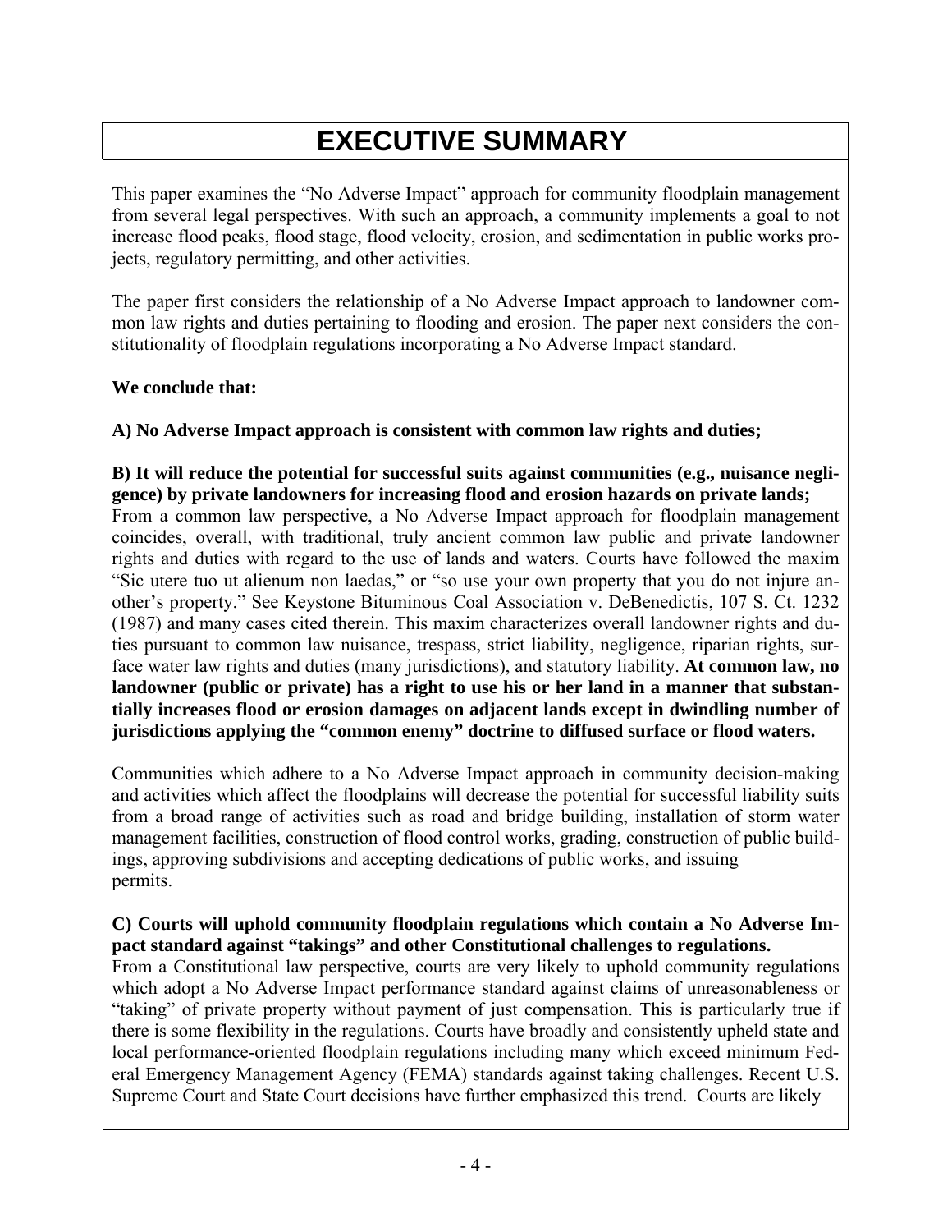# EXECUTIVE SUMMARY

This paper examines the "No Adverse Impact" approach for community floodplain management from several legal perspectives. With such an approach, a community implements a goal to not increase flood peaks, flood stage, flood velocity, erosion, and sedimentation in public works projects, regulatory permitting, and other activities.

The paper first considers the relationship of a No Adverse Impact approach to landowner common law rights and duties pertaining to flooding and erosion. The paper next considers the constitutionality of floodplain regulations incorporating a No Adverse Impact standard.

**We conclude that:**

**A) No Adverse Impact approach is consistent with common law rights and duties;**

**B) It will reduce the potential for successful suits against communities (e.g., nuisance negligence) by private landowners for increasing flood and erosion hazards on private lands;**
From a common law perspective, a No Adverse Impact approach for floodplain management coincides, overall, with traditional, truly ancient common law public and private landowner rights and duties with regard to the use of lands and waters. Courts have followed the maxim "Sic utere tuo ut alienum non laedas," or "so use your own property that you do not injure another's property." See Keystone Bituminous Coal Association v. DeBenedictis, 107 S. Ct. 1232 (1987) and many cases cited therein. This maxim characterizes overall landowner rights and duties pursuant to common law nuisance, trespass, strict liability, negligence, riparian rights, surface water law rights and duties (many jurisdictions), and statutory liability. **At common law, no landowner (public or private) has a right to use his or her land in a manner that substantially increases flood or erosion damages on adjacent lands except in dwindling number of jurisdictions applying the "common enemy" doctrine to diffused surface or flood waters.**

Communities which adhere to a No Adverse Impact approach in community decision-making and activities which affect the floodplains will decrease the potential for successful liability suits from a broad range of activities such as road and bridge building, installation of storm water management facilities, construction of flood control works, grading, construction of public buildings, approving subdivisions and accepting dedications of public works, and issuing permits.

**C) Courts will uphold community floodplain regulations which contain a No Adverse Impact standard against "takings" and other Constitutional challenges to regulations.**
From a Constitutional law perspective, courts are very likely to uphold community regulations which adopt a No Adverse Impact performance standard against claims of unreasonableness or "taking" of private property without payment of just compensation. This is particularly true if there is some flexibility in the regulations. Courts have broadly and consistently upheld state and local performance-oriented floodplain regulations including many which exceed minimum Federal Emergency Management Agency (FEMA) standards against taking challenges. Recent U.S. Supreme Court and State Court decisions have further emphasized this trend. Courts are likely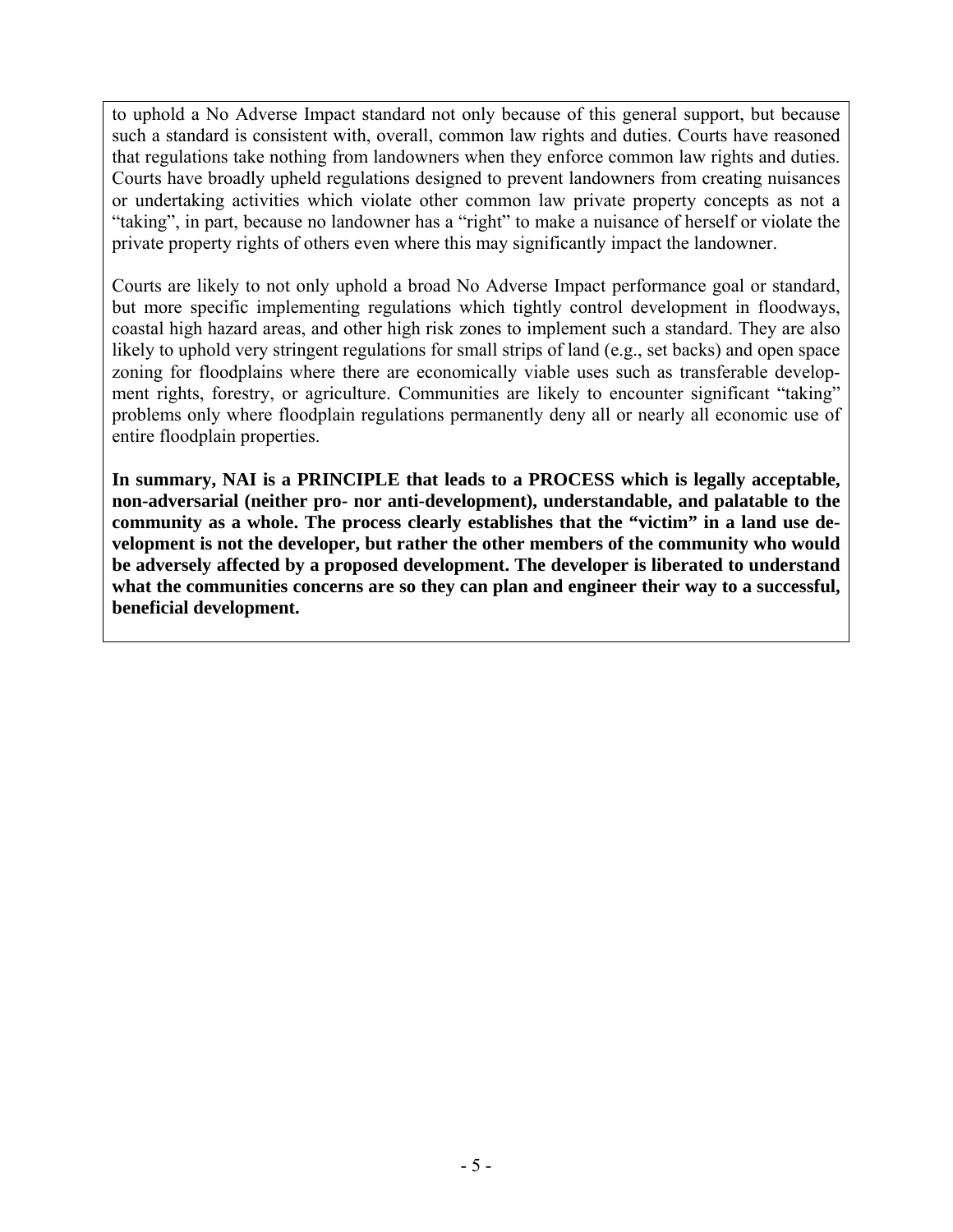to uphold a No Adverse Impact standard not only because of this general support, but because such a standard is consistent with, overall, common law rights and duties. Courts have reasoned that regulations take nothing from landowners when they enforce common law rights and duties. Courts have broadly upheld regulations designed to prevent landowners from creating nuisances or undertaking activities which violate other common law private property concepts as not a "taking", in part, because no landowner has a "right" to make a nuisance of herself or violate the private property rights of others even where this may significantly impact the landowner.

Courts are likely to not only uphold a broad No Adverse Impact performance goal or standard, but more specific implementing regulations which tightly control development in floodways, coastal high hazard areas, and other high risk zones to implement such a standard. They are also likely to uphold very stringent regulations for small strips of land (e.g., set backs) and open space zoning for floodplains where there are economically viable uses such as transferable development rights, forestry, or agriculture. Communities are likely to encounter significant "taking" problems only where floodplain regulations permanently deny all or nearly all economic use of entire floodplain properties.

**In summary, NAI is a PRINCIPLE that leads to a PROCESS which is legally acceptable, non-adversarial (neither pro- nor anti-development), understandable, and palatable to the community as a whole. The process clearly establishes that the "victim" in a land use development is not the developer, but rather the other members of the community who would be adversely affected by a proposed development. The developer is liberated to understand what the communities concerns are so they can plan and engineer their way to a successful, beneficial development.**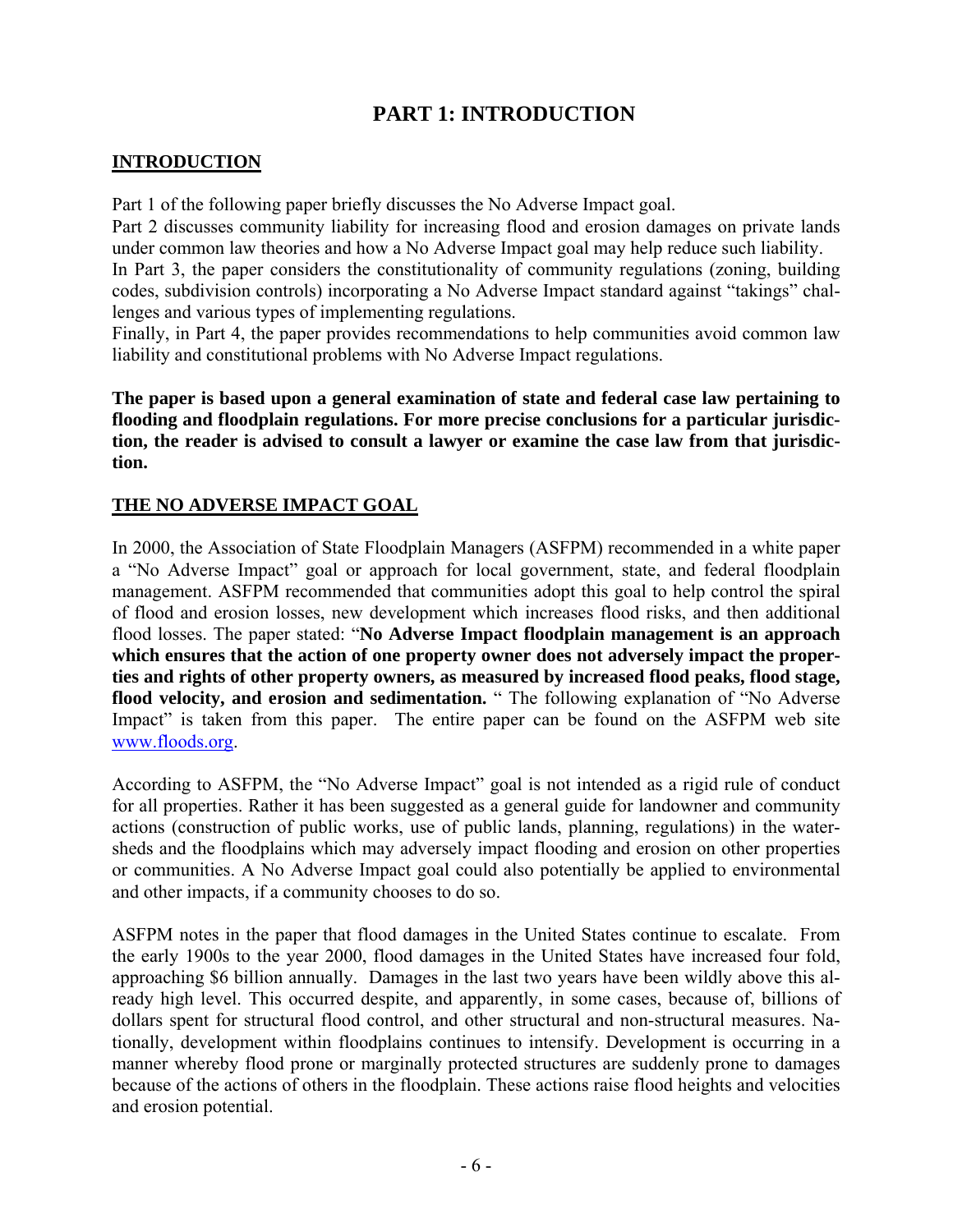# PART 1: INTRODUCTION

## INTRODUCTION

Part 1 of the following paper briefly discusses the No Adverse Impact goal.
Part 2 discusses community liability for increasing flood and erosion damages on private lands under common law theories and how a No Adverse Impact goal may help reduce such liability.
In Part 3, the paper considers the constitutionality of community regulations (zoning, building codes, subdivision controls) incorporating a No Adverse Impact standard against "takings" challenges and various types of implementing regulations.
Finally, in Part 4, the paper provides recommendations to help communities avoid common law liability and constitutional problems with No Adverse Impact regulations.

**The paper is based upon a general examination of state and federal case law pertaining to flooding and floodplain regulations. For more precise conclusions for a particular jurisdiction, the reader is advised to consult a lawyer or examine the case law from that jurisdiction.**

## THE NO ADVERSE IMPACT GOAL

In 2000, the Association of State Floodplain Managers (ASFPM) recommended in a white paper a "No Adverse Impact" goal or approach for local government, state, and federal floodplain management. ASFPM recommended that communities adopt this goal to help control the spiral of flood and erosion losses, new development which increases flood risks, and then additional flood losses. The paper stated: "**No Adverse Impact floodplain management is an approach which ensures that the action of one property owner does not adversely impact the properties and rights of other property owners, as measured by increased flood peaks, flood stage, flood velocity, and erosion and sedimentation.** " The following explanation of "No Adverse Impact" is taken from this paper. The entire paper can be found on the ASFPM web site www.floods.org.

According to ASFPM, the "No Adverse Impact" goal is not intended as a rigid rule of conduct for all properties. Rather it has been suggested as a general guide for landowner and community actions (construction of public works, use of public lands, planning, regulations) in the watersheds and the floodplains which may adversely impact flooding and erosion on other properties or communities. A No Adverse Impact goal could also potentially be applied to environmental and other impacts, if a community chooses to do so.

ASFPM notes in the paper that flood damages in the United States continue to escalate. From the early 1900s to the year 2000, flood damages in the United States have increased four fold, approaching $6 billion annually. Damages in the last two years have been wildly above this already high level. This occurred despite, and apparently, in some cases, because of, billions of dollars spent for structural flood control, and other structural and non-structural measures. Nationally, development within floodplains continues to intensify. Development is occurring in a manner whereby flood prone or marginally protected structures are suddenly prone to damages because of the actions of others in the floodplain. These actions raise flood heights and velocities and erosion potential.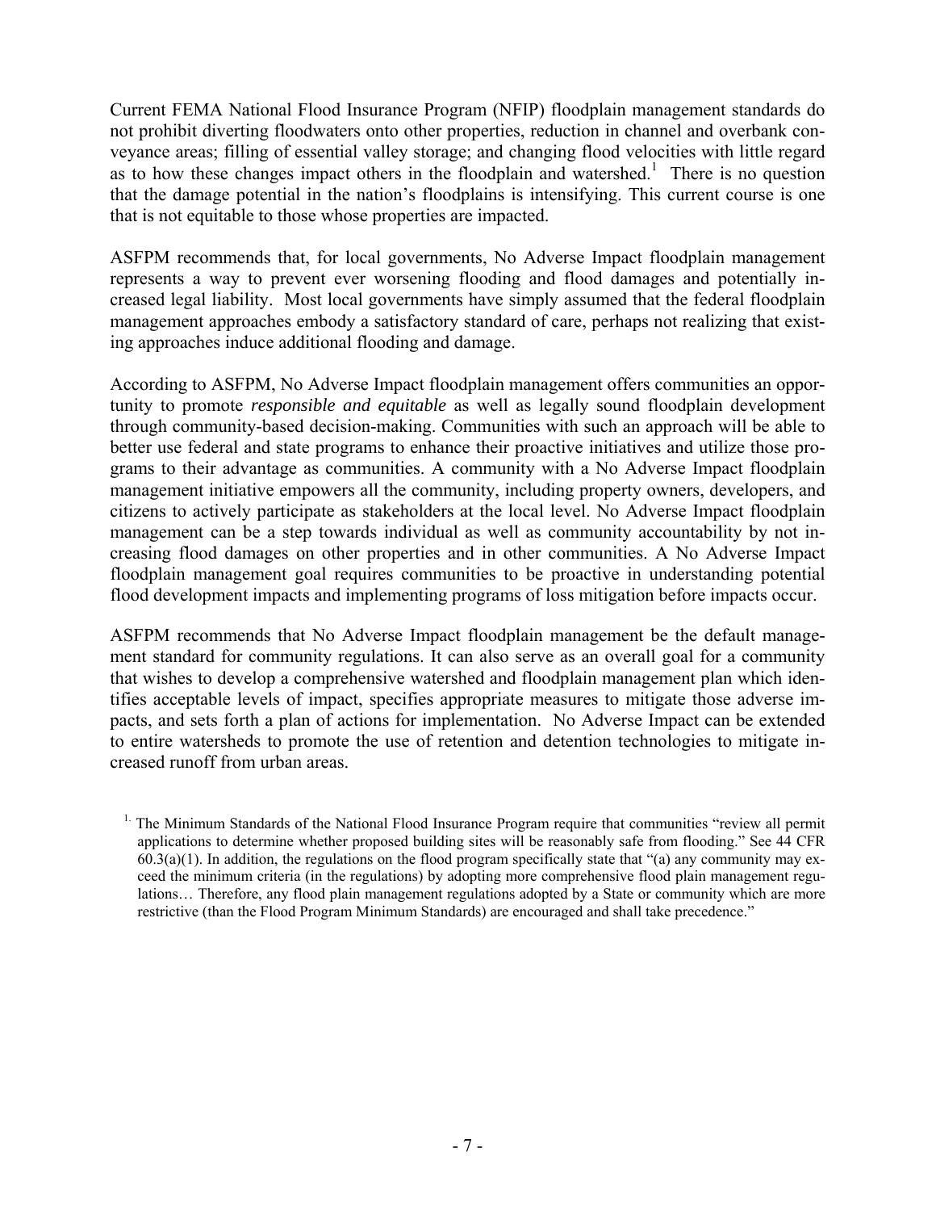Current FEMA National Flood Insurance Program (NFIP) floodplain management standards do not prohibit diverting floodwaters onto other properties, reduction in channel and overbank conveyance areas; filling of essential valley storage; and changing flood velocities with little regard as to how these changes impact others in the floodplain and watershed.[1] There is no question that the damage potential in the nation's floodplains is intensifying. This current course is one that is not equitable to those whose properties are impacted.

ASFPM recommends that, for local governments, No Adverse Impact floodplain management represents a way to prevent ever worsening flooding and flood damages and potentially increased legal liability. Most local governments have simply assumed that the federal floodplain management approaches embody a satisfactory standard of care, perhaps not realizing that existing approaches induce additional flooding and damage.

According to ASFPM, No Adverse Impact floodplain management offers communities an opportunity to promote *responsible and equitable* as well as legally sound floodplain development through community-based decision-making. Communities with such an approach will be able to better use federal and state programs to enhance their proactive initiatives and utilize those programs to their advantage as communities. A community with a No Adverse Impact floodplain management initiative empowers all the community, including property owners, developers, and citizens to actively participate as stakeholders at the local level. No Adverse Impact floodplain management can be a step towards individual as well as community accountability by not increasing flood damages on other properties and in other communities. A No Adverse Impact floodplain management goal requires communities to be proactive in understanding potential flood development impacts and implementing programs of loss mitigation before impacts occur.

ASFPM recommends that No Adverse Impact floodplain management be the default management standard for community regulations. It can also serve as an overall goal for a community that wishes to develop a comprehensive watershed and floodplain management plan which identifies acceptable levels of impact, specifies appropriate measures to mitigate those adverse impacts, and sets forth a plan of actions for implementation. No Adverse Impact can be extended to entire watersheds to promote the use of retention and detention technologies to mitigate increased runoff from urban areas.

[1] The Minimum Standards of the National Flood Insurance Program require that communities "review all permit applications to determine whether proposed building sites will be reasonably safe from flooding." See 44 CFR 60.3(a)(1). In addition, the regulations on the flood program specifically state that "(a) any community may exceed the minimum criteria (in the regulations) by adopting more comprehensive flood plain management regulations… Therefore, any flood plain management regulations adopted by a State or community which are more restrictive (than the Flood Program Minimum Standards) are encouraged and shall take precedence."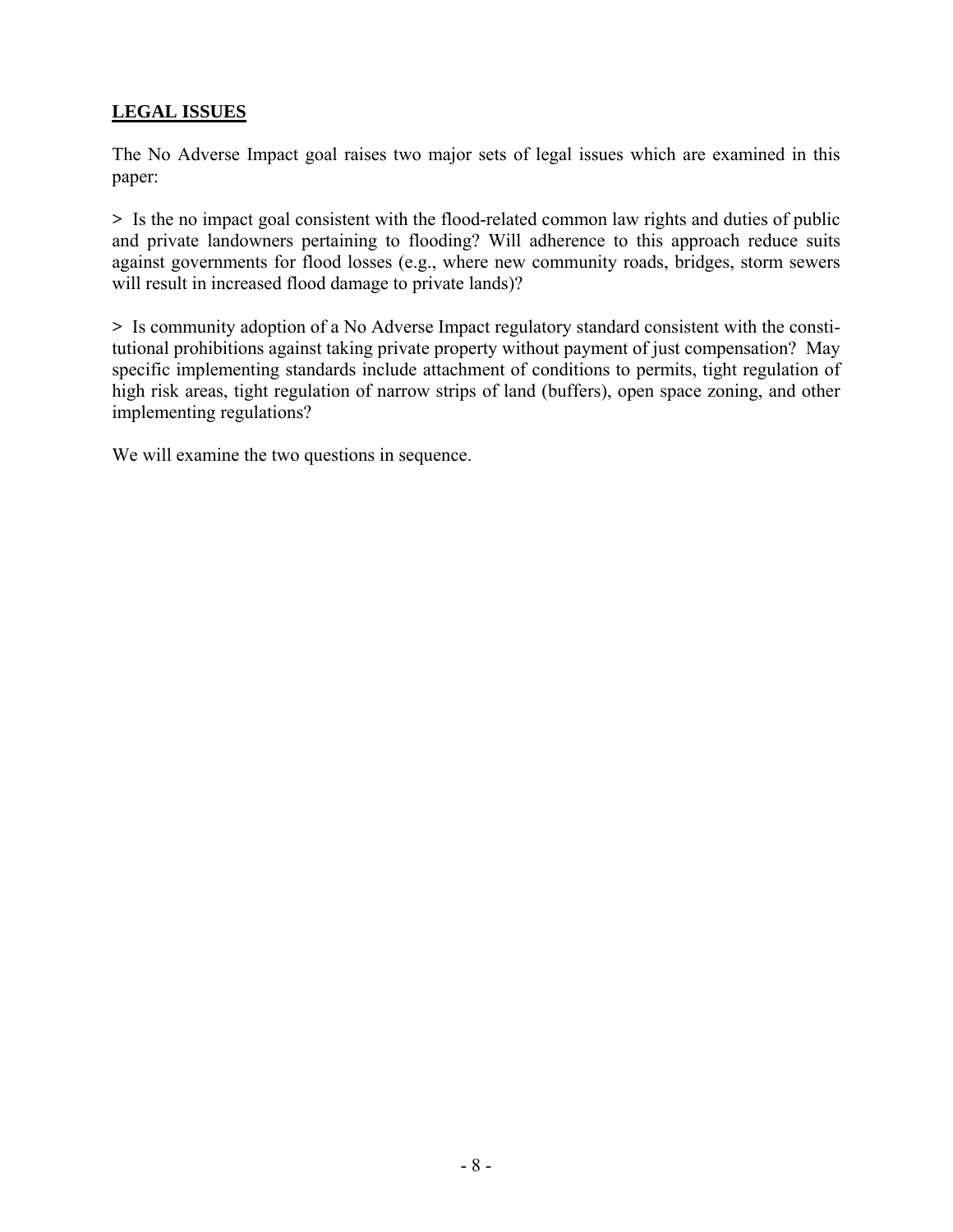## **LEGAL ISSUES**

The No Adverse Impact goal raises two major sets of legal issues which are examined in this paper:

> Is the no impact goal consistent with the flood-related common law rights and duties of public and private landowners pertaining to flooding? Will adherence to this approach reduce suits against governments for flood losses (e.g., where new community roads, bridges, storm sewers will result in increased flood damage to private lands)?

> Is community adoption of a No Adverse Impact regulatory standard consistent with the constitutional prohibitions against taking private property without payment of just compensation? May specific implementing standards include attachment of conditions to permits, tight regulation of high risk areas, tight regulation of narrow strips of land (buffers), open space zoning, and other implementing regulations?

We will examine the two questions in sequence.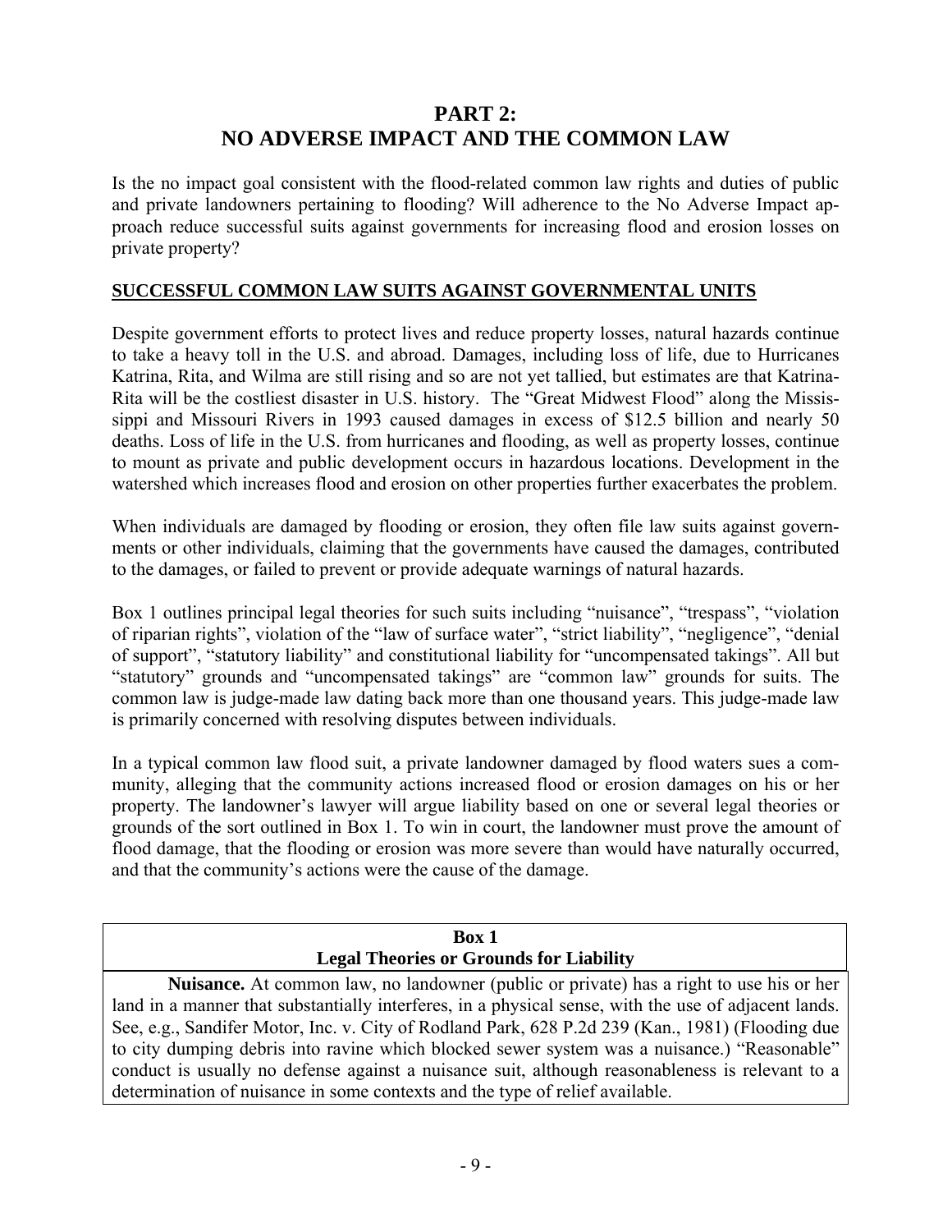# PART 2:
# NO ADVERSE IMPACT AND THE COMMON LAW

Is the no impact goal consistent with the flood-related common law rights and duties of public and private landowners pertaining to flooding? Will adherence to the No Adverse Impact approach reduce successful suits against governments for increasing flood and erosion losses on private property?

## SUCCESSFUL COMMON LAW SUITS AGAINST GOVERNMENTAL UNITS

Despite government efforts to protect lives and reduce property losses, natural hazards continue to take a heavy toll in the U.S. and abroad. Damages, including loss of life, due to Hurricanes Katrina, Rita, and Wilma are still rising and so are not yet tallied, but estimates are that Katrina-Rita will be the costliest disaster in U.S. history. The "Great Midwest Flood" along the Mississippi and Missouri Rivers in 1993 caused damages in excess of $12.5 billion and nearly 50 deaths. Loss of life in the U.S. from hurricanes and flooding, as well as property losses, continue to mount as private and public development occurs in hazardous locations. Development in the watershed which increases flood and erosion on other properties further exacerbates the problem.

When individuals are damaged by flooding or erosion, they often file law suits against governments or other individuals, claiming that the governments have caused the damages, contributed to the damages, or failed to prevent or provide adequate warnings of natural hazards.

Box 1 outlines principal legal theories for such suits including "nuisance", "trespass", "violation of riparian rights", violation of the "law of surface water", "strict liability", "negligence", "denial of support", "statutory liability" and constitutional liability for "uncompensated takings". All but "statutory" grounds and "uncompensated takings" are "common law" grounds for suits. The common law is judge-made law dating back more than one thousand years. This judge-made law is primarily concerned with resolving disputes between individuals.

In a typical common law flood suit, a private landowner damaged by flood waters sues a community, alleging that the community actions increased flood or erosion damages on his or her property. The landowner's lawyer will argue liability based on one or several legal theories or grounds of the sort outlined in Box 1. To win in court, the landowner must prove the amount of flood damage, that the flooding or erosion was more severe than would have naturally occurred, and that the community's actions were the cause of the damage.

**Box 1**
**Legal Theories or Grounds for Liability**

**Nuisance.** At common law, no landowner (public or private) has a right to use his or her land in a manner that substantially interferes, in a physical sense, with the use of adjacent lands. See, e.g., Sandifer Motor, Inc. v. City of Rodland Park, 628 P.2d 239 (Kan., 1981) (Flooding due to city dumping debris into ravine which blocked sewer system was a nuisance.) "Reasonable" conduct is usually no defense against a nuisance suit, although reasonableness is relevant to a determination of nuisance in some contexts and the type of relief available.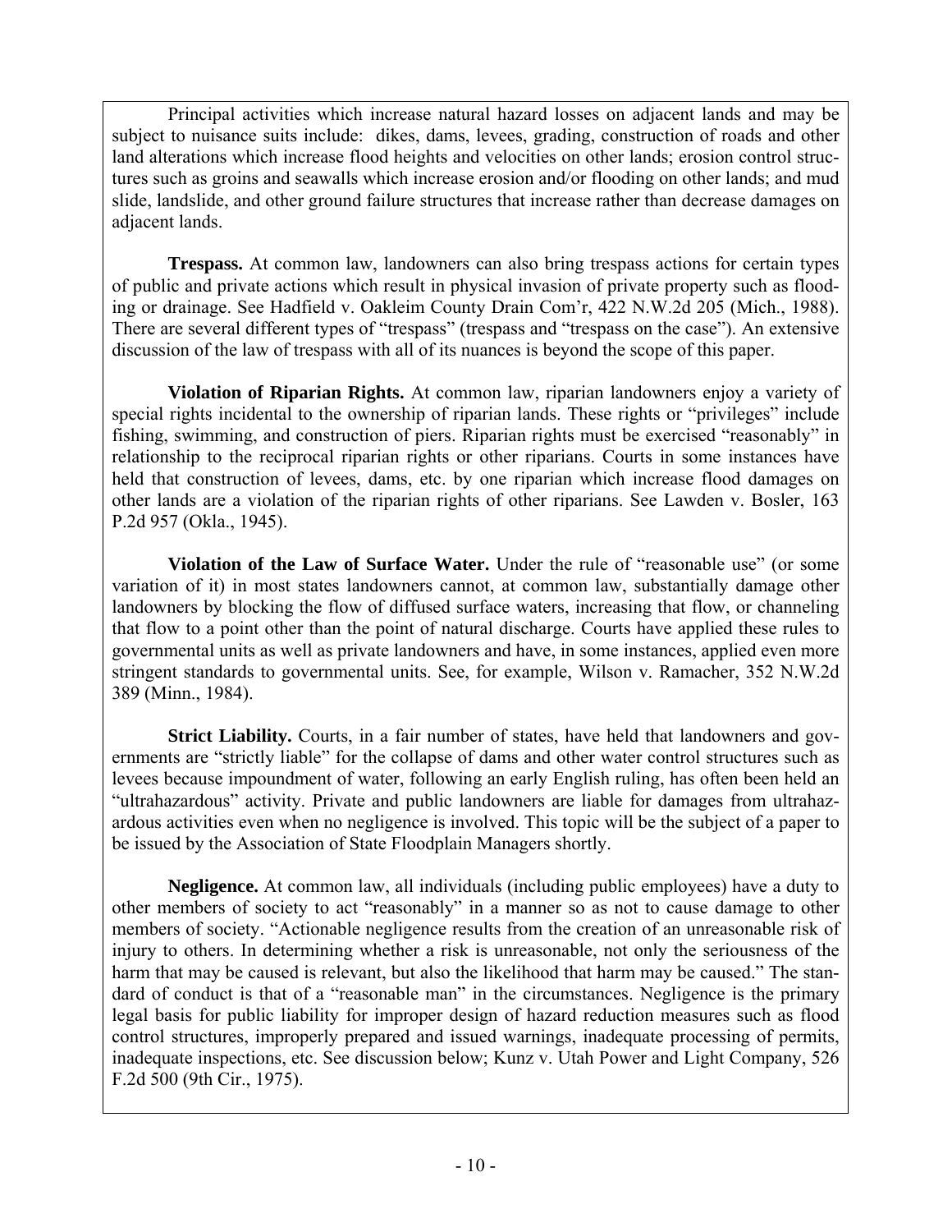Principal activities which increase natural hazard losses on adjacent lands and may be subject to nuisance suits include: dikes, dams, levees, grading, construction of roads and other land alterations which increase flood heights and velocities on other lands; erosion control structures such as groins and seawalls which increase erosion and/or flooding on other lands; and mud slide, landslide, and other ground failure structures that increase rather than decrease damages on adjacent lands.

**Trespass.** At common law, landowners can also bring trespass actions for certain types of public and private actions which result in physical invasion of private property such as flooding or drainage. See Hadfield v. Oakleim County Drain Com'r, 422 N.W.2d 205 (Mich., 1988). There are several different types of "trespass" (trespass and "trespass on the case"). An extensive discussion of the law of trespass with all of its nuances is beyond the scope of this paper.

**Violation of Riparian Rights.** At common law, riparian landowners enjoy a variety of special rights incidental to the ownership of riparian lands. These rights or "privileges" include fishing, swimming, and construction of piers. Riparian rights must be exercised "reasonably" in relationship to the reciprocal riparian rights or other riparians. Courts in some instances have held that construction of levees, dams, etc. by one riparian which increase flood damages on other lands are a violation of the riparian rights of other riparians. See Lawden v. Bosler, 163 P.2d 957 (Okla., 1945).

**Violation of the Law of Surface Water.** Under the rule of "reasonable use" (or some variation of it) in most states landowners cannot, at common law, substantially damage other landowners by blocking the flow of diffused surface waters, increasing that flow, or channeling that flow to a point other than the point of natural discharge. Courts have applied these rules to governmental units as well as private landowners and have, in some instances, applied even more stringent standards to governmental units. See, for example, Wilson v. Ramacher, 352 N.W.2d 389 (Minn., 1984).

**Strict Liability.** Courts, in a fair number of states, have held that landowners and governments are "strictly liable" for the collapse of dams and other water control structures such as levees because impoundment of water, following an early English ruling, has often been held an "ultrahazardous" activity. Private and public landowners are liable for damages from ultrahazardous activities even when no negligence is involved. This topic will be the subject of a paper to be issued by the Association of State Floodplain Managers shortly.

**Negligence.** At common law, all individuals (including public employees) have a duty to other members of society to act "reasonably" in a manner so as not to cause damage to other members of society. "Actionable negligence results from the creation of an unreasonable risk of injury to others. In determining whether a risk is unreasonable, not only the seriousness of the harm that may be caused is relevant, but also the likelihood that harm may be caused." The standard of conduct is that of a "reasonable man" in the circumstances. Negligence is the primary legal basis for public liability for improper design of hazard reduction measures such as flood control structures, improperly prepared and issued warnings, inadequate processing of permits, inadequate inspections, etc. See discussion below; Kunz v. Utah Power and Light Company, 526 F.2d 500 (9th Cir., 1975).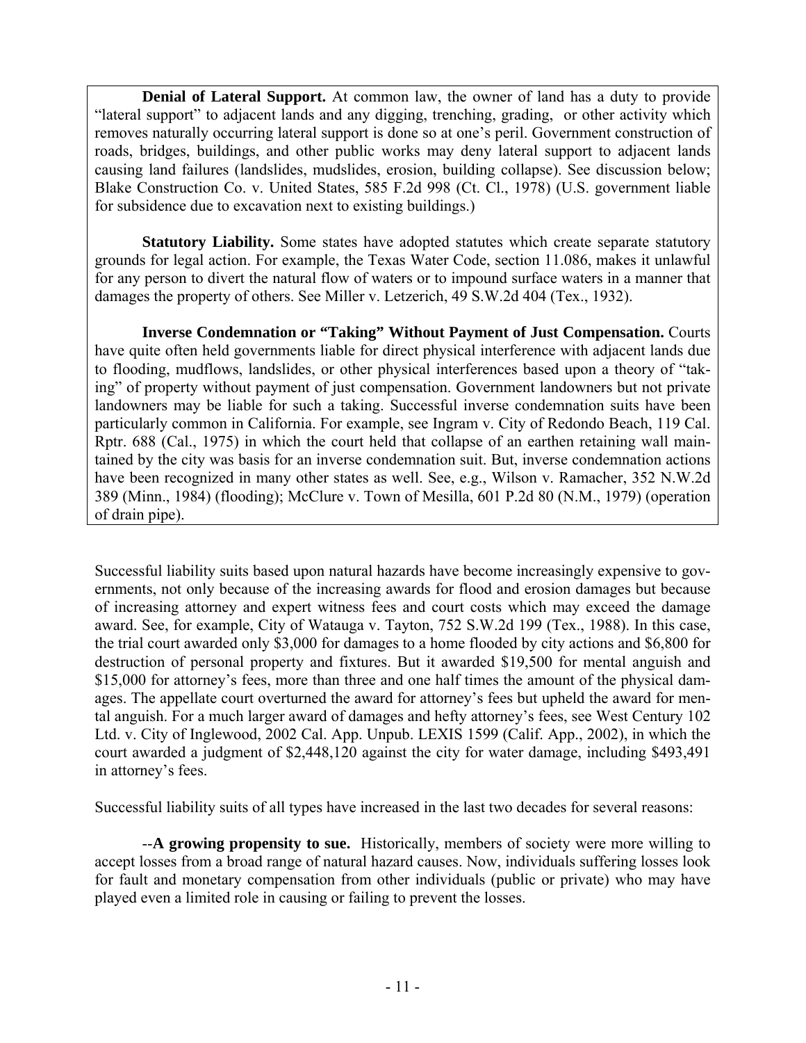**Denial of Lateral Support.** At common law, the owner of land has a duty to provide "lateral support" to adjacent lands and any digging, trenching, grading, or other activity which removes naturally occurring lateral support is done so at one's peril. Government construction of roads, bridges, buildings, and other public works may deny lateral support to adjacent lands causing land failures (landslides, mudslides, erosion, building collapse). See discussion below; Blake Construction Co. v. United States, 585 F.2d 998 (Ct. Cl., 1978) (U.S. government liable for subsidence due to excavation next to existing buildings.)

**Statutory Liability.** Some states have adopted statutes which create separate statutory grounds for legal action. For example, the Texas Water Code, section 11.086, makes it unlawful for any person to divert the natural flow of waters or to impound surface waters in a manner that damages the property of others. See Miller v. Letzerich, 49 S.W.2d 404 (Tex., 1932).

**Inverse Condemnation or "Taking" Without Payment of Just Compensation.** Courts have quite often held governments liable for direct physical interference with adjacent lands due to flooding, mudflows, landslides, or other physical interferences based upon a theory of "taking" of property without payment of just compensation. Government landowners but not private landowners may be liable for such a taking. Successful inverse condemnation suits have been particularly common in California. For example, see Ingram v. City of Redondo Beach, 119 Cal. Rptr. 688 (Cal., 1975) in which the court held that collapse of an earthen retaining wall maintained by the city was basis for an inverse condemnation suit. But, inverse condemnation actions have been recognized in many other states as well. See, e.g., Wilson v. Ramacher, 352 N.W.2d 389 (Minn., 1984) (flooding); McClure v. Town of Mesilla, 601 P.2d 80 (N.M., 1979) (operation of drain pipe).

Successful liability suits based upon natural hazards have become increasingly expensive to governments, not only because of the increasing awards for flood and erosion damages but because of increasing attorney and expert witness fees and court costs which may exceed the damage award. See, for example, City of Watauga v. Tayton, 752 S.W.2d 199 (Tex., 1988). In this case, the trial court awarded only $3,000 for damages to a home flooded by city actions and $6,800 for destruction of personal property and fixtures. But it awarded $19,500 for mental anguish and $15,000 for attorney's fees, more than three and one half times the amount of the physical damages. The appellate court overturned the award for attorney's fees but upheld the award for mental anguish. For a much larger award of damages and hefty attorney's fees, see West Century 102 Ltd. v. City of Inglewood, 2002 Cal. App. Unpub. LEXIS 1599 (Calif. App., 2002), in which the court awarded a judgment of $2,448,120 against the city for water damage, including $493,491 in attorney's fees.

Successful liability suits of all types have increased in the last two decades for several reasons:

--**A growing propensity to sue.** Historically, members of society were more willing to accept losses from a broad range of natural hazard causes. Now, individuals suffering losses look for fault and monetary compensation from other individuals (public or private) who may have played even a limited role in causing or failing to prevent the losses.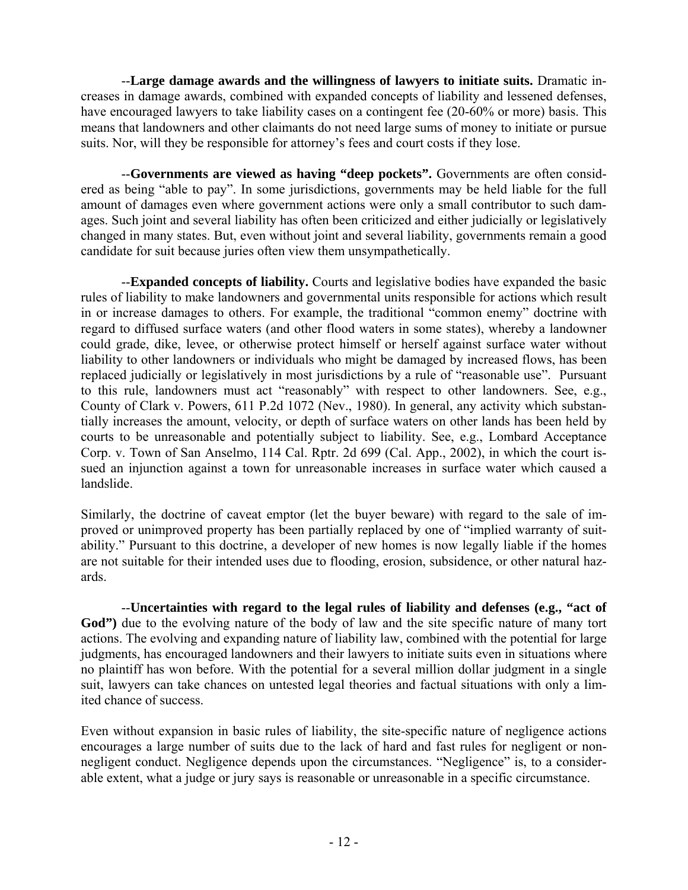--**Large damage awards and the willingness of lawyers to initiate suits.** Dramatic increases in damage awards, combined with expanded concepts of liability and lessened defenses, have encouraged lawyers to take liability cases on a contingent fee (20-60% or more) basis. This means that landowners and other claimants do not need large sums of money to initiate or pursue suits. Nor, will they be responsible for attorney's fees and court costs if they lose.

--**Governments are viewed as having "deep pockets".** Governments are often considered as being "able to pay". In some jurisdictions, governments may be held liable for the full amount of damages even where government actions were only a small contributor to such damages. Such joint and several liability has often been criticized and either judicially or legislatively changed in many states. But, even without joint and several liability, governments remain a good candidate for suit because juries often view them unsympathetically.

--**Expanded concepts of liability.** Courts and legislative bodies have expanded the basic rules of liability to make landowners and governmental units responsible for actions which result in or increase damages to others. For example, the traditional "common enemy" doctrine with regard to diffused surface waters (and other flood waters in some states), whereby a landowner could grade, dike, levee, or otherwise protect himself or herself against surface water without liability to other landowners or individuals who might be damaged by increased flows, has been replaced judicially or legislatively in most jurisdictions by a rule of "reasonable use". Pursuant to this rule, landowners must act "reasonably" with respect to other landowners. See, e.g., County of Clark v. Powers, 611 P.2d 1072 (Nev., 1980). In general, any activity which substantially increases the amount, velocity, or depth of surface waters on other lands has been held by courts to be unreasonable and potentially subject to liability. See, e.g., Lombard Acceptance Corp. v. Town of San Anselmo, 114 Cal. Rptr. 2d 699 (Cal. App., 2002), in which the court issued an injunction against a town for unreasonable increases in surface water which caused a landslide.

Similarly, the doctrine of caveat emptor (let the buyer beware) with regard to the sale of improved or unimproved property has been partially replaced by one of "implied warranty of suitability." Pursuant to this doctrine, a developer of new homes is now legally liable if the homes are not suitable for their intended uses due to flooding, erosion, subsidence, or other natural hazards.

--**Uncertainties with regard to the legal rules of liability and defenses (e.g., "act of God")** due to the evolving nature of the body of law and the site specific nature of many tort actions. The evolving and expanding nature of liability law, combined with the potential for large judgments, has encouraged landowners and their lawyers to initiate suits even in situations where no plaintiff has won before. With the potential for a several million dollar judgment in a single suit, lawyers can take chances on untested legal theories and factual situations with only a limited chance of success.

Even without expansion in basic rules of liability, the site-specific nature of negligence actions encourages a large number of suits due to the lack of hard and fast rules for negligent or non-negligent conduct. Negligence depends upon the circumstances. "Negligence" is, to a considerable extent, what a judge or jury says is reasonable or unreasonable in a specific circumstance.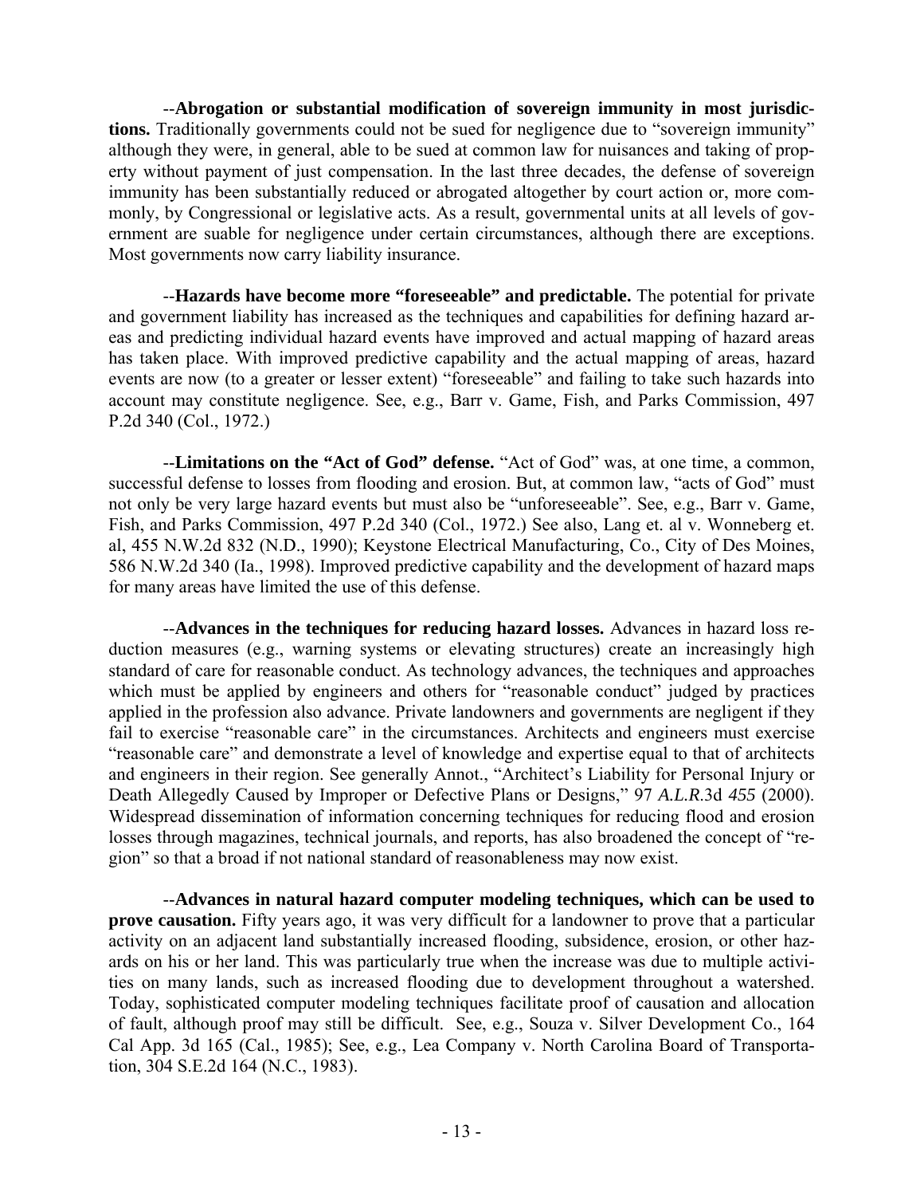--**Abrogation or substantial modification of sovereign immunity in most jurisdictions.** Traditionally governments could not be sued for negligence due to "sovereign immunity" although they were, in general, able to be sued at common law for nuisances and taking of property without payment of just compensation. In the last three decades, the defense of sovereign immunity has been substantially reduced or abrogated altogether by court action or, more commonly, by Congressional or legislative acts. As a result, governmental units at all levels of government are suable for negligence under certain circumstances, although there are exceptions. Most governments now carry liability insurance.

--**Hazards have become more "foreseeable" and predictable.** The potential for private and government liability has increased as the techniques and capabilities for defining hazard areas and predicting individual hazard events have improved and actual mapping of hazard areas has taken place. With improved predictive capability and the actual mapping of areas, hazard events are now (to a greater or lesser extent) "foreseeable" and failing to take such hazards into account may constitute negligence. See, e.g., Barr v. Game, Fish, and Parks Commission, 497 P.2d 340 (Col., 1972.)

--**Limitations on the "Act of God" defense.** "Act of God" was, at one time, a common, successful defense to losses from flooding and erosion. But, at common law, "acts of God" must not only be very large hazard events but must also be "unforeseeable". See, e.g., Barr v. Game, Fish, and Parks Commission, 497 P.2d 340 (Col., 1972.) See also, Lang et. al v. Wonneberg et. al, 455 N.W.2d 832 (N.D., 1990); Keystone Electrical Manufacturing, Co., City of Des Moines, 586 N.W.2d 340 (Ia., 1998). Improved predictive capability and the development of hazard maps for many areas have limited the use of this defense.

--**Advances in the techniques for reducing hazard losses.** Advances in hazard loss reduction measures (e.g., warning systems or elevating structures) create an increasingly high standard of care for reasonable conduct. As technology advances, the techniques and approaches which must be applied by engineers and others for "reasonable conduct" judged by practices applied in the profession also advance. Private landowners and governments are negligent if they fail to exercise "reasonable care" in the circumstances. Architects and engineers must exercise "reasonable care" and demonstrate a level of knowledge and expertise equal to that of architects and engineers in their region. See generally Annot., "Architect's Liability for Personal Injury or Death Allegedly Caused by Improper or Defective Plans or Designs," 97 *A.L.R.*3d *455* (2000). Widespread dissemination of information concerning techniques for reducing flood and erosion losses through magazines, technical journals, and reports, has also broadened the concept of "region" so that a broad if not national standard of reasonableness may now exist.

--**Advances in natural hazard computer modeling techniques, which can be used to prove causation.** Fifty years ago, it was very difficult for a landowner to prove that a particular activity on an adjacent land substantially increased flooding, subsidence, erosion, or other hazards on his or her land. This was particularly true when the increase was due to multiple activities on many lands, such as increased flooding due to development throughout a watershed. Today, sophisticated computer modeling techniques facilitate proof of causation and allocation of fault, although proof may still be difficult. See, e.g., Souza v. Silver Development Co., 164 Cal App. 3d 165 (Cal., 1985); See, e.g., Lea Company v. North Carolina Board of Transportation, 304 S.E.2d 164 (N.C., 1983).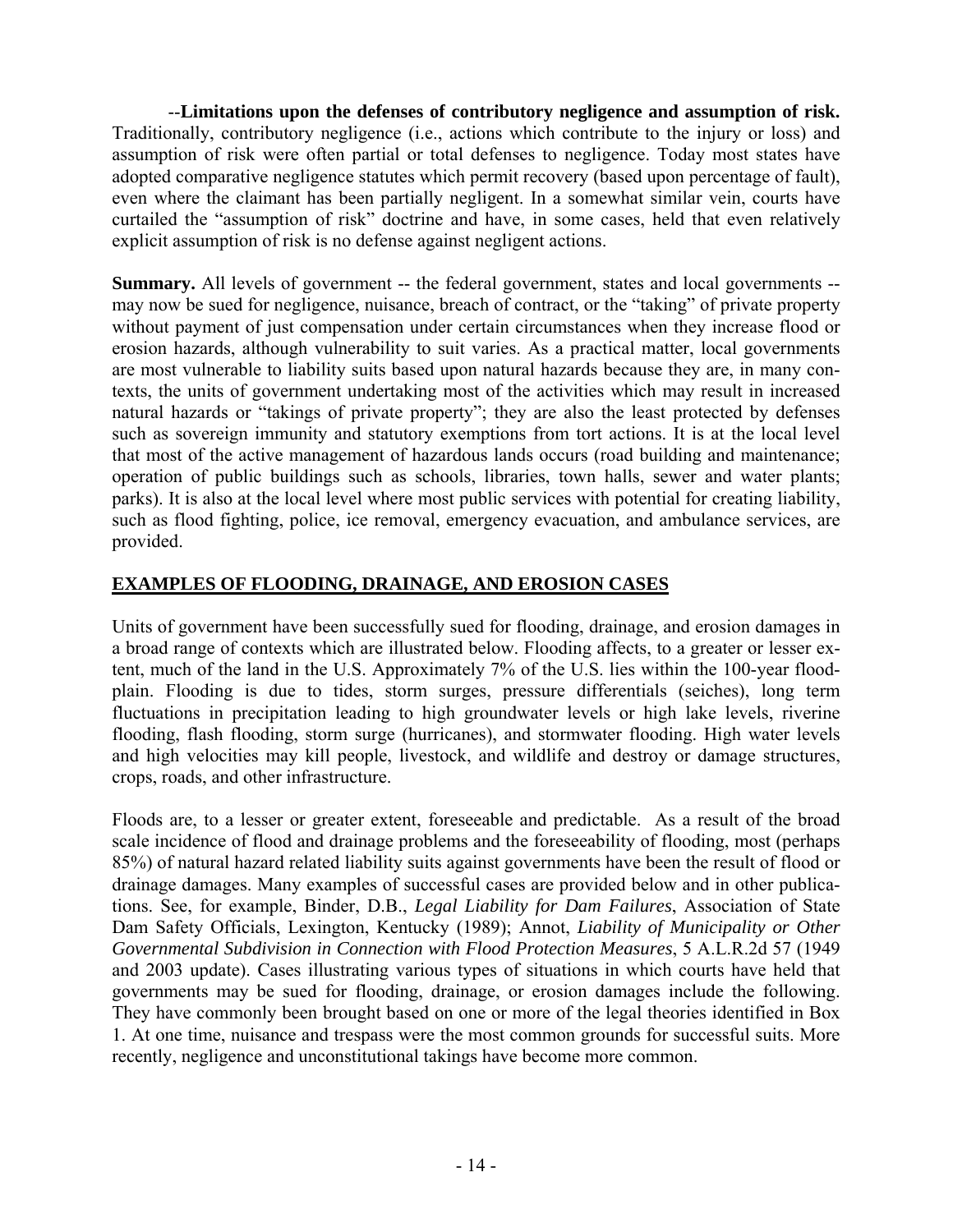--**Limitations upon the defenses of contributory negligence and assumption of risk.** Traditionally, contributory negligence (i.e., actions which contribute to the injury or loss) and assumption of risk were often partial or total defenses to negligence. Today most states have adopted comparative negligence statutes which permit recovery (based upon percentage of fault), even where the claimant has been partially negligent. In a somewhat similar vein, courts have curtailed the "assumption of risk" doctrine and have, in some cases, held that even relatively explicit assumption of risk is no defense against negligent actions.

**Summary.** All levels of government -- the federal government, states and local governments -- may now be sued for negligence, nuisance, breach of contract, or the "taking" of private property without payment of just compensation under certain circumstances when they increase flood or erosion hazards, although vulnerability to suit varies. As a practical matter, local governments are most vulnerable to liability suits based upon natural hazards because they are, in many contexts, the units of government undertaking most of the activities which may result in increased natural hazards or "takings of private property"; they are also the least protected by defenses such as sovereign immunity and statutory exemptions from tort actions. It is at the local level that most of the active management of hazardous lands occurs (road building and maintenance; operation of public buildings such as schools, libraries, town halls, sewer and water plants; parks). It is also at the local level where most public services with potential for creating liability, such as flood fighting, police, ice removal, emergency evacuation, and ambulance services, are provided.

## EXAMPLES OF FLOODING, DRAINAGE, AND EROSION CASES

Units of government have been successfully sued for flooding, drainage, and erosion damages in a broad range of contexts which are illustrated below. Flooding affects, to a greater or lesser extent, much of the land in the U.S. Approximately 7% of the U.S. lies within the 100-year floodplain. Flooding is due to tides, storm surges, pressure differentials (seiches), long term fluctuations in precipitation leading to high groundwater levels or high lake levels, riverine flooding, flash flooding, storm surge (hurricanes), and stormwater flooding. High water levels and high velocities may kill people, livestock, and wildlife and destroy or damage structures, crops, roads, and other infrastructure.

Floods are, to a lesser or greater extent, foreseeable and predictable. As a result of the broad scale incidence of flood and drainage problems and the foreseeability of flooding, most (perhaps 85%) of natural hazard related liability suits against governments have been the result of flood or drainage damages. Many examples of successful cases are provided below and in other publications. See, for example, Binder, D.B., *Legal Liability for Dam Failures*, Association of State Dam Safety Officials, Lexington, Kentucky (1989); Annot, *Liability of Municipality or Other Governmental Subdivision in Connection with Flood Protection Measures*, 5 A.L.R.2d 57 (1949 and 2003 update). Cases illustrating various types of situations in which courts have held that governments may be sued for flooding, drainage, or erosion damages include the following. They have commonly been brought based on one or more of the legal theories identified in Box 1. At one time, nuisance and trespass were the most common grounds for successful suits. More recently, negligence and unconstitutional takings have become more common.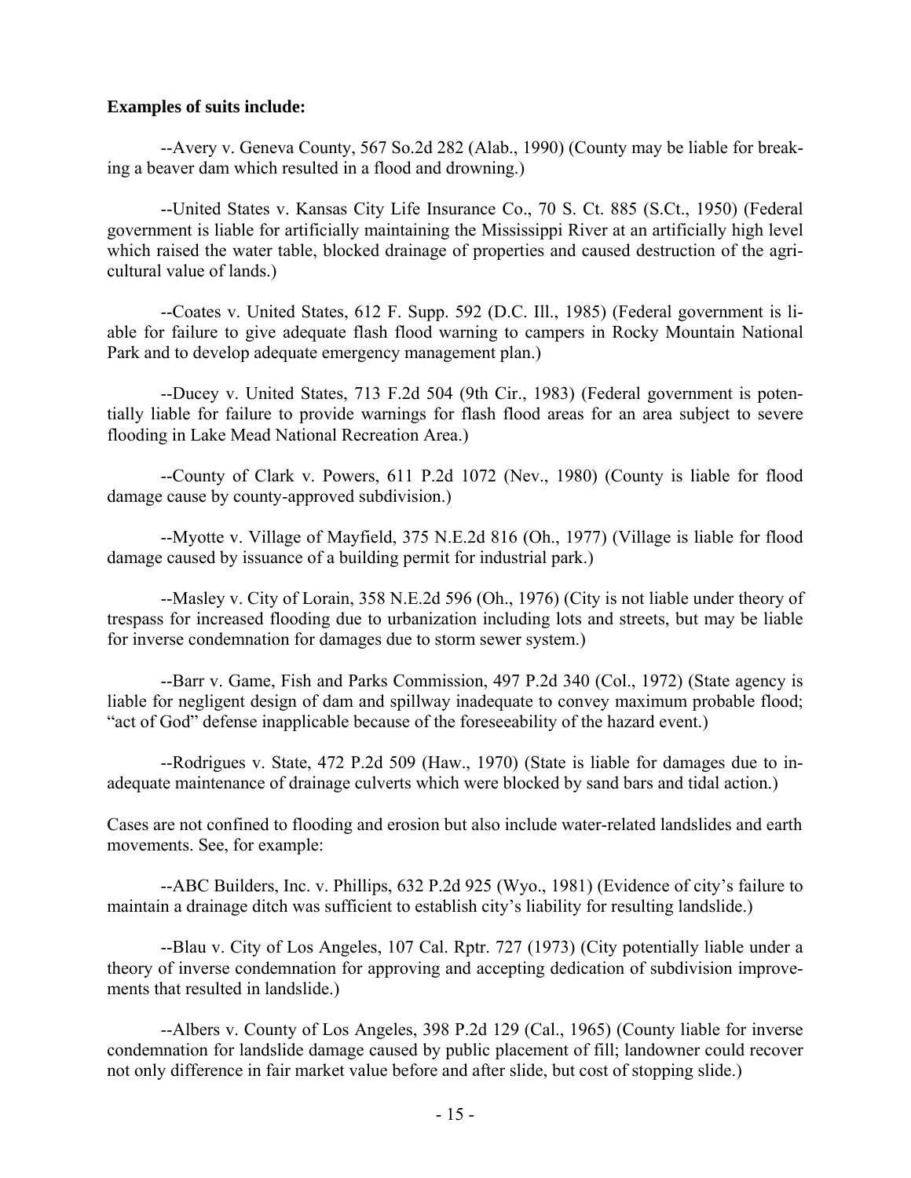**Examples of suits include:**

--Avery v. Geneva County, 567 So.2d 282 (Alab., 1990) (County may be liable for breaking a beaver dam which resulted in a flood and drowning.)

--United States v. Kansas City Life Insurance Co., 70 S. Ct. 885 (S.Ct., 1950) (Federal government is liable for artificially maintaining the Mississippi River at an artificially high level which raised the water table, blocked drainage of properties and caused destruction of the agricultural value of lands.)

--Coates v. United States, 612 F. Supp. 592 (D.C. Ill., 1985) (Federal government is liable for failure to give adequate flash flood warning to campers in Rocky Mountain National Park and to develop adequate emergency management plan.)

--Ducey v. United States, 713 F.2d 504 (9th Cir., 1983) (Federal government is potentially liable for failure to provide warnings for flash flood areas for an area subject to severe flooding in Lake Mead National Recreation Area.)

--County of Clark v. Powers, 611 P.2d 1072 (Nev., 1980) (County is liable for flood damage cause by county-approved subdivision.)

--Myotte v. Village of Mayfield, 375 N.E.2d 816 (Oh., 1977) (Village is liable for flood damage caused by issuance of a building permit for industrial park.)

--Masley v. City of Lorain, 358 N.E.2d 596 (Oh., 1976) (City is not liable under theory of trespass for increased flooding due to urbanization including lots and streets, but may be liable for inverse condemnation for damages due to storm sewer system.)

--Barr v. Game, Fish and Parks Commission, 497 P.2d 340 (Col., 1972) (State agency is liable for negligent design of dam and spillway inadequate to convey maximum probable flood; "act of God" defense inapplicable because of the foreseeability of the hazard event.)

--Rodrigues v. State, 472 P.2d 509 (Haw., 1970) (State is liable for damages due to inadequate maintenance of drainage culverts which were blocked by sand bars and tidal action.)

Cases are not confined to flooding and erosion but also include water-related landslides and earth movements. See, for example:

--ABC Builders, Inc. v. Phillips, 632 P.2d 925 (Wyo., 1981) (Evidence of city's failure to maintain a drainage ditch was sufficient to establish city's liability for resulting landslide.)

--Blau v. City of Los Angeles, 107 Cal. Rptr. 727 (1973) (City potentially liable under a theory of inverse condemnation for approving and accepting dedication of subdivision improvements that resulted in landslide.)

--Albers v. County of Los Angeles, 398 P.2d 129 (Cal., 1965) (County liable for inverse condemnation for landslide damage caused by public placement of fill; landowner could recover not only difference in fair market value before and after slide, but cost of stopping slide.)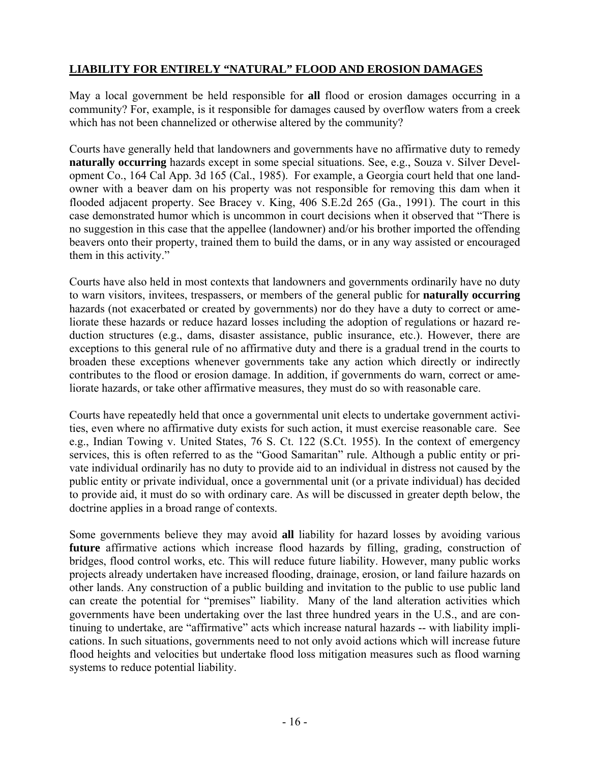## LIABILITY FOR ENTIRELY "NATURAL" FLOOD AND EROSION DAMAGES

May a local government be held responsible for **all** flood or erosion damages occurring in a community? For, example, is it responsible for damages caused by overflow waters from a creek which has not been channelized or otherwise altered by the community?

Courts have generally held that landowners and governments have no affirmative duty to remedy **naturally occurring** hazards except in some special situations. See, e.g., Souza v. Silver Development Co., 164 Cal App. 3d 165 (Cal., 1985). For example, a Georgia court held that one landowner with a beaver dam on his property was not responsible for removing this dam when it flooded adjacent property. See Bracey v. King, 406 S.E.2d 265 (Ga., 1991). The court in this case demonstrated humor which is uncommon in court decisions when it observed that "There is no suggestion in this case that the appellee (landowner) and/or his brother imported the offending beavers onto their property, trained them to build the dams, or in any way assisted or encouraged them in this activity."

Courts have also held in most contexts that landowners and governments ordinarily have no duty to warn visitors, invitees, trespassers, or members of the general public for **naturally occurring** hazards (not exacerbated or created by governments) nor do they have a duty to correct or ameliorate these hazards or reduce hazard losses including the adoption of regulations or hazard reduction structures (e.g., dams, disaster assistance, public insurance, etc.). However, there are exceptions to this general rule of no affirmative duty and there is a gradual trend in the courts to broaden these exceptions whenever governments take any action which directly or indirectly contributes to the flood or erosion damage. In addition, if governments do warn, correct or ameliorate hazards, or take other affirmative measures, they must do so with reasonable care.

Courts have repeatedly held that once a governmental unit elects to undertake government activities, even where no affirmative duty exists for such action, it must exercise reasonable care. See e.g., Indian Towing v. United States, 76 S. Ct. 122 (S.Ct. 1955). In the context of emergency services, this is often referred to as the "Good Samaritan" rule. Although a public entity or private individual ordinarily has no duty to provide aid to an individual in distress not caused by the public entity or private individual, once a governmental unit (or a private individual) has decided to provide aid, it must do so with ordinary care. As will be discussed in greater depth below, the doctrine applies in a broad range of contexts.

Some governments believe they may avoid **all** liability for hazard losses by avoiding various **future** affirmative actions which increase flood hazards by filling, grading, construction of bridges, flood control works, etc. This will reduce future liability. However, many public works projects already undertaken have increased flooding, drainage, erosion, or land failure hazards on other lands. Any construction of a public building and invitation to the public to use public land can create the potential for "premises" liability. Many of the land alteration activities which governments have been undertaking over the last three hundred years in the U.S., and are continuing to undertake, are "affirmative" acts which increase natural hazards -- with liability implications. In such situations, governments need to not only avoid actions which will increase future flood heights and velocities but undertake flood loss mitigation measures such as flood warning systems to reduce potential liability.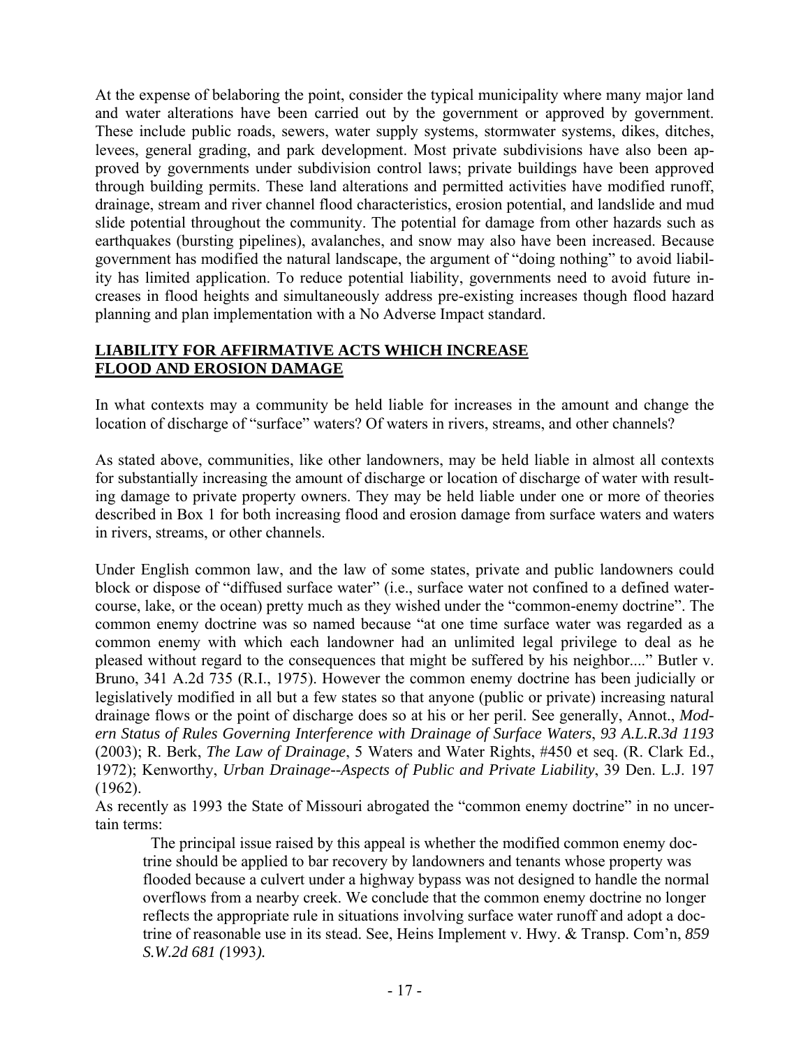At the expense of belaboring the point, consider the typical municipality where many major land and water alterations have been carried out by the government or approved by government. These include public roads, sewers, water supply systems, stormwater systems, dikes, ditches, levees, general grading, and park development. Most private subdivisions have also been approved by governments under subdivision control laws; private buildings have been approved through building permits. These land alterations and permitted activities have modified runoff, drainage, stream and river channel flood characteristics, erosion potential, and landslide and mud slide potential throughout the community. The potential for damage from other hazards such as earthquakes (bursting pipelines), avalanches, and snow may also have been increased. Because government has modified the natural landscape, the argument of "doing nothing" to avoid liability has limited application. To reduce potential liability, governments need to avoid future increases in flood heights and simultaneously address pre-existing increases though flood hazard planning and plan implementation with a No Adverse Impact standard.

## LIABILITY FOR AFFIRMATIVE ACTS WHICH INCREASE FLOOD AND EROSION DAMAGE

In what contexts may a community be held liable for increases in the amount and change the location of discharge of "surface" waters? Of waters in rivers, streams, and other channels?

As stated above, communities, like other landowners, may be held liable in almost all contexts for substantially increasing the amount of discharge or location of discharge of water with resulting damage to private property owners. They may be held liable under one or more of theories described in Box 1 for both increasing flood and erosion damage from surface waters and waters in rivers, streams, or other channels.

Under English common law, and the law of some states, private and public landowners could block or dispose of "diffused surface water" (i.e., surface water not confined to a defined watercourse, lake, or the ocean) pretty much as they wished under the "common-enemy doctrine". The common enemy doctrine was so named because "at one time surface water was regarded as a common enemy with which each landowner had an unlimited legal privilege to deal as he pleased without regard to the consequences that might be suffered by his neighbor...." Butler v. Bruno, 341 A.2d 735 (R.I., 1975). However the common enemy doctrine has been judicially or legislatively modified in all but a few states so that anyone (public or private) increasing natural drainage flows or the point of discharge does so at his or her peril. See generally, Annot., *Modern Status of Rules Governing Interference with Drainage of Surface Waters*, *93 A.L.R.3d 1193* (2003); R. Berk, *The Law of Drainage*, 5 Waters and Water Rights, #450 et seq. (R. Clark Ed., 1972); Kenworthy, *Urban Drainage--Aspects of Public and Private Liability*, 39 Den. L.J. 197 (1962).

As recently as 1993 the State of Missouri abrogated the "common enemy doctrine" in no uncertain terms:

> The principal issue raised by this appeal is whether the modified common enemy doctrine should be applied to bar recovery by landowners and tenants whose property was flooded because a culvert under a highway bypass was not designed to handle the normal overflows from a nearby creek. We conclude that the common enemy doctrine no longer reflects the appropriate rule in situations involving surface water runoff and adopt a doctrine of reasonable use in its stead. See, Heins Implement v. Hwy. & Transp. Com'n, *859 S.W.2d 681 (*1993*).*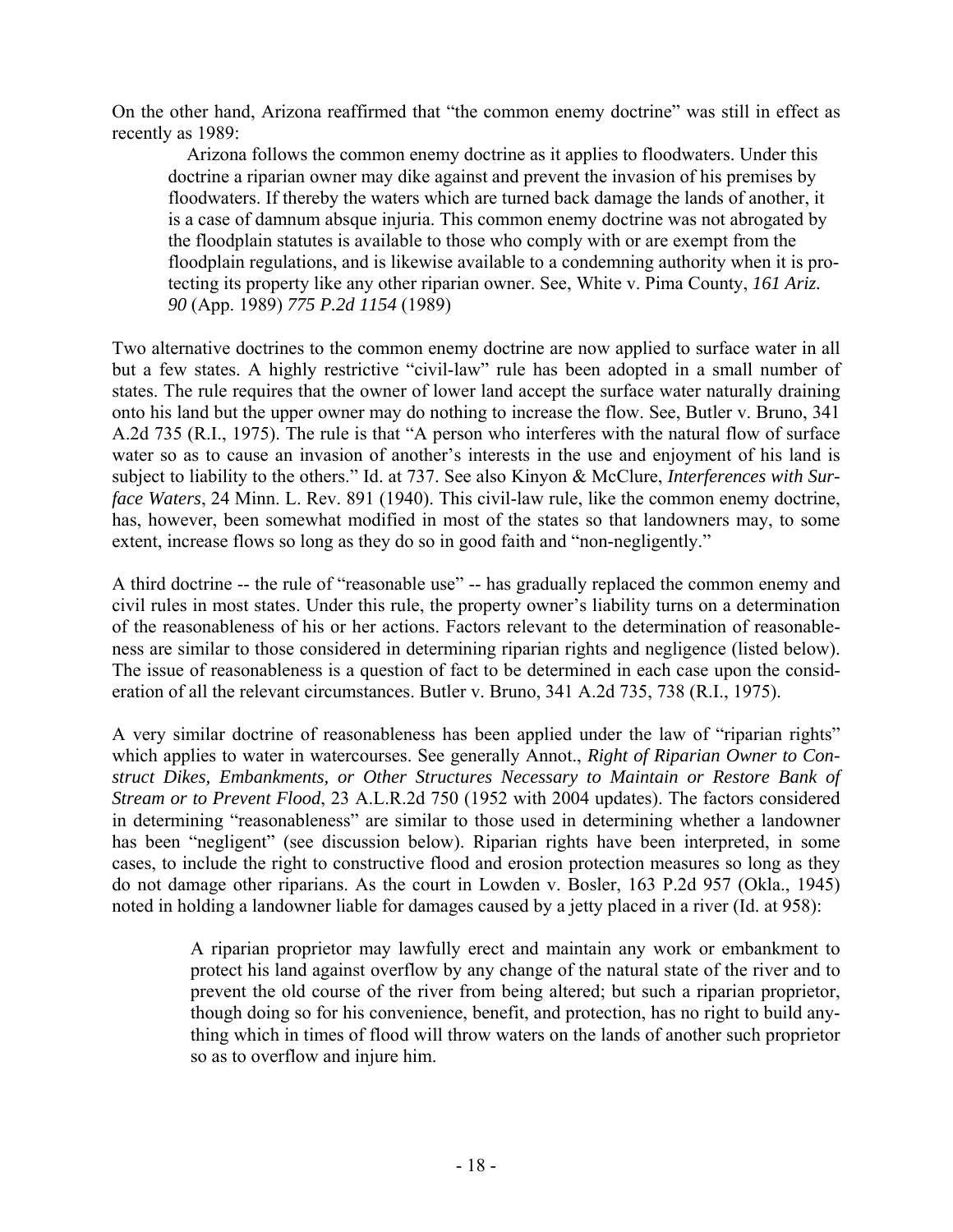On the other hand, Arizona reaffirmed that "the common enemy doctrine" was still in effect as recently as 1989:

> Arizona follows the common enemy doctrine as it applies to floodwaters. Under this doctrine a riparian owner may dike against and prevent the invasion of his premises by floodwaters. If thereby the waters which are turned back damage the lands of another, it is a case of damnum absque injuria. This common enemy doctrine was not abrogated by the floodplain statutes is available to those who comply with or are exempt from the floodplain regulations, and is likewise available to a condemning authority when it is protecting its property like any other riparian owner. See, White v. Pima County, *161 Ariz. 90* (App. 1989) *775 P.2d 1154* (1989)

Two alternative doctrines to the common enemy doctrine are now applied to surface water in all but a few states. A highly restrictive "civil-law" rule has been adopted in a small number of states. The rule requires that the owner of lower land accept the surface water naturally draining onto his land but the upper owner may do nothing to increase the flow. See, Butler v. Bruno, 341 A.2d 735 (R.I., 1975). The rule is that "A person who interferes with the natural flow of surface water so as to cause an invasion of another's interests in the use and enjoyment of his land is subject to liability to the others." Id. at 737. See also Kinyon & McClure, *Interferences with Surface Waters*, 24 Minn. L. Rev. 891 (1940). This civil-law rule, like the common enemy doctrine, has, however, been somewhat modified in most of the states so that landowners may, to some extent, increase flows so long as they do so in good faith and "non-negligently."

A third doctrine -- the rule of "reasonable use" -- has gradually replaced the common enemy and civil rules in most states. Under this rule, the property owner's liability turns on a determination of the reasonableness of his or her actions. Factors relevant to the determination of reasonableness are similar to those considered in determining riparian rights and negligence (listed below). The issue of reasonableness is a question of fact to be determined in each case upon the consideration of all the relevant circumstances. Butler v. Bruno, 341 A.2d 735, 738 (R.I., 1975).

A very similar doctrine of reasonableness has been applied under the law of "riparian rights" which applies to water in watercourses. See generally Annot., *Right of Riparian Owner to Construct Dikes, Embankments, or Other Structures Necessary to Maintain or Restore Bank of Stream or to Prevent Flood*, 23 A.L.R.2d 750 (1952 with 2004 updates). The factors considered in determining "reasonableness" are similar to those used in determining whether a landowner has been "negligent" (see discussion below). Riparian rights have been interpreted, in some cases, to include the right to constructive flood and erosion protection measures so long as they do not damage other riparians. As the court in Lowden v. Bosler, 163 P.2d 957 (Okla., 1945) noted in holding a landowner liable for damages caused by a jetty placed in a river (Id. at 958):

> A riparian proprietor may lawfully erect and maintain any work or embankment to protect his land against overflow by any change of the natural state of the river and to prevent the old course of the river from being altered; but such a riparian proprietor, though doing so for his convenience, benefit, and protection, has no right to build anything which in times of flood will throw waters on the lands of another such proprietor so as to overflow and injure him.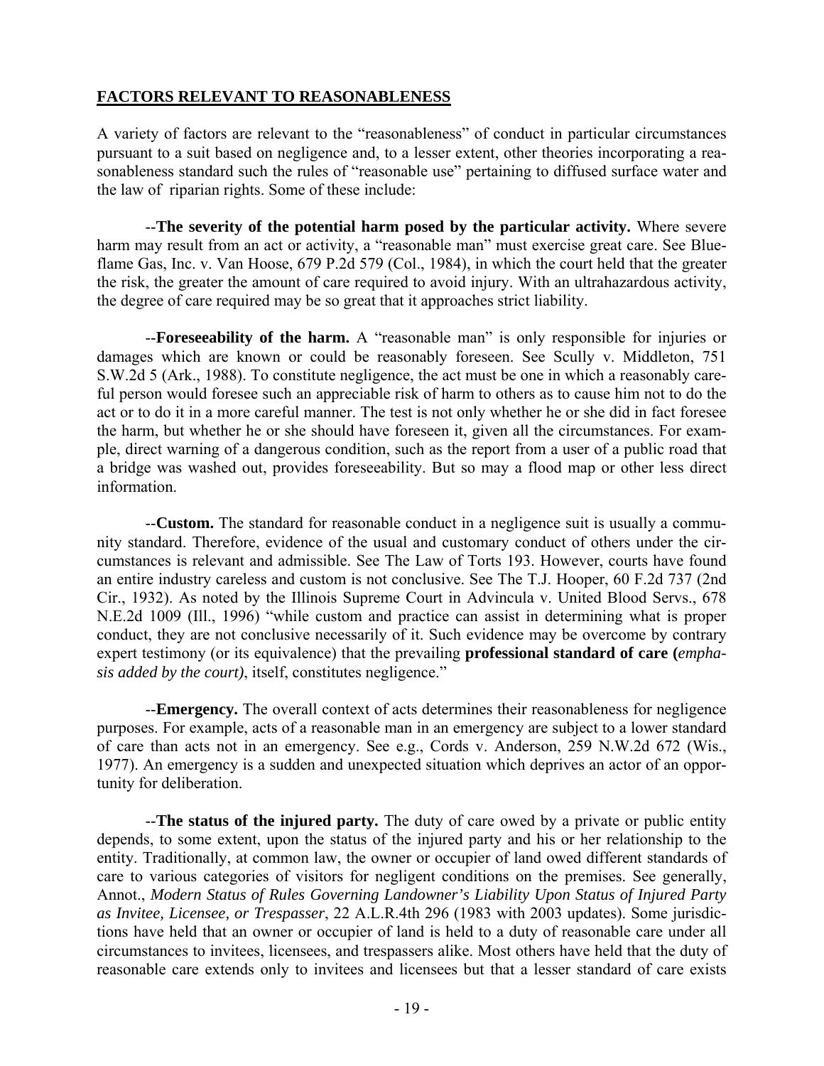## FACTORS RELEVANT TO REASONABLENESS

A variety of factors are relevant to the "reasonableness" of conduct in particular circumstances pursuant to a suit based on negligence and, to a lesser extent, other theories incorporating a reasonableness standard such the rules of "reasonable use" pertaining to diffused surface water and the law of riparian rights. Some of these include:

--**The severity of the potential harm posed by the particular activity.** Where severe harm may result from an act or activity, a "reasonable man" must exercise great care. See Blueflame Gas, Inc. v. Van Hoose, 679 P.2d 579 (Col., 1984), in which the court held that the greater the risk, the greater the amount of care required to avoid injury. With an ultrahazardous activity, the degree of care required may be so great that it approaches strict liability.

--**Foreseeability of the harm.** A "reasonable man" is only responsible for injuries or damages which are known or could be reasonably foreseen. See Scully v. Middleton, 751 S.W.2d 5 (Ark., 1988). To constitute negligence, the act must be one in which a reasonably careful person would foresee such an appreciable risk of harm to others as to cause him not to do the act or to do it in a more careful manner. The test is not only whether he or she did in fact foresee the harm, but whether he or she should have foreseen it, given all the circumstances. For example, direct warning of a dangerous condition, such as the report from a user of a public road that a bridge was washed out, provides foreseeability. But so may a flood map or other less direct information.

--**Custom.** The standard for reasonable conduct in a negligence suit is usually a community standard. Therefore, evidence of the usual and customary conduct of others under the circumstances is relevant and admissible. See The Law of Torts 193. However, courts have found an entire industry careless and custom is not conclusive. See The T.J. Hooper, 60 F.2d 737 (2nd Cir., 1932). As noted by the Illinois Supreme Court in Advincula v. United Blood Servs., 678 N.E.2d 1009 (Ill., 1996) "while custom and practice can assist in determining what is proper conduct, they are not conclusive necessarily of it. Such evidence may be overcome by contrary expert testimony (or its equivalence) that the prevailing **professional standard of care (***emphasis added by the court)*, itself, constitutes negligence."

--**Emergency.** The overall context of acts determines their reasonableness for negligence purposes. For example, acts of a reasonable man in an emergency are subject to a lower standard of care than acts not in an emergency. See e.g., Cords v. Anderson, 259 N.W.2d 672 (Wis., 1977). An emergency is a sudden and unexpected situation which deprives an actor of an opportunity for deliberation.

--**The status of the injured party.** The duty of care owed by a private or public entity depends, to some extent, upon the status of the injured party and his or her relationship to the entity. Traditionally, at common law, the owner or occupier of land owed different standards of care to various categories of visitors for negligent conditions on the premises. See generally, Annot., *Modern Status of Rules Governing Landowner's Liability Upon Status of Injured Party as Invitee, Licensee, or Trespasser*, 22 A.L.R.4th 296 (1983 with 2003 updates). Some jurisdictions have held that an owner or occupier of land is held to a duty of reasonable care under all circumstances to invitees, licensees, and trespassers alike. Most others have held that the duty of reasonable care extends only to invitees and licensees but that a lesser standard of care exists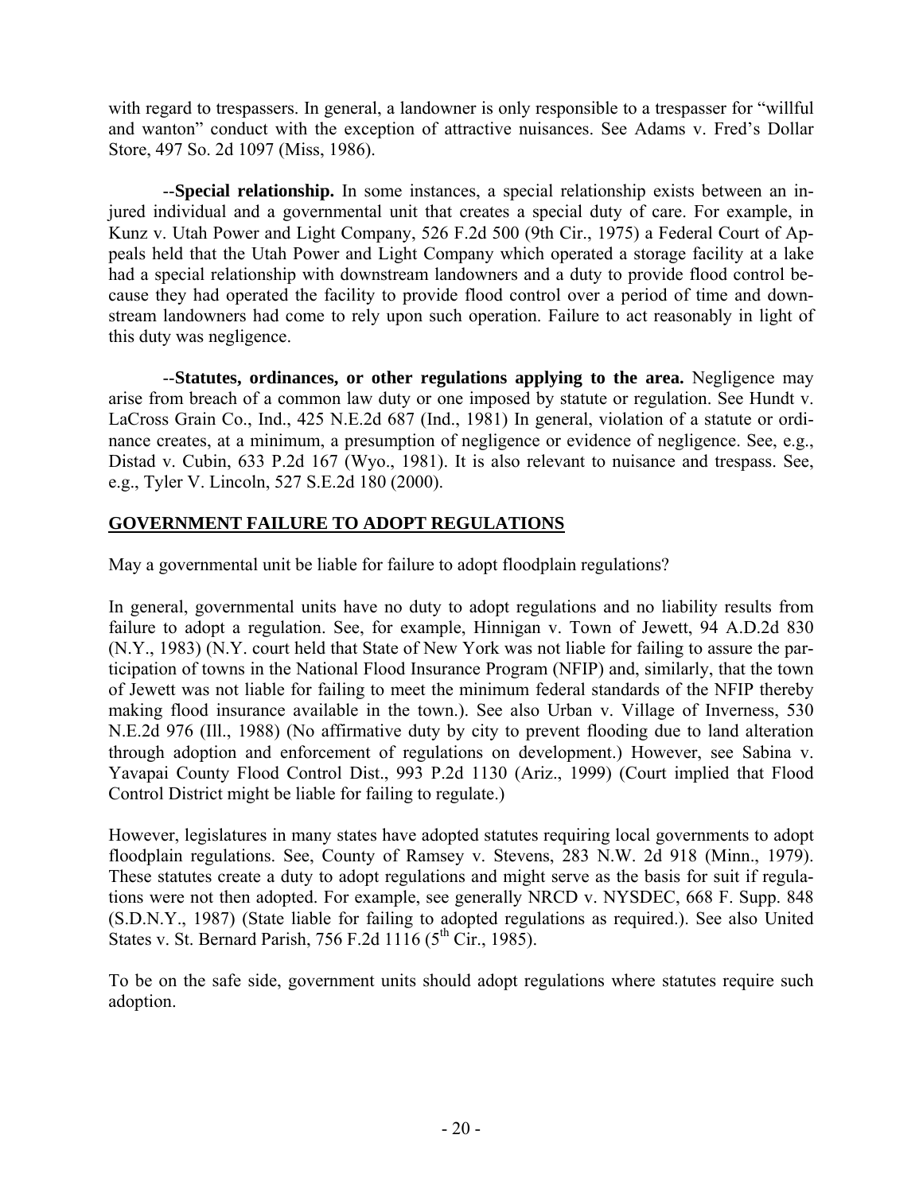with regard to trespassers. In general, a landowner is only responsible to a trespasser for "willful and wanton" conduct with the exception of attractive nuisances. See Adams v. Fred's Dollar Store, 497 So. 2d 1097 (Miss, 1986).

--**Special relationship.** In some instances, a special relationship exists between an injured individual and a governmental unit that creates a special duty of care. For example, in Kunz v. Utah Power and Light Company, 526 F.2d 500 (9th Cir., 1975) a Federal Court of Appeals held that the Utah Power and Light Company which operated a storage facility at a lake had a special relationship with downstream landowners and a duty to provide flood control because they had operated the facility to provide flood control over a period of time and downstream landowners had come to rely upon such operation. Failure to act reasonably in light of this duty was negligence.

--**Statutes, ordinances, or other regulations applying to the area.** Negligence may arise from breach of a common law duty or one imposed by statute or regulation. See Hundt v. LaCross Grain Co., Ind., 425 N.E.2d 687 (Ind., 1981) In general, violation of a statute or ordinance creates, at a minimum, a presumption of negligence or evidence of negligence. See, e.g., Distad v. Cubin, 633 P.2d 167 (Wyo., 1981). It is also relevant to nuisance and trespass. See, e.g., Tyler V. Lincoln, 527 S.E.2d 180 (2000).

## GOVERNMENT FAILURE TO ADOPT REGULATIONS

May a governmental unit be liable for failure to adopt floodplain regulations?

In general, governmental units have no duty to adopt regulations and no liability results from failure to adopt a regulation. See, for example, Hinnigan v. Town of Jewett, 94 A.D.2d 830 (N.Y., 1983) (N.Y. court held that State of New York was not liable for failing to assure the participation of towns in the National Flood Insurance Program (NFIP) and, similarly, that the town of Jewett was not liable for failing to meet the minimum federal standards of the NFIP thereby making flood insurance available in the town.). See also Urban v. Village of Inverness, 530 N.E.2d 976 (Ill., 1988) (No affirmative duty by city to prevent flooding due to land alteration through adoption and enforcement of regulations on development.) However, see Sabina v. Yavapai County Flood Control Dist., 993 P.2d 1130 (Ariz., 1999) (Court implied that Flood Control District might be liable for failing to regulate.)

However, legislatures in many states have adopted statutes requiring local governments to adopt floodplain regulations. See, County of Ramsey v. Stevens, 283 N.W. 2d 918 (Minn., 1979). These statutes create a duty to adopt regulations and might serve as the basis for suit if regulations were not then adopted. For example, see generally NRCD v. NYSDEC, 668 F. Supp. 848 (S.D.N.Y., 1987) (State liable for failing to adopted regulations as required.). See also United States v. St. Bernard Parish, 756 F.2d 1116 (5th Cir., 1985).

To be on the safe side, government units should adopt regulations where statutes require such adoption.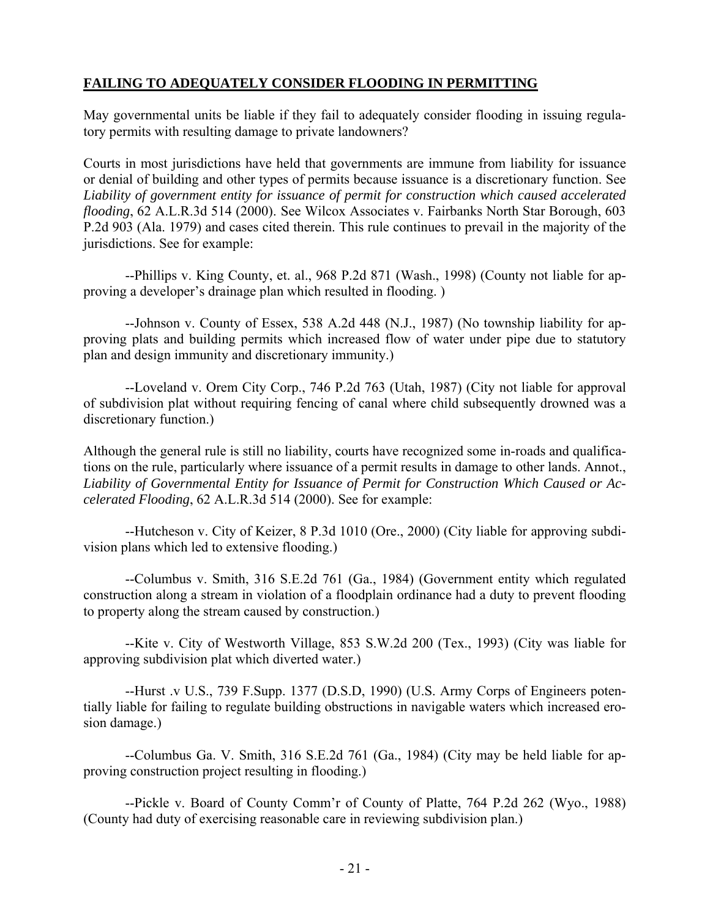## **FAILING TO ADEQUATELY CONSIDER FLOODING IN PERMITTING**

May governmental units be liable if they fail to adequately consider flooding in issuing regulatory permits with resulting damage to private landowners?

Courts in most jurisdictions have held that governments are immune from liability for issuance or denial of building and other types of permits because issuance is a discretionary function. See *Liability of government entity for issuance of permit for construction which caused accelerated flooding*, 62 A.L.R.3d 514 (2000). See Wilcox Associates v. Fairbanks North Star Borough, 603 P.2d 903 (Ala. 1979) and cases cited therein. This rule continues to prevail in the majority of the jurisdictions. See for example:

--Phillips v. King County, et. al., 968 P.2d 871 (Wash., 1998) (County not liable for approving a developer's drainage plan which resulted in flooding. )

--Johnson v. County of Essex, 538 A.2d 448 (N.J., 1987) (No township liability for approving plats and building permits which increased flow of water under pipe due to statutory plan and design immunity and discretionary immunity.)

--Loveland v. Orem City Corp., 746 P.2d 763 (Utah, 1987) (City not liable for approval of subdivision plat without requiring fencing of canal where child subsequently drowned was a discretionary function.)

Although the general rule is still no liability, courts have recognized some in-roads and qualifications on the rule, particularly where issuance of a permit results in damage to other lands. Annot., *Liability of Governmental Entity for Issuance of Permit for Construction Which Caused or Accelerated Flooding*, 62 A.L.R.3d 514 (2000). See for example:

--Hutcheson v. City of Keizer, 8 P.3d 1010 (Ore., 2000) (City liable for approving subdivision plans which led to extensive flooding.)

--Columbus v. Smith, 316 S.E.2d 761 (Ga., 1984) (Government entity which regulated construction along a stream in violation of a floodplain ordinance had a duty to prevent flooding to property along the stream caused by construction.)

--Kite v. City of Westworth Village, 853 S.W.2d 200 (Tex., 1993) (City was liable for approving subdivision plat which diverted water.)

--Hurst .v U.S., 739 F.Supp. 1377 (D.S.D, 1990) (U.S. Army Corps of Engineers potentially liable for failing to regulate building obstructions in navigable waters which increased erosion damage.)

--Columbus Ga. V. Smith, 316 S.E.2d 761 (Ga., 1984) (City may be held liable for approving construction project resulting in flooding.)

--Pickle v. Board of County Comm'r of County of Platte, 764 P.2d 262 (Wyo., 1988) (County had duty of exercising reasonable care in reviewing subdivision plan.)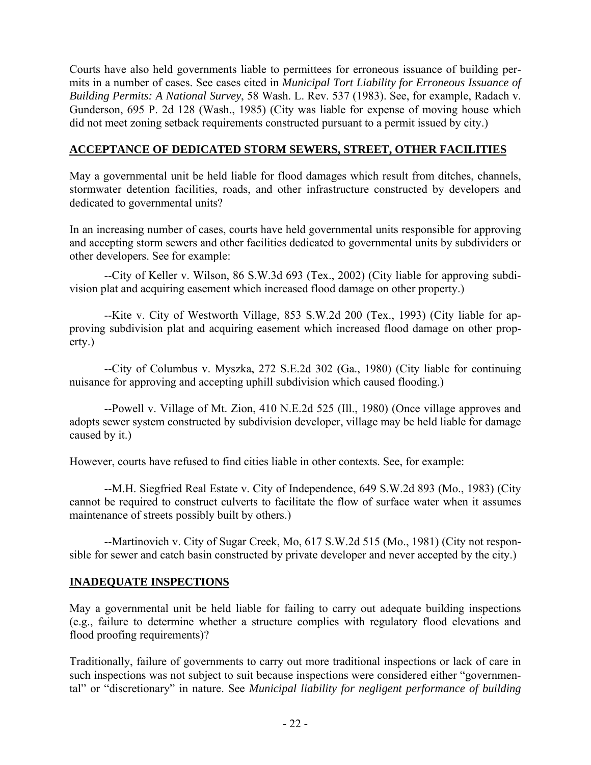Courts have also held governments liable to permittees for erroneous issuance of building permits in a number of cases. See cases cited in *Municipal Tort Liability for Erroneous Issuance of Building Permits: A National Survey*, 58 Wash. L. Rev. 537 (1983). See, for example, Radach v. Gunderson, 695 P. 2d 128 (Wash., 1985) (City was liable for expense of moving house which did not meet zoning setback requirements constructed pursuant to a permit issued by city.)

## ACCEPTANCE OF DEDICATED STORM SEWERS, STREET, OTHER FACILITIES

May a governmental unit be held liable for flood damages which result from ditches, channels, stormwater detention facilities, roads, and other infrastructure constructed by developers and dedicated to governmental units?

In an increasing number of cases, courts have held governmental units responsible for approving and accepting storm sewers and other facilities dedicated to governmental units by subdividers or other developers. See for example:

--City of Keller v. Wilson, 86 S.W.3d 693 (Tex., 2002) (City liable for approving subdivision plat and acquiring easement which increased flood damage on other property.)

--Kite v. City of Westworth Village, 853 S.W.2d 200 (Tex., 1993) (City liable for approving subdivision plat and acquiring easement which increased flood damage on other property.)

--City of Columbus v. Myszka, 272 S.E.2d 302 (Ga., 1980) (City liable for continuing nuisance for approving and accepting uphill subdivision which caused flooding.)

--Powell v. Village of Mt. Zion, 410 N.E.2d 525 (Ill., 1980) (Once village approves and adopts sewer system constructed by subdivision developer, village may be held liable for damage caused by it.)

However, courts have refused to find cities liable in other contexts. See, for example:

--M.H. Siegfried Real Estate v. City of Independence, 649 S.W.2d 893 (Mo., 1983) (City cannot be required to construct culverts to facilitate the flow of surface water when it assumes maintenance of streets possibly built by others.)

--Martinovich v. City of Sugar Creek, Mo, 617 S.W.2d 515 (Mo., 1981) (City not responsible for sewer and catch basin constructed by private developer and never accepted by the city.)

## INADEQUATE INSPECTIONS

May a governmental unit be held liable for failing to carry out adequate building inspections (e.g., failure to determine whether a structure complies with regulatory flood elevations and flood proofing requirements)?

Traditionally, failure of governments to carry out more traditional inspections or lack of care in such inspections was not subject to suit because inspections were considered either "governmental" or "discretionary" in nature. See *Municipal liability for negligent performance of building*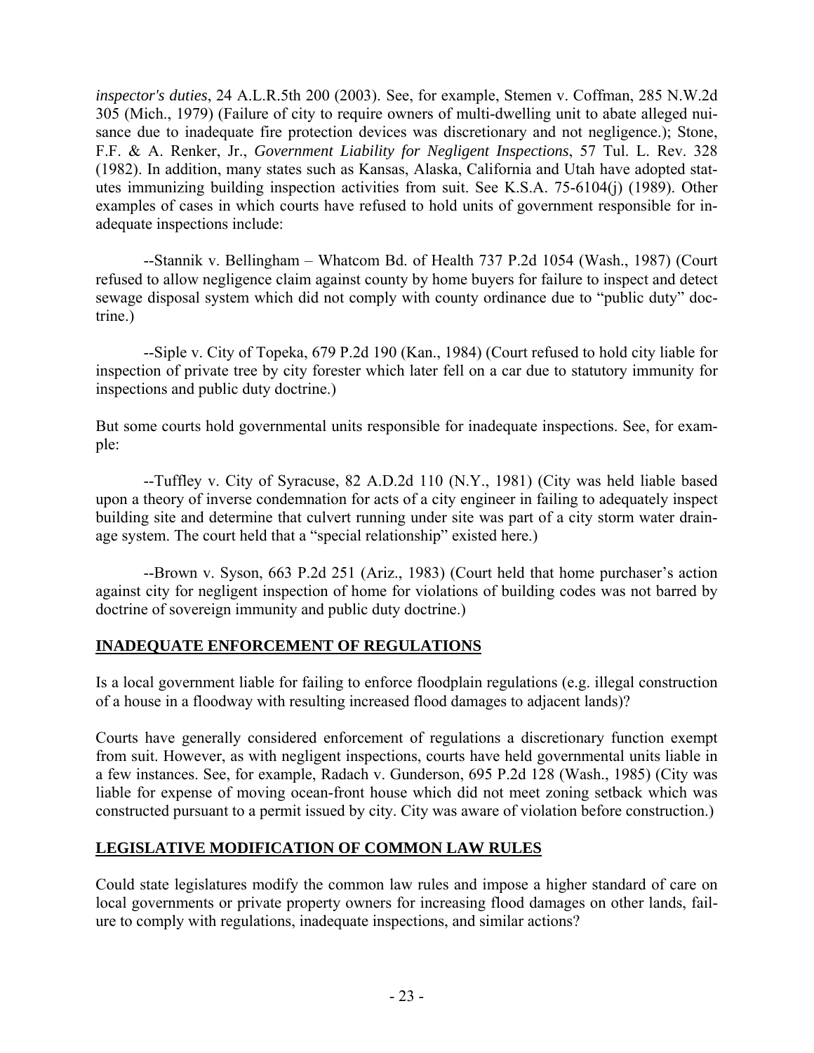*inspector's duties*, 24 A.L.R.5th 200 (2003). See, for example, Stemen v. Coffman, 285 N.W.2d 305 (Mich., 1979) (Failure of city to require owners of multi-dwelling unit to abate alleged nuisance due to inadequate fire protection devices was discretionary and not negligence.); Stone, F.F. & A. Renker, Jr., *Government Liability for Negligent Inspections*, 57 Tul. L. Rev. 328 (1982). In addition, many states such as Kansas, Alaska, California and Utah have adopted statutes immunizing building inspection activities from suit. See K.S.A. 75-6104(j) (1989). Other examples of cases in which courts have refused to hold units of government responsible for inadequate inspections include:

--Stannik v. Bellingham – Whatcom Bd. of Health 737 P.2d 1054 (Wash., 1987) (Court refused to allow negligence claim against county by home buyers for failure to inspect and detect sewage disposal system which did not comply with county ordinance due to "public duty" doctrine.)

--Siple v. City of Topeka, 679 P.2d 190 (Kan., 1984) (Court refused to hold city liable for inspection of private tree by city forester which later fell on a car due to statutory immunity for inspections and public duty doctrine.)

But some courts hold governmental units responsible for inadequate inspections. See, for example:

--Tuffley v. City of Syracuse, 82 A.D.2d 110 (N.Y., 1981) (City was held liable based upon a theory of inverse condemnation for acts of a city engineer in failing to adequately inspect building site and determine that culvert running under site was part of a city storm water drainage system. The court held that a "special relationship" existed here.)

--Brown v. Syson, 663 P.2d 251 (Ariz., 1983) (Court held that home purchaser's action against city for negligent inspection of home for violations of building codes was not barred by doctrine of sovereign immunity and public duty doctrine.)

## INADEQUATE ENFORCEMENT OF REGULATIONS

Is a local government liable for failing to enforce floodplain regulations (e.g. illegal construction of a house in a floodway with resulting increased flood damages to adjacent lands)?

Courts have generally considered enforcement of regulations a discretionary function exempt from suit. However, as with negligent inspections, courts have held governmental units liable in a few instances. See, for example, Radach v. Gunderson, 695 P.2d 128 (Wash., 1985) (City was liable for expense of moving ocean-front house which did not meet zoning setback which was constructed pursuant to a permit issued by city. City was aware of violation before construction.)

## LEGISLATIVE MODIFICATION OF COMMON LAW RULES

Could state legislatures modify the common law rules and impose a higher standard of care on local governments or private property owners for increasing flood damages on other lands, failure to comply with regulations, inadequate inspections, and similar actions?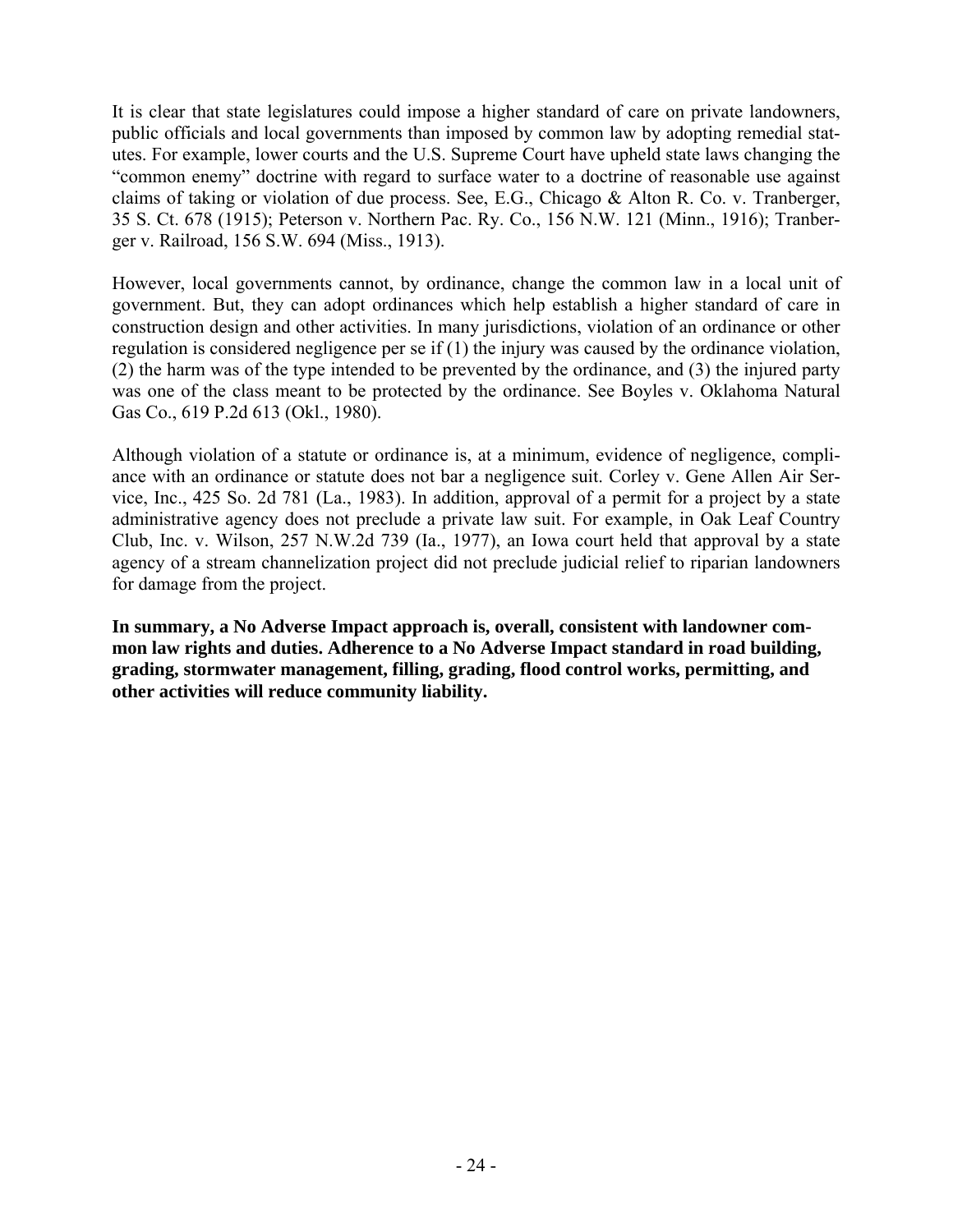It is clear that state legislatures could impose a higher standard of care on private landowners, public officials and local governments than imposed by common law by adopting remedial statutes. For example, lower courts and the U.S. Supreme Court have upheld state laws changing the "common enemy" doctrine with regard to surface water to a doctrine of reasonable use against claims of taking or violation of due process. See, E.G., Chicago & Alton R. Co. v. Tranberger, 35 S. Ct. 678 (1915); Peterson v. Northern Pac. Ry. Co., 156 N.W. 121 (Minn., 1916); Tranberger v. Railroad, 156 S.W. 694 (Miss., 1913).

However, local governments cannot, by ordinance, change the common law in a local unit of government. But, they can adopt ordinances which help establish a higher standard of care in construction design and other activities. In many jurisdictions, violation of an ordinance or other regulation is considered negligence per se if (1) the injury was caused by the ordinance violation, (2) the harm was of the type intended to be prevented by the ordinance, and (3) the injured party was one of the class meant to be protected by the ordinance. See Boyles v. Oklahoma Natural Gas Co., 619 P.2d 613 (Okl., 1980).

Although violation of a statute or ordinance is, at a minimum, evidence of negligence, compliance with an ordinance or statute does not bar a negligence suit. Corley v. Gene Allen Air Service, Inc., 425 So. 2d 781 (La., 1983). In addition, approval of a permit for a project by a state administrative agency does not preclude a private law suit. For example, in Oak Leaf Country Club, Inc. v. Wilson, 257 N.W.2d 739 (Ia., 1977), an Iowa court held that approval by a state agency of a stream channelization project did not preclude judicial relief to riparian landowners for damage from the project.

**In summary, a No Adverse Impact approach is, overall, consistent with landowner common law rights and duties. Adherence to a No Adverse Impact standard in road building, grading, stormwater management, filling, grading, flood control works, permitting, and other activities will reduce community liability.**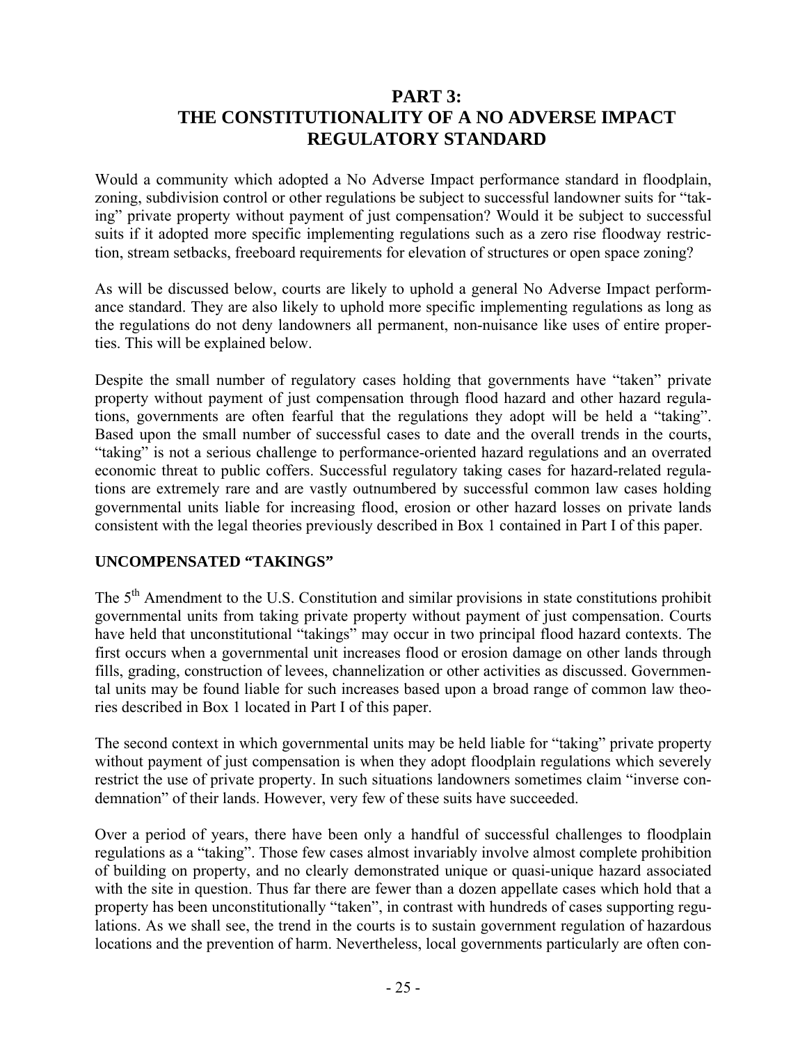# PART 3: THE CONSTITUTIONALITY OF A NO ADVERSE IMPACT REGULATORY STANDARD

Would a community which adopted a No Adverse Impact performance standard in floodplain, zoning, subdivision control or other regulations be subject to successful landowner suits for "taking" private property without payment of just compensation? Would it be subject to successful suits if it adopted more specific implementing regulations such as a zero rise floodway restriction, stream setbacks, freeboard requirements for elevation of structures or open space zoning?

As will be discussed below, courts are likely to uphold a general No Adverse Impact performance standard. They are also likely to uphold more specific implementing regulations as long as the regulations do not deny landowners all permanent, non-nuisance like uses of entire properties. This will be explained below.

Despite the small number of regulatory cases holding that governments have "taken" private property without payment of just compensation through flood hazard and other hazard regulations, governments are often fearful that the regulations they adopt will be held a "taking". Based upon the small number of successful cases to date and the overall trends in the courts, "taking" is not a serious challenge to performance-oriented hazard regulations and an overrated economic threat to public coffers. Successful regulatory taking cases for hazard-related regulations are extremely rare and are vastly outnumbered by successful common law cases holding governmental units liable for increasing flood, erosion or other hazard losses on private lands consistent with the legal theories previously described in Box 1 contained in Part I of this paper.

### UNCOMPENSATED "TAKINGS"

The 5th Amendment to the U.S. Constitution and similar provisions in state constitutions prohibit governmental units from taking private property without payment of just compensation. Courts have held that unconstitutional "takings" may occur in two principal flood hazard contexts. The first occurs when a governmental unit increases flood or erosion damage on other lands through fills, grading, construction of levees, channelization or other activities as discussed. Governmental units may be found liable for such increases based upon a broad range of common law theories described in Box 1 located in Part I of this paper.

The second context in which governmental units may be held liable for "taking" private property without payment of just compensation is when they adopt floodplain regulations which severely restrict the use of private property. In such situations landowners sometimes claim "inverse condemnation" of their lands. However, very few of these suits have succeeded.

Over a period of years, there have been only a handful of successful challenges to floodplain regulations as a "taking". Those few cases almost invariably involve almost complete prohibition of building on property, and no clearly demonstrated unique or quasi-unique hazard associated with the site in question. Thus far there are fewer than a dozen appellate cases which hold that a property has been unconstitutionally "taken", in contrast with hundreds of cases supporting regulations. As we shall see, the trend in the courts is to sustain government regulation of hazardous locations and the prevention of harm. Nevertheless, local governments particularly are often con-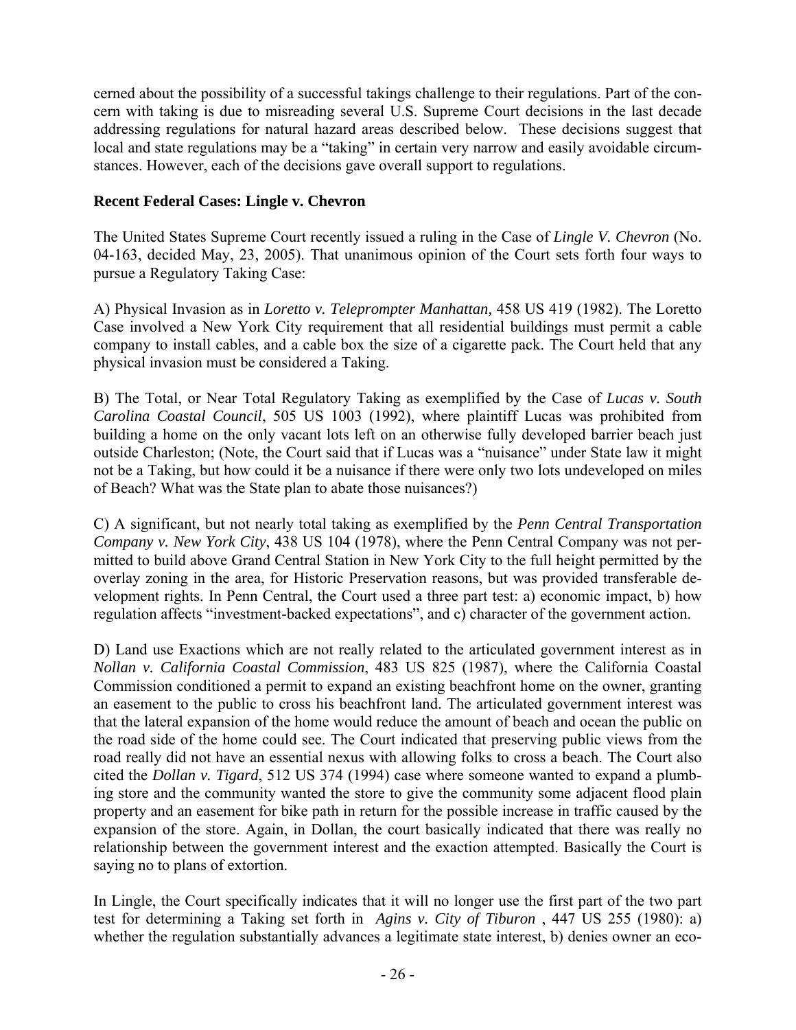cerned about the possibility of a successful takings challenge to their regulations. Part of the concern with taking is due to misreading several U.S. Supreme Court decisions in the last decade addressing regulations for natural hazard areas described below. These decisions suggest that local and state regulations may be a "taking" in certain very narrow and easily avoidable circumstances. However, each of the decisions gave overall support to regulations.

**Recent Federal Cases: Lingle v. Chevron**

The United States Supreme Court recently issued a ruling in the Case of *Lingle V. Chevron* (No. 04-163, decided May, 23, 2005). That unanimous opinion of the Court sets forth four ways to pursue a Regulatory Taking Case:

A) Physical Invasion as in *Loretto v. Teleprompter Manhattan,* 458 US 419 (1982). The Loretto Case involved a New York City requirement that all residential buildings must permit a cable company to install cables, and a cable box the size of a cigarette pack. The Court held that any physical invasion must be considered a Taking.

B) The Total, or Near Total Regulatory Taking as exemplified by the Case of *Lucas v. South Carolina Coastal Council*, 505 US 1003 (1992), where plaintiff Lucas was prohibited from building a home on the only vacant lots left on an otherwise fully developed barrier beach just outside Charleston; (Note, the Court said that if Lucas was a "nuisance" under State law it might not be a Taking, but how could it be a nuisance if there were only two lots undeveloped on miles of Beach? What was the State plan to abate those nuisances?)

C) A significant, but not nearly total taking as exemplified by the *Penn Central Transportation Company v. New York City*, 438 US 104 (1978), where the Penn Central Company was not permitted to build above Grand Central Station in New York City to the full height permitted by the overlay zoning in the area, for Historic Preservation reasons, but was provided transferable development rights. In Penn Central, the Court used a three part test: a) economic impact, b) how regulation affects "investment-backed expectations", and c) character of the government action.

D) Land use Exactions which are not really related to the articulated government interest as in *Nollan v. California Coastal Commission*, 483 US 825 (1987), where the California Coastal Commission conditioned a permit to expand an existing beachfront home on the owner, granting an easement to the public to cross his beachfront land. The articulated government interest was that the lateral expansion of the home would reduce the amount of beach and ocean the public on the road side of the home could see. The Court indicated that preserving public views from the road really did not have an essential nexus with allowing folks to cross a beach. The Court also cited the *Dollan v. Tigard*, 512 US 374 (1994) case where someone wanted to expand a plumbing store and the community wanted the store to give the community some adjacent flood plain property and an easement for bike path in return for the possible increase in traffic caused by the expansion of the store. Again, in Dollan, the court basically indicated that there was really no relationship between the government interest and the exaction attempted. Basically the Court is saying no to plans of extortion.

In Lingle, the Court specifically indicates that it will no longer use the first part of the two part test for determining a Taking set forth in *Agins v. City of Tiburon* , 447 US 255 (1980): a) whether the regulation substantially advances a legitimate state interest, b) denies owner an eco-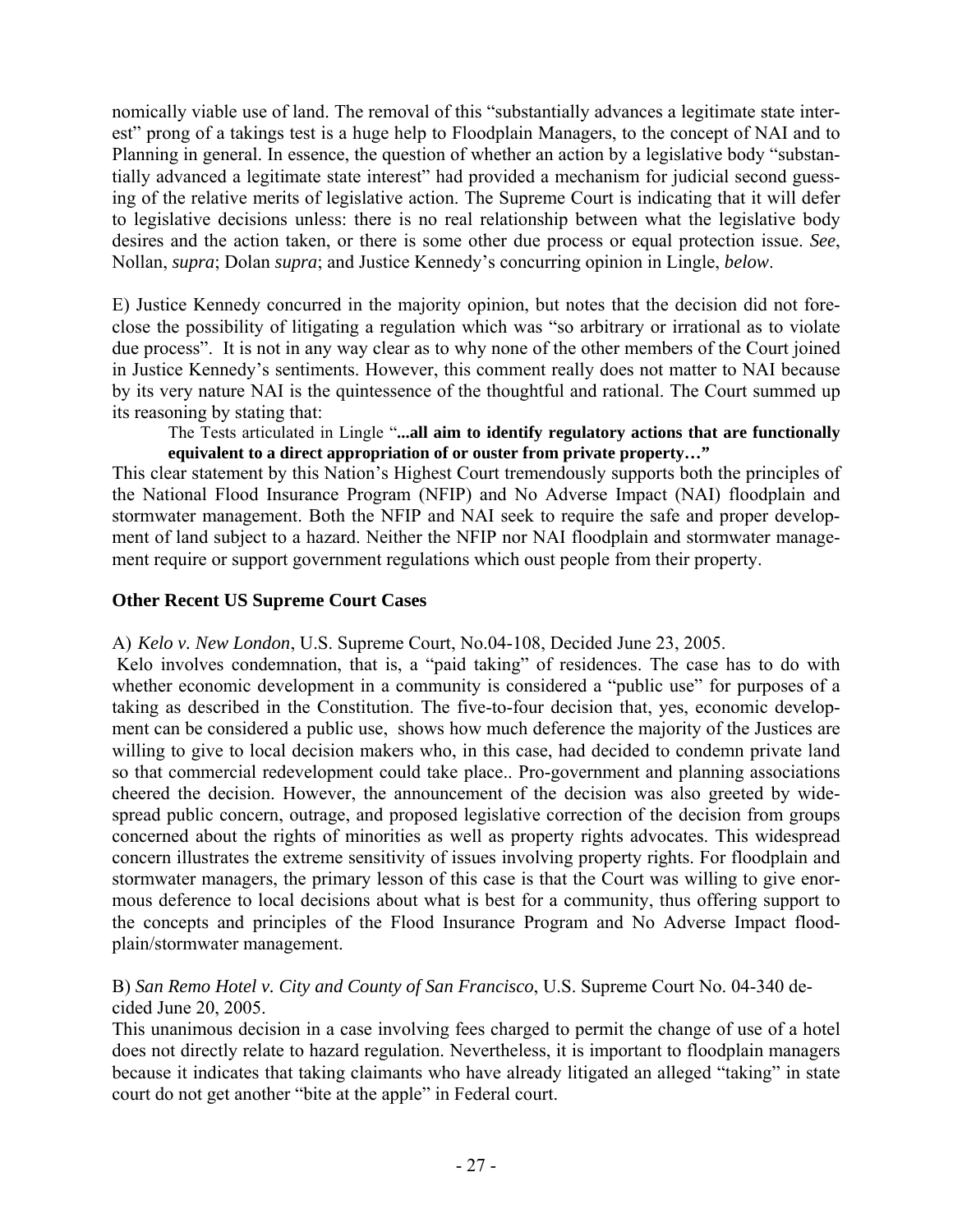nomically viable use of land. The removal of this "substantially advances a legitimate state interest" prong of a takings test is a huge help to Floodplain Managers, to the concept of NAI and to Planning in general. In essence, the question of whether an action by a legislative body "substantially advanced a legitimate state interest" had provided a mechanism for judicial second guessing of the relative merits of legislative action. The Supreme Court is indicating that it will defer to legislative decisions unless: there is no real relationship between what the legislative body desires and the action taken, or there is some other due process or equal protection issue. *See*, Nollan, *supra*; Dolan *supra*; and Justice Kennedy's concurring opinion in Lingle, *below*.

E) Justice Kennedy concurred in the majority opinion, but notes that the decision did not foreclose the possibility of litigating a regulation which was "so arbitrary or irrational as to violate due process". It is not in any way clear as to why none of the other members of the Court joined in Justice Kennedy's sentiments. However, this comment really does not matter to NAI because by its very nature NAI is the quintessence of the thoughtful and rational. The Court summed up its reasoning by stating that:

> The Tests articulated in Lingle "**...all aim to identify regulatory actions that are functionally equivalent to a direct appropriation of or ouster from private property…"**

This clear statement by this Nation's Highest Court tremendously supports both the principles of the National Flood Insurance Program (NFIP) and No Adverse Impact (NAI) floodplain and stormwater management. Both the NFIP and NAI seek to require the safe and proper development of land subject to a hazard. Neither the NFIP nor NAI floodplain and stormwater management require or support government regulations which oust people from their property.

## Other Recent US Supreme Court Cases

A) *Kelo v. New London*, U.S. Supreme Court, No.04-108, Decided June 23, 2005.

Kelo involves condemnation, that is, a "paid taking" of residences. The case has to do with whether economic development in a community is considered a "public use" for purposes of a taking as described in the Constitution. The five-to-four decision that, yes, economic development can be considered a public use, shows how much deference the majority of the Justices are willing to give to local decision makers who, in this case, had decided to condemn private land so that commercial redevelopment could take place.. Pro-government and planning associations cheered the decision. However, the announcement of the decision was also greeted by widespread public concern, outrage, and proposed legislative correction of the decision from groups concerned about the rights of minorities as well as property rights advocates. This widespread concern illustrates the extreme sensitivity of issues involving property rights. For floodplain and stormwater managers, the primary lesson of this case is that the Court was willing to give enormous deference to local decisions about what is best for a community, thus offering support to the concepts and principles of the Flood Insurance Program and No Adverse Impact floodplain/stormwater management.

B) *San Remo Hotel v. City and County of San Francisco*, U.S. Supreme Court No. 04-340 decided June 20, 2005.

This unanimous decision in a case involving fees charged to permit the change of use of a hotel does not directly relate to hazard regulation. Nevertheless, it is important to floodplain managers because it indicates that taking claimants who have already litigated an alleged "taking" in state court do not get another "bite at the apple" in Federal court.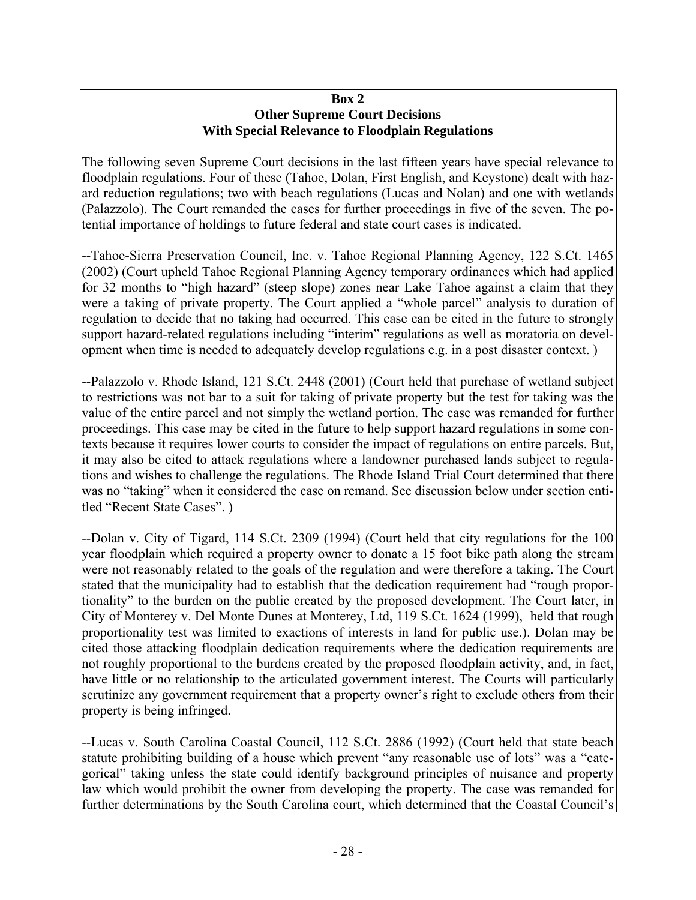**Box 2**
**Other Supreme Court Decisions**
**With Special Relevance to Floodplain Regulations**

The following seven Supreme Court decisions in the last fifteen years have special relevance to floodplain regulations. Four of these (Tahoe, Dolan, First English, and Keystone) dealt with hazard reduction regulations; two with beach regulations (Lucas and Nolan) and one with wetlands (Palazzolo). The Court remanded the cases for further proceedings in five of the seven. The potential importance of holdings to future federal and state court cases is indicated.

--Tahoe-Sierra Preservation Council, Inc. v. Tahoe Regional Planning Agency, 122 S.Ct. 1465 (2002) (Court upheld Tahoe Regional Planning Agency temporary ordinances which had applied for 32 months to "high hazard" (steep slope) zones near Lake Tahoe against a claim that they were a taking of private property. The Court applied a "whole parcel" analysis to duration of regulation to decide that no taking had occurred. This case can be cited in the future to strongly support hazard-related regulations including "interim" regulations as well as moratoria on development when time is needed to adequately develop regulations e.g. in a post disaster context. )

--Palazzolo v. Rhode Island, 121 S.Ct. 2448 (2001) (Court held that purchase of wetland subject to restrictions was not bar to a suit for taking of private property but the test for taking was the value of the entire parcel and not simply the wetland portion. The case was remanded for further proceedings. This case may be cited in the future to help support hazard regulations in some contexts because it requires lower courts to consider the impact of regulations on entire parcels. But, it may also be cited to attack regulations where a landowner purchased lands subject to regulations and wishes to challenge the regulations. The Rhode Island Trial Court determined that there was no "taking" when it considered the case on remand. See discussion below under section entitled "Recent State Cases". )

--Dolan v. City of Tigard, 114 S.Ct. 2309 (1994) (Court held that city regulations for the 100 year floodplain which required a property owner to donate a 15 foot bike path along the stream were not reasonably related to the goals of the regulation and were therefore a taking. The Court stated that the municipality had to establish that the dedication requirement had "rough proportionality" to the burden on the public created by the proposed development. The Court later, in City of Monterey v. Del Monte Dunes at Monterey, Ltd, 119 S.Ct. 1624 (1999), held that rough proportionality test was limited to exactions of interests in land for public use.). Dolan may be cited those attacking floodplain dedication requirements where the dedication requirements are not roughly proportional to the burdens created by the proposed floodplain activity, and, in fact, have little or no relationship to the articulated government interest. The Courts will particularly scrutinize any government requirement that a property owner's right to exclude others from their property is being infringed.

--Lucas v. South Carolina Coastal Council, 112 S.Ct. 2886 (1992) (Court held that state beach statute prohibiting building of a house which prevent "any reasonable use of lots" was a "categorical" taking unless the state could identify background principles of nuisance and property law which would prohibit the owner from developing the property. The case was remanded for further determinations by the South Carolina court, which determined that the Coastal Council's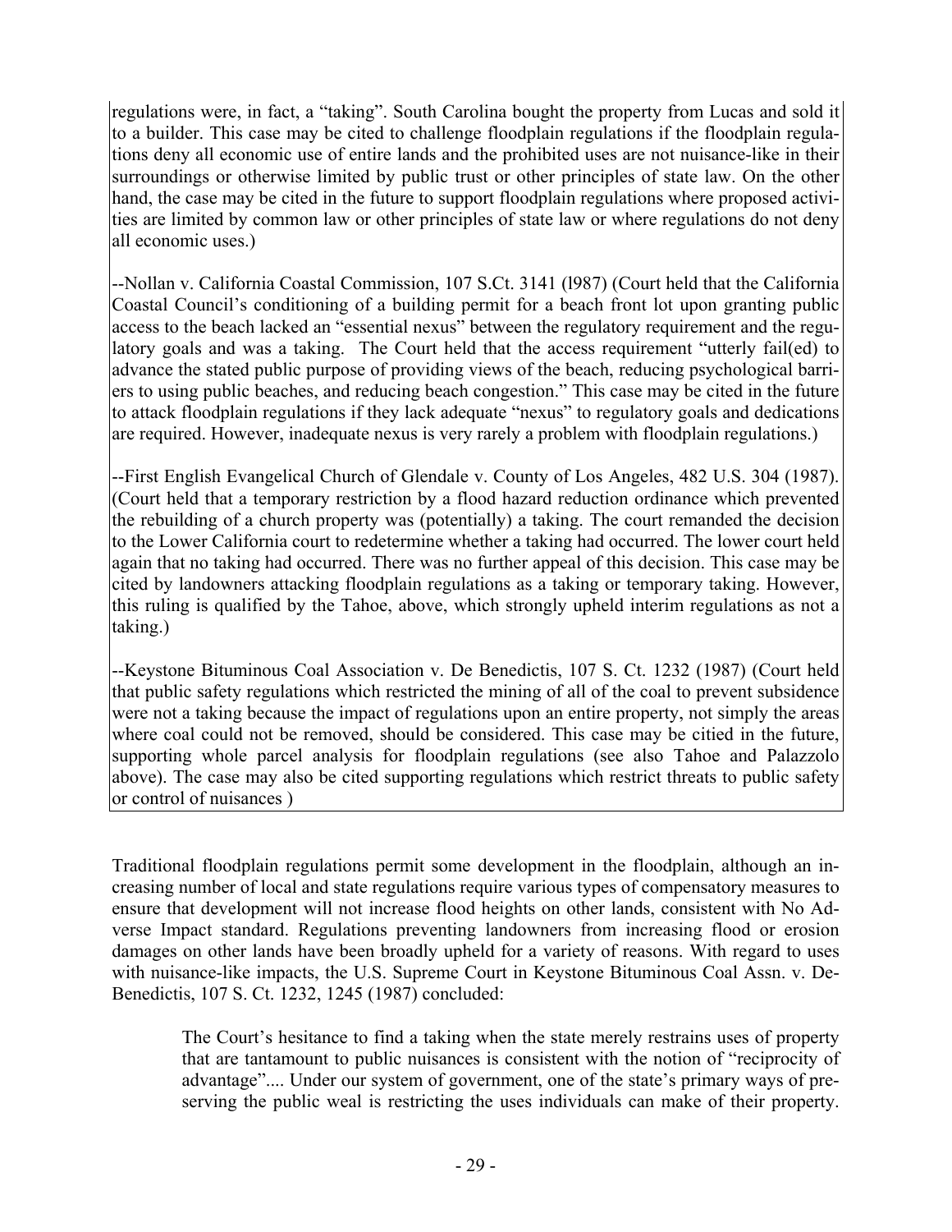regulations were, in fact, a "taking". South Carolina bought the property from Lucas and sold it to a builder. This case may be cited to challenge floodplain regulations if the floodplain regulations deny all economic use of entire lands and the prohibited uses are not nuisance-like in their surroundings or otherwise limited by public trust or other principles of state law. On the other hand, the case may be cited in the future to support floodplain regulations where proposed activities are limited by common law or other principles of state law or where regulations do not deny all economic uses.)

--Nollan v. California Coastal Commission, 107 S.Ct. 3141 (l987) (Court held that the California Coastal Council's conditioning of a building permit for a beach front lot upon granting public access to the beach lacked an "essential nexus" between the regulatory requirement and the regulatory goals and was a taking. The Court held that the access requirement "utterly fail(ed) to advance the stated public purpose of providing views of the beach, reducing psychological barriers to using public beaches, and reducing beach congestion." This case may be cited in the future to attack floodplain regulations if they lack adequate "nexus" to regulatory goals and dedications are required. However, inadequate nexus is very rarely a problem with floodplain regulations.)

--First English Evangelical Church of Glendale v. County of Los Angeles, 482 U.S. 304 (1987). (Court held that a temporary restriction by a flood hazard reduction ordinance which prevented the rebuilding of a church property was (potentially) a taking. The court remanded the decision to the Lower California court to redetermine whether a taking had occurred. The lower court held again that no taking had occurred. There was no further appeal of this decision. This case may be cited by landowners attacking floodplain regulations as a taking or temporary taking. However, this ruling is qualified by the Tahoe, above, which strongly upheld interim regulations as not a taking.)

--Keystone Bituminous Coal Association v. De Benedictis, 107 S. Ct. 1232 (1987) (Court held that public safety regulations which restricted the mining of all of the coal to prevent subsidence were not a taking because the impact of regulations upon an entire property, not simply the areas where coal could not be removed, should be considered. This case may be citied in the future, supporting whole parcel analysis for floodplain regulations (see also Tahoe and Palazzolo above). The case may also be cited supporting regulations which restrict threats to public safety or control of nuisances )

Traditional floodplain regulations permit some development in the floodplain, although an increasing number of local and state regulations require various types of compensatory measures to ensure that development will not increase flood heights on other lands, consistent with No Adverse Impact standard. Regulations preventing landowners from increasing flood or erosion damages on other lands have been broadly upheld for a variety of reasons. With regard to uses with nuisance-like impacts, the U.S. Supreme Court in Keystone Bituminous Coal Assn. v. DeBenedictis, 107 S. Ct. 1232, 1245 (1987) concluded:

> The Court's hesitance to find a taking when the state merely restrains uses of property that are tantamount to public nuisances is consistent with the notion of "reciprocity of advantage".... Under our system of government, one of the state's primary ways of preserving the public weal is restricting the uses individuals can make of their property.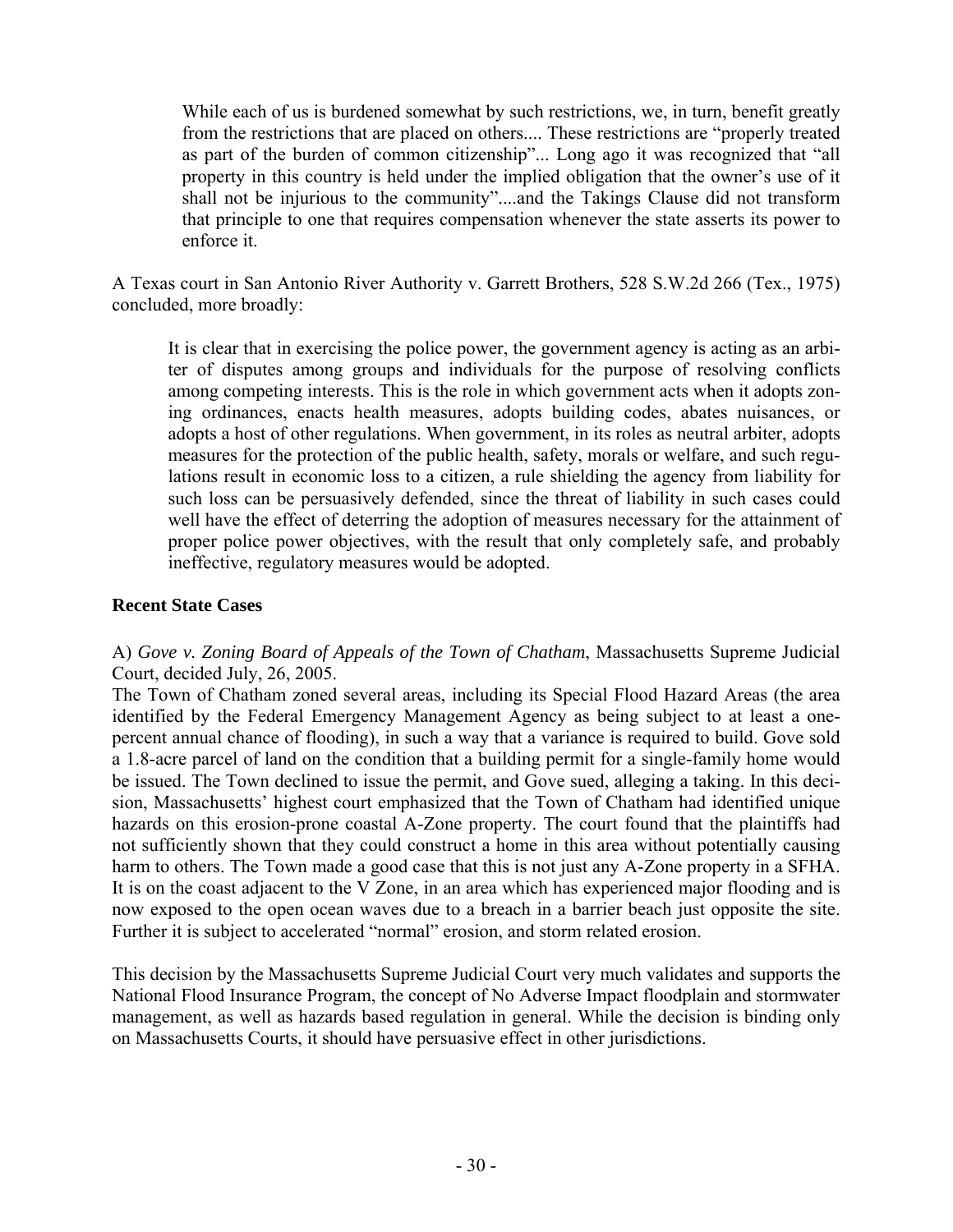> While each of us is burdened somewhat by such restrictions, we, in turn, benefit greatly from the restrictions that are placed on others.... These restrictions are "properly treated as part of the burden of common citizenship"... Long ago it was recognized that "all property in this country is held under the implied obligation that the owner's use of it shall not be injurious to the community"....and the Takings Clause did not transform that principle to one that requires compensation whenever the state asserts its power to enforce it.

A Texas court in San Antonio River Authority v. Garrett Brothers, 528 S.W.2d 266 (Tex., 1975) concluded, more broadly:

> It is clear that in exercising the police power, the government agency is acting as an arbiter of disputes among groups and individuals for the purpose of resolving conflicts among competing interests. This is the role in which government acts when it adopts zoning ordinances, enacts health measures, adopts building codes, abates nuisances, or adopts a host of other regulations. When government, in its roles as neutral arbiter, adopts measures for the protection of the public health, safety, morals or welfare, and such regulations result in economic loss to a citizen, a rule shielding the agency from liability for such loss can be persuasively defended, since the threat of liability in such cases could well have the effect of deterring the adoption of measures necessary for the attainment of proper police power objectives, with the result that only completely safe, and probably ineffective, regulatory measures would be adopted.

### Recent State Cases

A) *Gove v. Zoning Board of Appeals of the Town of Chatham*, Massachusetts Supreme Judicial Court, decided July, 26, 2005.

The Town of Chatham zoned several areas, including its Special Flood Hazard Areas (the area identified by the Federal Emergency Management Agency as being subject to at least a one-percent annual chance of flooding), in such a way that a variance is required to build. Gove sold a 1.8-acre parcel of land on the condition that a building permit for a single-family home would be issued. The Town declined to issue the permit, and Gove sued, alleging a taking. In this decision, Massachusetts' highest court emphasized that the Town of Chatham had identified unique hazards on this erosion-prone coastal A-Zone property. The court found that the plaintiffs had not sufficiently shown that they could construct a home in this area without potentially causing harm to others. The Town made a good case that this is not just any A-Zone property in a SFHA. It is on the coast adjacent to the V Zone, in an area which has experienced major flooding and is now exposed to the open ocean waves due to a breach in a barrier beach just opposite the site. Further it is subject to accelerated "normal" erosion, and storm related erosion.

This decision by the Massachusetts Supreme Judicial Court very much validates and supports the National Flood Insurance Program, the concept of No Adverse Impact floodplain and stormwater management, as well as hazards based regulation in general. While the decision is binding only on Massachusetts Courts, it should have persuasive effect in other jurisdictions.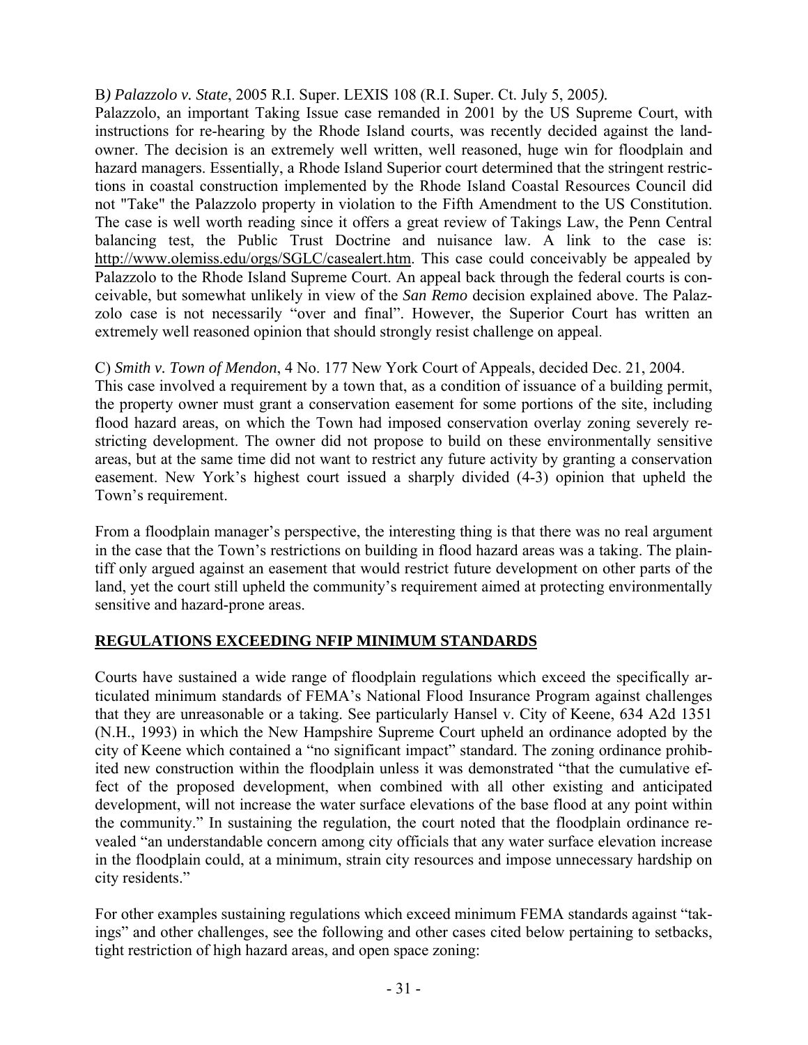B*) Palazzolo v. State*, 2005 R.I. Super. LEXIS 108 (R.I. Super. Ct. July 5, 2005*).*

Palazzolo, an important Taking Issue case remanded in 2001 by the US Supreme Court, with instructions for re-hearing by the Rhode Island courts, was recently decided against the land-owner. The decision is an extremely well written, well reasoned, huge win for floodplain and hazard managers. Essentially, a Rhode Island Superior court determined that the stringent restrictions in coastal construction implemented by the Rhode Island Coastal Resources Council did not "Take" the Palazzolo property in violation to the Fifth Amendment to the US Constitution. The case is well worth reading since it offers a great review of Takings Law, the Penn Central balancing test, the Public Trust Doctrine and nuisance law. A link to the case is: http://www.olemiss.edu/orgs/SGLC/casealert.htm. This case could conceivably be appealed by Palazzolo to the Rhode Island Supreme Court. An appeal back through the federal courts is conceivable, but somewhat unlikely in view of the *San Remo* decision explained above. The Palazzolo case is not necessarily "over and final". However, the Superior Court has written an extremely well reasoned opinion that should strongly resist challenge on appeal.

C) *Smith v. Town of Mendon*, 4 No. 177 New York Court of Appeals, decided Dec. 21, 2004.

This case involved a requirement by a town that, as a condition of issuance of a building permit, the property owner must grant a conservation easement for some portions of the site, including flood hazard areas, on which the Town had imposed conservation overlay zoning severely restricting development. The owner did not propose to build on these environmentally sensitive areas, but at the same time did not want to restrict any future activity by granting a conservation easement. New York's highest court issued a sharply divided (4-3) opinion that upheld the Town's requirement.

From a floodplain manager's perspective, the interesting thing is that there was no real argument in the case that the Town's restrictions on building in flood hazard areas was a taking. The plaintiff only argued against an easement that would restrict future development on other parts of the land, yet the court still upheld the community's requirement aimed at protecting environmentally sensitive and hazard-prone areas.

## REGULATIONS EXCEEDING NFIP MINIMUM STANDARDS

Courts have sustained a wide range of floodplain regulations which exceed the specifically articulated minimum standards of FEMA's National Flood Insurance Program against challenges that they are unreasonable or a taking. See particularly Hansel v. City of Keene, 634 A2d 1351 (N.H., 1993) in which the New Hampshire Supreme Court upheld an ordinance adopted by the city of Keene which contained a "no significant impact" standard. The zoning ordinance prohibited new construction within the floodplain unless it was demonstrated "that the cumulative effect of the proposed development, when combined with all other existing and anticipated development, will not increase the water surface elevations of the base flood at any point within the community." In sustaining the regulation, the court noted that the floodplain ordinance revealed "an understandable concern among city officials that any water surface elevation increase in the floodplain could, at a minimum, strain city resources and impose unnecessary hardship on city residents."

For other examples sustaining regulations which exceed minimum FEMA standards against "takings" and other challenges, see the following and other cases cited below pertaining to setbacks, tight restriction of high hazard areas, and open space zoning: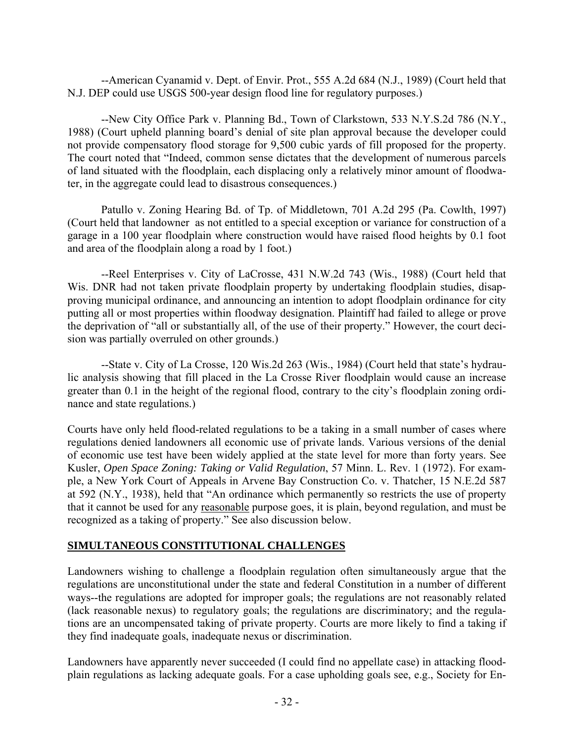--American Cyanamid v. Dept. of Envir. Prot., 555 A.2d 684 (N.J., 1989) (Court held that N.J. DEP could use USGS 500-year design flood line for regulatory purposes.)

--New City Office Park v. Planning Bd., Town of Clarkstown, 533 N.Y.S.2d 786 (N.Y., 1988) (Court upheld planning board's denial of site plan approval because the developer could not provide compensatory flood storage for 9,500 cubic yards of fill proposed for the property. The court noted that "Indeed, common sense dictates that the development of numerous parcels of land situated with the floodplain, each displacing only a relatively minor amount of floodwater, in the aggregate could lead to disastrous consequences.)

Patullo v. Zoning Hearing Bd. of Tp. of Middletown, 701 A.2d 295 (Pa. Cowlth, 1997) (Court held that landowner as not entitled to a special exception or variance for construction of a garage in a 100 year floodplain where construction would have raised flood heights by 0.1 foot and area of the floodplain along a road by 1 foot.)

--Reel Enterprises v. City of LaCrosse, 431 N.W.2d 743 (Wis., 1988) (Court held that Wis. DNR had not taken private floodplain property by undertaking floodplain studies, disapproving municipal ordinance, and announcing an intention to adopt floodplain ordinance for city putting all or most properties within floodway designation. Plaintiff had failed to allege or prove the deprivation of "all or substantially all, of the use of their property." However, the court decision was partially overruled on other grounds.)

--State v. City of La Crosse, 120 Wis.2d 263 (Wis., 1984) (Court held that state's hydraulic analysis showing that fill placed in the La Crosse River floodplain would cause an increase greater than 0.1 in the height of the regional flood, contrary to the city's floodplain zoning ordinance and state regulations.)

Courts have only held flood-related regulations to be a taking in a small number of cases where regulations denied landowners all economic use of private lands. Various versions of the denial of economic use test have been widely applied at the state level for more than forty years. See Kusler, *Open Space Zoning: Taking or Valid Regulation*, 57 Minn. L. Rev. 1 (1972). For example, a New York Court of Appeals in Arvene Bay Construction Co. v. Thatcher, 15 N.E.2d 587 at 592 (N.Y., 1938), held that "An ordinance which permanently so restricts the use of property that it cannot be used for any <u>reasonable</u> purpose goes, it is plain, beyond regulation, and must be recognized as a taking of property." See also discussion below.

## SIMULTANEOUS CONSTITUTIONAL CHALLENGES

Landowners wishing to challenge a floodplain regulation often simultaneously argue that the regulations are unconstitutional under the state and federal Constitution in a number of different ways--the regulations are adopted for improper goals; the regulations are not reasonably related (lack reasonable nexus) to regulatory goals; the regulations are discriminatory; and the regulations are an uncompensated taking of private property. Courts are more likely to find a taking if they find inadequate goals, inadequate nexus or discrimination.

Landowners have apparently never succeeded (I could find no appellate case) in attacking floodplain regulations as lacking adequate goals. For a case upholding goals see, e.g., Society for En-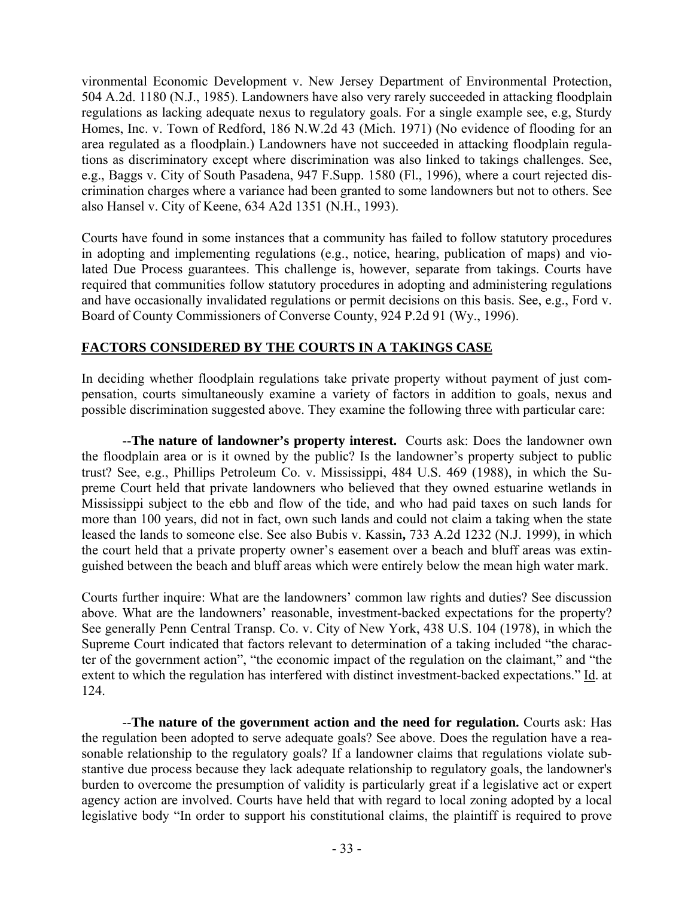vironmental Economic Development v. New Jersey Department of Environmental Protection, 504 A.2d. 1180 (N.J., 1985). Landowners have also very rarely succeeded in attacking floodplain regulations as lacking adequate nexus to regulatory goals. For a single example see, e.g, Sturdy Homes, Inc. v. Town of Redford, 186 N.W.2d 43 (Mich. 1971) (No evidence of flooding for an area regulated as a floodplain.) Landowners have not succeeded in attacking floodplain regulations as discriminatory except where discrimination was also linked to takings challenges. See, e.g., Baggs v. City of South Pasadena, 947 F.Supp. 1580 (Fl., 1996), where a court rejected discrimination charges where a variance had been granted to some landowners but not to others. See also Hansel v. City of Keene, 634 A2d 1351 (N.H., 1993).

Courts have found in some instances that a community has failed to follow statutory procedures in adopting and implementing regulations (e.g., notice, hearing, publication of maps) and violated Due Process guarantees. This challenge is, however, separate from takings. Courts have required that communities follow statutory procedures in adopting and administering regulations and have occasionally invalidated regulations or permit decisions on this basis. See, e.g., Ford v. Board of County Commissioners of Converse County, 924 P.2d 91 (Wy., 1996).

## FACTORS CONSIDERED BY THE COURTS IN A TAKINGS CASE

In deciding whether floodplain regulations take private property without payment of just compensation, courts simultaneously examine a variety of factors in addition to goals, nexus and possible discrimination suggested above. They examine the following three with particular care:

--**The nature of landowner's property interest.** Courts ask: Does the landowner own the floodplain area or is it owned by the public? Is the landowner's property subject to public trust? See, e.g., Phillips Petroleum Co. v. Mississippi, 484 U.S. 469 (1988), in which the Supreme Court held that private landowners who believed that they owned estuarine wetlands in Mississippi subject to the ebb and flow of the tide, and who had paid taxes on such lands for more than 100 years, did not in fact, own such lands and could not claim a taking when the state leased the lands to someone else. See also Bubis v. Kassin**,** 733 A.2d 1232 (N.J. 1999), in which the court held that a private property owner's easement over a beach and bluff areas was extinguished between the beach and bluff areas which were entirely below the mean high water mark.

Courts further inquire: What are the landowners' common law rights and duties? See discussion above. What are the landowners' reasonable, investment-backed expectations for the property? See generally Penn Central Transp. Co. v. City of New York, 438 U.S. 104 (1978), in which the Supreme Court indicated that factors relevant to determination of a taking included "the character of the government action", "the economic impact of the regulation on the claimant," and "the extent to which the regulation has interfered with distinct investment-backed expectations." Id. at 124.

--**The nature of the government action and the need for regulation.** Courts ask: Has the regulation been adopted to serve adequate goals? See above. Does the regulation have a reasonable relationship to the regulatory goals? If a landowner claims that regulations violate substantive due process because they lack adequate relationship to regulatory goals, the landowner's burden to overcome the presumption of validity is particularly great if a legislative act or expert agency action are involved. Courts have held that with regard to local zoning adopted by a local legislative body "In order to support his constitutional claims, the plaintiff is required to prove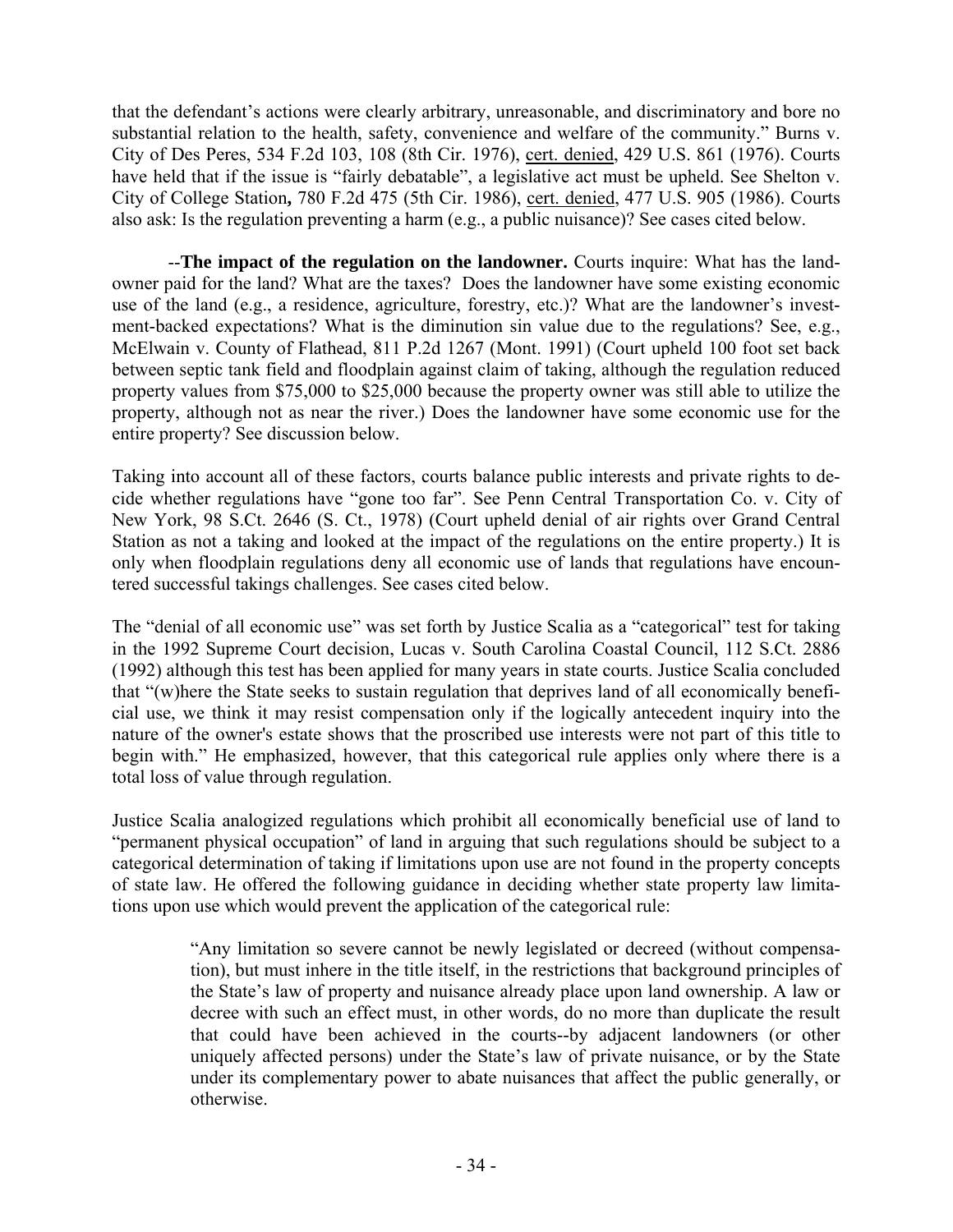that the defendant's actions were clearly arbitrary, unreasonable, and discriminatory and bore no substantial relation to the health, safety, convenience and welfare of the community." Burns v. City of Des Peres, 534 F.2d 103, 108 (8th Cir. 1976), cert. denied, 429 U.S. 861 (1976). Courts have held that if the issue is "fairly debatable", a legislative act must be upheld. See Shelton v. City of College Station**,** 780 F.2d 475 (5th Cir. 1986), cert. denied, 477 U.S. 905 (1986). Courts also ask: Is the regulation preventing a harm (e.g., a public nuisance)? See cases cited below.

--**The impact of the regulation on the landowner.** Courts inquire: What has the landowner paid for the land? What are the taxes? Does the landowner have some existing economic use of the land (e.g., a residence, agriculture, forestry, etc.)? What are the landowner's investment-backed expectations? What is the diminution sin value due to the regulations? See, e.g., McElwain v. County of Flathead, 811 P.2d 1267 (Mont. 1991) (Court upheld 100 foot set back between septic tank field and floodplain against claim of taking, although the regulation reduced property values from $75,000 to $25,000 because the property owner was still able to utilize the property, although not as near the river.) Does the landowner have some economic use for the entire property? See discussion below.

Taking into account all of these factors, courts balance public interests and private rights to decide whether regulations have "gone too far". See Penn Central Transportation Co. v. City of New York, 98 S.Ct. 2646 (S. Ct., 1978) (Court upheld denial of air rights over Grand Central Station as not a taking and looked at the impact of the regulations on the entire property.) It is only when floodplain regulations deny all economic use of lands that regulations have encountered successful takings challenges. See cases cited below.

The "denial of all economic use" was set forth by Justice Scalia as a "categorical" test for taking in the 1992 Supreme Court decision, Lucas v. South Carolina Coastal Council, 112 S.Ct. 2886 (1992) although this test has been applied for many years in state courts. Justice Scalia concluded that "(w)here the State seeks to sustain regulation that deprives land of all economically beneficial use, we think it may resist compensation only if the logically antecedent inquiry into the nature of the owner's estate shows that the proscribed use interests were not part of this title to begin with." He emphasized, however, that this categorical rule applies only where there is a total loss of value through regulation.

Justice Scalia analogized regulations which prohibit all economically beneficial use of land to "permanent physical occupation" of land in arguing that such regulations should be subject to a categorical determination of taking if limitations upon use are not found in the property concepts of state law. He offered the following guidance in deciding whether state property law limitations upon use which would prevent the application of the categorical rule:

> "Any limitation so severe cannot be newly legislated or decreed (without compensation), but must inhere in the title itself, in the restrictions that background principles of the State's law of property and nuisance already place upon land ownership. A law or decree with such an effect must, in other words, do no more than duplicate the result that could have been achieved in the courts--by adjacent landowners (or other uniquely affected persons) under the State's law of private nuisance, or by the State under its complementary power to abate nuisances that affect the public generally, or otherwise.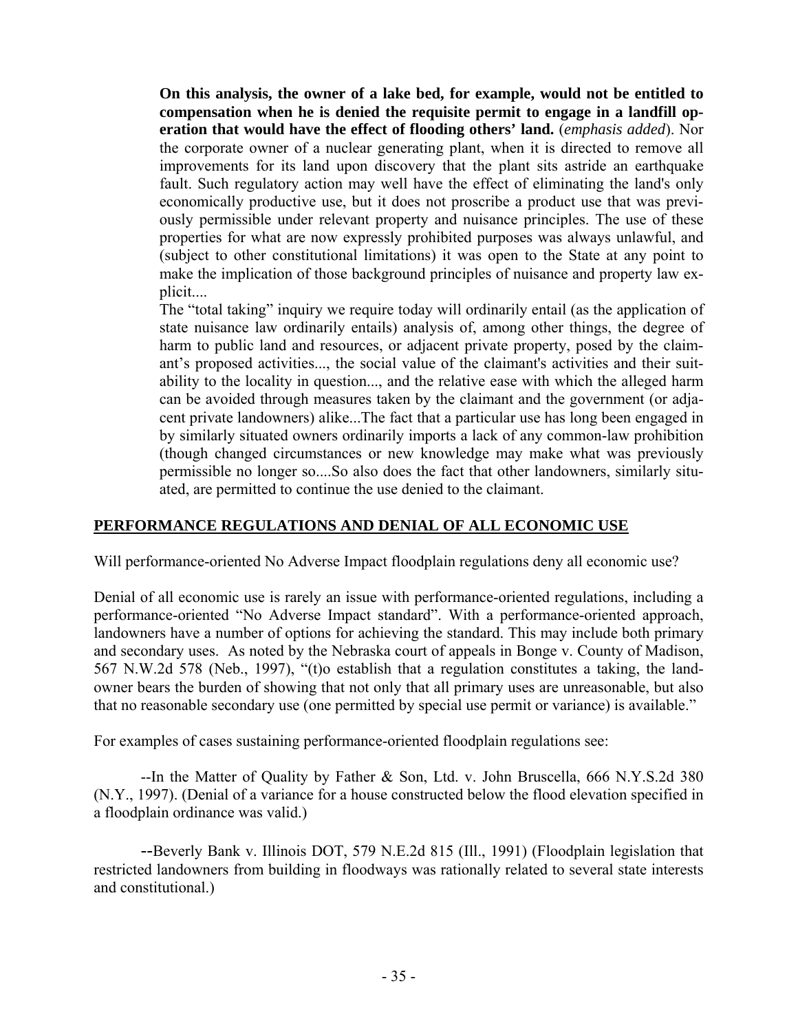> **On this analysis, the owner of a lake bed, for example, would not be entitled to compensation when he is denied the requisite permit to engage in a landfill operation that would have the effect of flooding others' land.** (*emphasis added*). Nor the corporate owner of a nuclear generating plant, when it is directed to remove all improvements for its land upon discovery that the plant sits astride an earthquake fault. Such regulatory action may well have the effect of eliminating the land's only economically productive use, but it does not proscribe a product use that was previously permissible under relevant property and nuisance principles. The use of these properties for what are now expressly prohibited purposes was always unlawful, and (subject to other constitutional limitations) it was open to the State at any point to make the implication of those background principles of nuisance and property law explicit....
>
> The "total taking" inquiry we require today will ordinarily entail (as the application of state nuisance law ordinarily entails) analysis of, among other things, the degree of harm to public land and resources, or adjacent private property, posed by the claimant's proposed activities..., the social value of the claimant's activities and their suitability to the locality in question..., and the relative ease with which the alleged harm can be avoided through measures taken by the claimant and the government (or adjacent private landowners) alike...The fact that a particular use has long been engaged in by similarly situated owners ordinarily imports a lack of any common-law prohibition (though changed circumstances or new knowledge may make what was previously permissible no longer so....So also does the fact that other landowners, similarly situated, are permitted to continue the use denied to the claimant.

## PERFORMANCE REGULATIONS AND DENIAL OF ALL ECONOMIC USE

Will performance-oriented No Adverse Impact floodplain regulations deny all economic use?

Denial of all economic use is rarely an issue with performance-oriented regulations, including a performance-oriented "No Adverse Impact standard". With a performance-oriented approach, landowners have a number of options for achieving the standard. This may include both primary and secondary uses. As noted by the Nebraska court of appeals in Bonge v. County of Madison, 567 N.W.2d 578 (Neb., 1997), "(t)o establish that a regulation constitutes a taking, the landowner bears the burden of showing that not only that all primary uses are unreasonable, but also that no reasonable secondary use (one permitted by special use permit or variance) is available."

For examples of cases sustaining performance-oriented floodplain regulations see:

--In the Matter of Quality by Father & Son, Ltd. v. John Bruscella, 666 N.Y.S.2d 380 (N.Y., 1997). (Denial of a variance for a house constructed below the flood elevation specified in a floodplain ordinance was valid.)

--Beverly Bank v. Illinois DOT, 579 N.E.2d 815 (Ill., 1991) (Floodplain legislation that restricted landowners from building in floodways was rationally related to several state interests and constitutional.)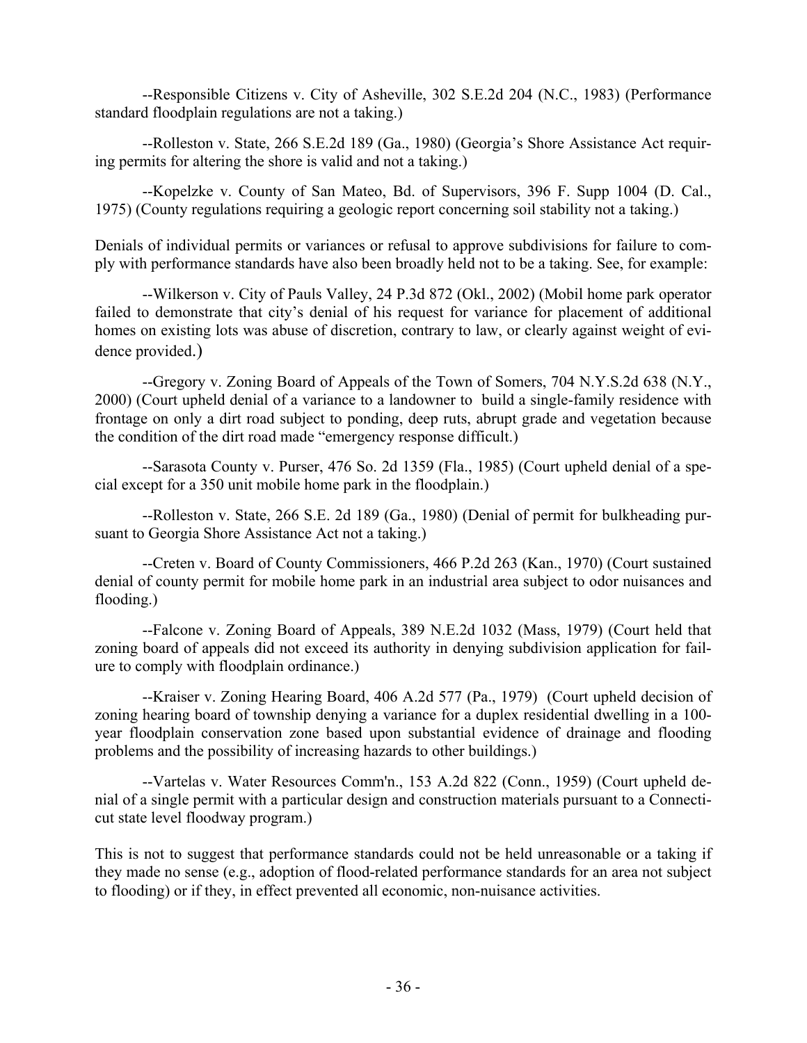--Responsible Citizens v. City of Asheville, 302 S.E.2d 204 (N.C., 1983) (Performance standard floodplain regulations are not a taking.)

--Rolleston v. State, 266 S.E.2d 189 (Ga., 1980) (Georgia's Shore Assistance Act requiring permits for altering the shore is valid and not a taking.)

--Kopelzke v. County of San Mateo, Bd. of Supervisors, 396 F. Supp 1004 (D. Cal., 1975) (County regulations requiring a geologic report concerning soil stability not a taking.)

Denials of individual permits or variances or refusal to approve subdivisions for failure to comply with performance standards have also been broadly held not to be a taking. See, for example:

--Wilkerson v. City of Pauls Valley, 24 P.3d 872 (Okl., 2002) (Mobil home park operator failed to demonstrate that city's denial of his request for variance for placement of additional homes on existing lots was abuse of discretion, contrary to law, or clearly against weight of evidence provided.)

--Gregory v. Zoning Board of Appeals of the Town of Somers, 704 N.Y.S.2d 638 (N.Y., 2000) (Court upheld denial of a variance to a landowner to build a single-family residence with frontage on only a dirt road subject to ponding, deep ruts, abrupt grade and vegetation because the condition of the dirt road made "emergency response difficult.)

--Sarasota County v. Purser, 476 So. 2d 1359 (Fla., 1985) (Court upheld denial of a special except for a 350 unit mobile home park in the floodplain.)

--Rolleston v. State, 266 S.E. 2d 189 (Ga., 1980) (Denial of permit for bulkheading pursuant to Georgia Shore Assistance Act not a taking.)

--Creten v. Board of County Commissioners, 466 P.2d 263 (Kan., 1970) (Court sustained denial of county permit for mobile home park in an industrial area subject to odor nuisances and flooding.)

--Falcone v. Zoning Board of Appeals, 389 N.E.2d 1032 (Mass, 1979) (Court held that zoning board of appeals did not exceed its authority in denying subdivision application for failure to comply with floodplain ordinance.)

--Kraiser v. Zoning Hearing Board, 406 A.2d 577 (Pa., 1979) (Court upheld decision of zoning hearing board of township denying a variance for a duplex residential dwelling in a 100-year floodplain conservation zone based upon substantial evidence of drainage and flooding problems and the possibility of increasing hazards to other buildings.)

--Vartelas v. Water Resources Comm'n., 153 A.2d 822 (Conn., 1959) (Court upheld denial of a single permit with a particular design and construction materials pursuant to a Connecticut state level floodway program.)

This is not to suggest that performance standards could not be held unreasonable or a taking if they made no sense (e.g., adoption of flood-related performance standards for an area not subject to flooding) or if they, in effect prevented all economic, non-nuisance activities.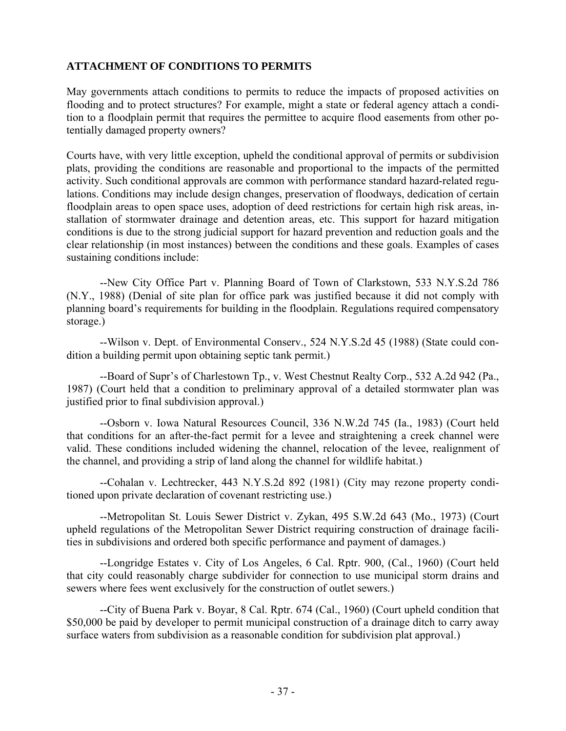## ATTACHMENT OF CONDITIONS TO PERMITS

May governments attach conditions to permits to reduce the impacts of proposed activities on flooding and to protect structures? For example, might a state or federal agency attach a condition to a floodplain permit that requires the permittee to acquire flood easements from other potentially damaged property owners?

Courts have, with very little exception, upheld the conditional approval of permits or subdivision plats, providing the conditions are reasonable and proportional to the impacts of the permitted activity. Such conditional approvals are common with performance standard hazard-related regulations. Conditions may include design changes, preservation of floodways, dedication of certain floodplain areas to open space uses, adoption of deed restrictions for certain high risk areas, installation of stormwater drainage and detention areas, etc. This support for hazard mitigation conditions is due to the strong judicial support for hazard prevention and reduction goals and the clear relationship (in most instances) between the conditions and these goals. Examples of cases sustaining conditions include:

--New City Office Part v. Planning Board of Town of Clarkstown, 533 N.Y.S.2d 786 (N.Y., 1988) (Denial of site plan for office park was justified because it did not comply with planning board's requirements for building in the floodplain. Regulations required compensatory storage.)

--Wilson v. Dept. of Environmental Conserv., 524 N.Y.S.2d 45 (1988) (State could condition a building permit upon obtaining septic tank permit.)

--Board of Supr's of Charlestown Tp., v. West Chestnut Realty Corp., 532 A.2d 942 (Pa., 1987) (Court held that a condition to preliminary approval of a detailed stormwater plan was justified prior to final subdivision approval.)

--Osborn v. Iowa Natural Resources Council, 336 N.W.2d 745 (Ia., 1983) (Court held that conditions for an after-the-fact permit for a levee and straightening a creek channel were valid. These conditions included widening the channel, relocation of the levee, realignment of the channel, and providing a strip of land along the channel for wildlife habitat.)

--Cohalan v. Lechtrecker, 443 N.Y.S.2d 892 (1981) (City may rezone property conditioned upon private declaration of covenant restricting use.)

--Metropolitan St. Louis Sewer District v. Zykan, 495 S.W.2d 643 (Mo., 1973) (Court upheld regulations of the Metropolitan Sewer District requiring construction of drainage facilities in subdivisions and ordered both specific performance and payment of damages.)

--Longridge Estates v. City of Los Angeles, 6 Cal. Rptr. 900, (Cal., 1960) (Court held that city could reasonably charge subdivider for connection to use municipal storm drains and sewers where fees went exclusively for the construction of outlet sewers.)

--City of Buena Park v. Boyar, 8 Cal. Rptr. 674 (Cal., 1960) (Court upheld condition that $50,000 be paid by developer to permit municipal construction of a drainage ditch to carry away surface waters from subdivision as a reasonable condition for subdivision plat approval.)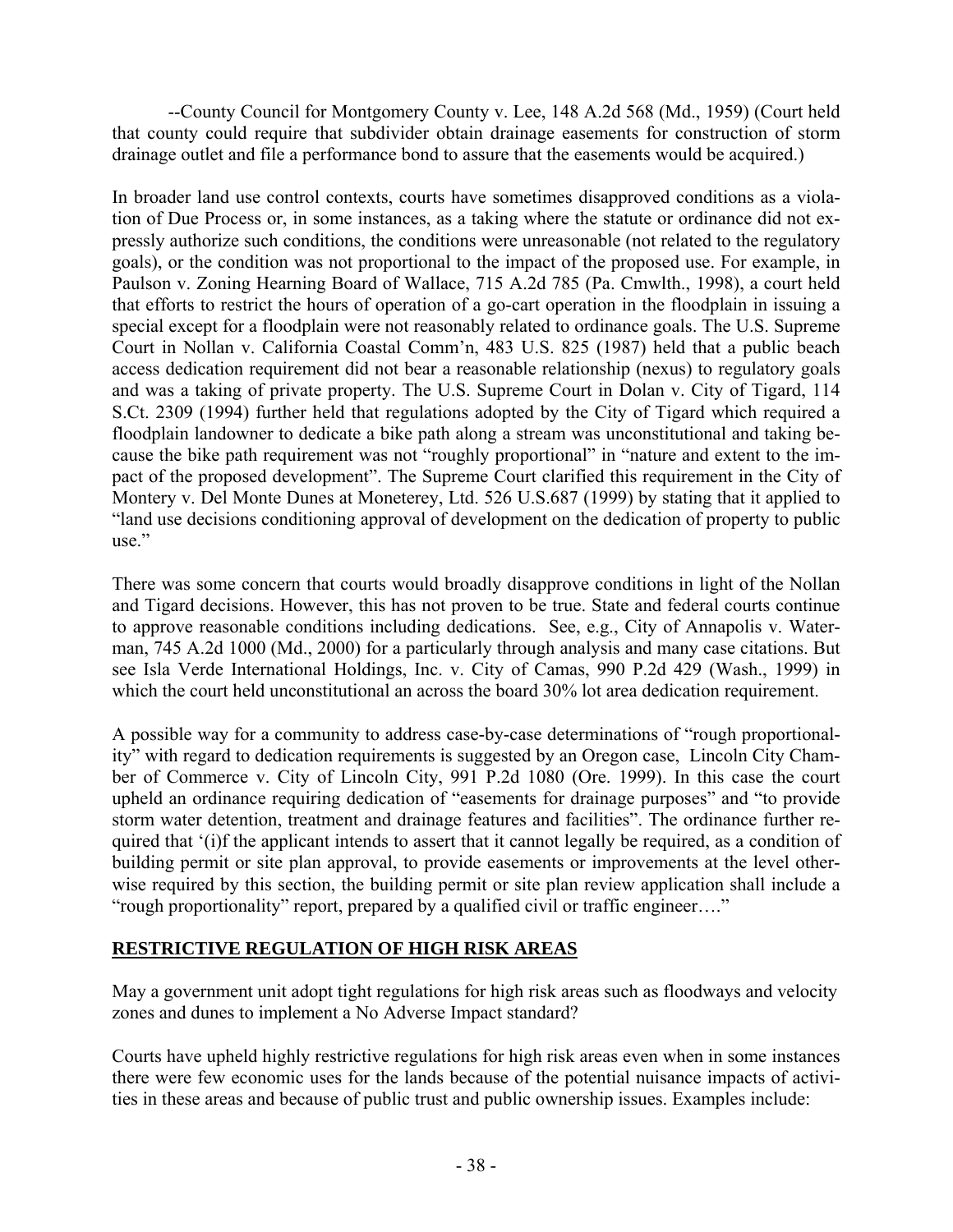--County Council for Montgomery County v. Lee, 148 A.2d 568 (Md., 1959) (Court held that county could require that subdivider obtain drainage easements for construction of storm drainage outlet and file a performance bond to assure that the easements would be acquired.)

In broader land use control contexts, courts have sometimes disapproved conditions as a violation of Due Process or, in some instances, as a taking where the statute or ordinance did not expressly authorize such conditions, the conditions were unreasonable (not related to the regulatory goals), or the condition was not proportional to the impact of the proposed use. For example, in Paulson v. Zoning Hearning Board of Wallace, 715 A.2d 785 (Pa. Cmwlth., 1998), a court held that efforts to restrict the hours of operation of a go-cart operation in the floodplain in issuing a special except for a floodplain were not reasonably related to ordinance goals. The U.S. Supreme Court in Nollan v. California Coastal Comm'n, 483 U.S. 825 (1987) held that a public beach access dedication requirement did not bear a reasonable relationship (nexus) to regulatory goals and was a taking of private property. The U.S. Supreme Court in Dolan v. City of Tigard, 114 S.Ct. 2309 (1994) further held that regulations adopted by the City of Tigard which required a floodplain landowner to dedicate a bike path along a stream was unconstitutional and taking because the bike path requirement was not "roughly proportional" in "nature and extent to the impact of the proposed development". The Supreme Court clarified this requirement in the City of Montery v. Del Monte Dunes at Moneterey, Ltd. 526 U.S.687 (1999) by stating that it applied to "land use decisions conditioning approval of development on the dedication of property to public use."

There was some concern that courts would broadly disapprove conditions in light of the Nollan and Tigard decisions. However, this has not proven to be true. State and federal courts continue to approve reasonable conditions including dedications. See, e.g., City of Annapolis v. Waterman, 745 A.2d 1000 (Md., 2000) for a particularly through analysis and many case citations. But see Isla Verde International Holdings, Inc. v. City of Camas, 990 P.2d 429 (Wash., 1999) in which the court held unconstitutional an across the board 30% lot area dedication requirement.

A possible way for a community to address case-by-case determinations of "rough proportionality" with regard to dedication requirements is suggested by an Oregon case, Lincoln City Chamber of Commerce v. City of Lincoln City, 991 P.2d 1080 (Ore. 1999). In this case the court upheld an ordinance requiring dedication of "easements for drainage purposes" and "to provide storm water detention, treatment and drainage features and facilities". The ordinance further required that '(i)f the applicant intends to assert that it cannot legally be required, as a condition of building permit or site plan approval, to provide easements or improvements at the level otherwise required by this section, the building permit or site plan review application shall include a "rough proportionality" report, prepared by a qualified civil or traffic engineer…."

## RESTRICTIVE REGULATION OF HIGH RISK AREAS

May a government unit adopt tight regulations for high risk areas such as floodways and velocity zones and dunes to implement a No Adverse Impact standard?

Courts have upheld highly restrictive regulations for high risk areas even when in some instances there were few economic uses for the lands because of the potential nuisance impacts of activities in these areas and because of public trust and public ownership issues. Examples include: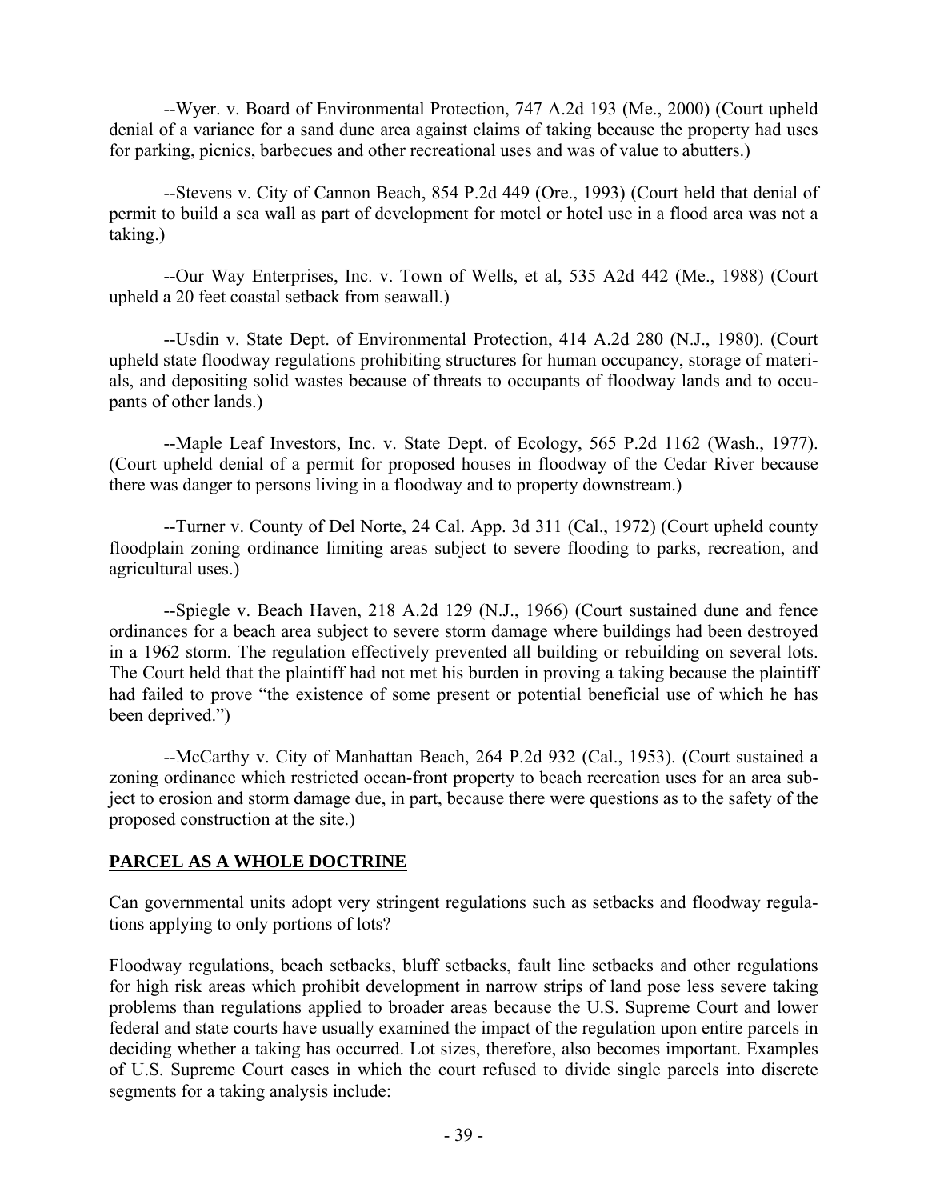--Wyer. v. Board of Environmental Protection, 747 A.2d 193 (Me., 2000) (Court upheld denial of a variance for a sand dune area against claims of taking because the property had uses for parking, picnics, barbecues and other recreational uses and was of value to abutters.)

--Stevens v. City of Cannon Beach, 854 P.2d 449 (Ore., 1993) (Court held that denial of permit to build a sea wall as part of development for motel or hotel use in a flood area was not a taking.)

--Our Way Enterprises, Inc. v. Town of Wells, et al, 535 A2d 442 (Me., 1988) (Court upheld a 20 feet coastal setback from seawall.)

--Usdin v. State Dept. of Environmental Protection, 414 A.2d 280 (N.J., 1980). (Court upheld state floodway regulations prohibiting structures for human occupancy, storage of materials, and depositing solid wastes because of threats to occupants of floodway lands and to occupants of other lands.)

--Maple Leaf Investors, Inc. v. State Dept. of Ecology, 565 P.2d 1162 (Wash., 1977). (Court upheld denial of a permit for proposed houses in floodway of the Cedar River because there was danger to persons living in a floodway and to property downstream.)

--Turner v. County of Del Norte, 24 Cal. App. 3d 311 (Cal., 1972) (Court upheld county floodplain zoning ordinance limiting areas subject to severe flooding to parks, recreation, and agricultural uses.)

--Spiegle v. Beach Haven, 218 A.2d 129 (N.J., 1966) (Court sustained dune and fence ordinances for a beach area subject to severe storm damage where buildings had been destroyed in a 1962 storm. The regulation effectively prevented all building or rebuilding on several lots. The Court held that the plaintiff had not met his burden in proving a taking because the plaintiff had failed to prove "the existence of some present or potential beneficial use of which he has been deprived.")

--McCarthy v. City of Manhattan Beach, 264 P.2d 932 (Cal., 1953). (Court sustained a zoning ordinance which restricted ocean-front property to beach recreation uses for an area subject to erosion and storm damage due, in part, because there were questions as to the safety of the proposed construction at the site.)

## PARCEL AS A WHOLE DOCTRINE

Can governmental units adopt very stringent regulations such as setbacks and floodway regulations applying to only portions of lots?

Floodway regulations, beach setbacks, bluff setbacks, fault line setbacks and other regulations for high risk areas which prohibit development in narrow strips of land pose less severe taking problems than regulations applied to broader areas because the U.S. Supreme Court and lower federal and state courts have usually examined the impact of the regulation upon entire parcels in deciding whether a taking has occurred. Lot sizes, therefore, also becomes important. Examples of U.S. Supreme Court cases in which the court refused to divide single parcels into discrete segments for a taking analysis include: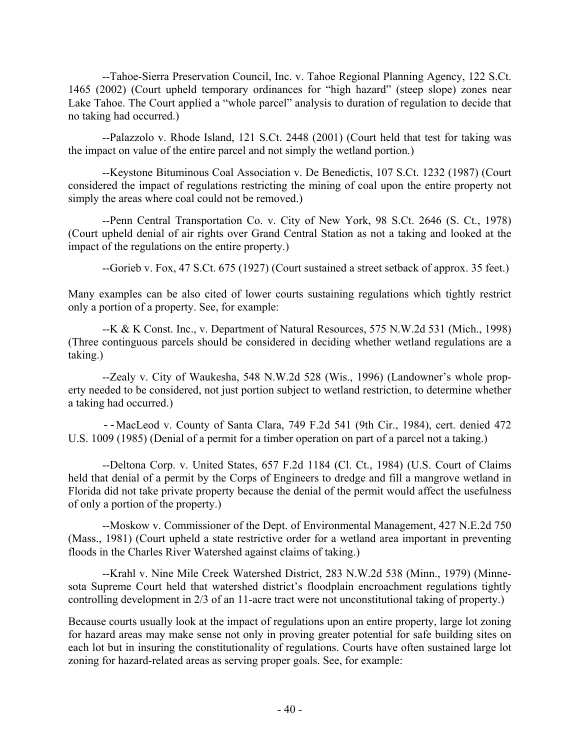--Tahoe-Sierra Preservation Council, Inc. v. Tahoe Regional Planning Agency, 122 S.Ct. 1465 (2002) (Court upheld temporary ordinances for "high hazard" (steep slope) zones near Lake Tahoe. The Court applied a "whole parcel" analysis to duration of regulation to decide that no taking had occurred.)

--Palazzolo v. Rhode Island, 121 S.Ct. 2448 (2001) (Court held that test for taking was the impact on value of the entire parcel and not simply the wetland portion.)

--Keystone Bituminous Coal Association v. De Benedictis, 107 S.Ct. 1232 (1987) (Court considered the impact of regulations restricting the mining of coal upon the entire property not simply the areas where coal could not be removed.)

--Penn Central Transportation Co. v. City of New York, 98 S.Ct. 2646 (S. Ct., 1978) (Court upheld denial of air rights over Grand Central Station as not a taking and looked at the impact of the regulations on the entire property.)

--Gorieb v. Fox, 47 S.Ct. 675 (1927) (Court sustained a street setback of approx. 35 feet.)

Many examples can be also cited of lower courts sustaining regulations which tightly restrict only a portion of a property. See, for example:

--K & K Const. Inc., v. Department of Natural Resources, 575 N.W.2d 531 (Mich., 1998) (Three continguous parcels should be considered in deciding whether wetland regulations are a taking.)

--Zealy v. City of Waukesha, 548 N.W.2d 528 (Wis., 1996) (Landowner's whole property needed to be considered, not just portion subject to wetland restriction, to determine whether a taking had occurred.)

--MacLeod v. County of Santa Clara, 749 F.2d 541 (9th Cir., 1984), cert. denied 472 U.S. 1009 (1985) (Denial of a permit for a timber operation on part of a parcel not a taking.)

--Deltona Corp. v. United States, 657 F.2d 1184 (Cl. Ct., 1984) (U.S. Court of Claims held that denial of a permit by the Corps of Engineers to dredge and fill a mangrove wetland in Florida did not take private property because the denial of the permit would affect the usefulness of only a portion of the property.)

--Moskow v. Commissioner of the Dept. of Environmental Management, 427 N.E.2d 750 (Mass., 1981) (Court upheld a state restrictive order for a wetland area important in preventing floods in the Charles River Watershed against claims of taking.)

--Krahl v. Nine Mile Creek Watershed District, 283 N.W.2d 538 (Minn., 1979) (Minnesota Supreme Court held that watershed district's floodplain encroachment regulations tightly controlling development in 2/3 of an 11-acre tract were not unconstitutional taking of property.)

Because courts usually look at the impact of regulations upon an entire property, large lot zoning for hazard areas may make sense not only in proving greater potential for safe building sites on each lot but in insuring the constitutionality of regulations. Courts have often sustained large lot zoning for hazard-related areas as serving proper goals. See, for example: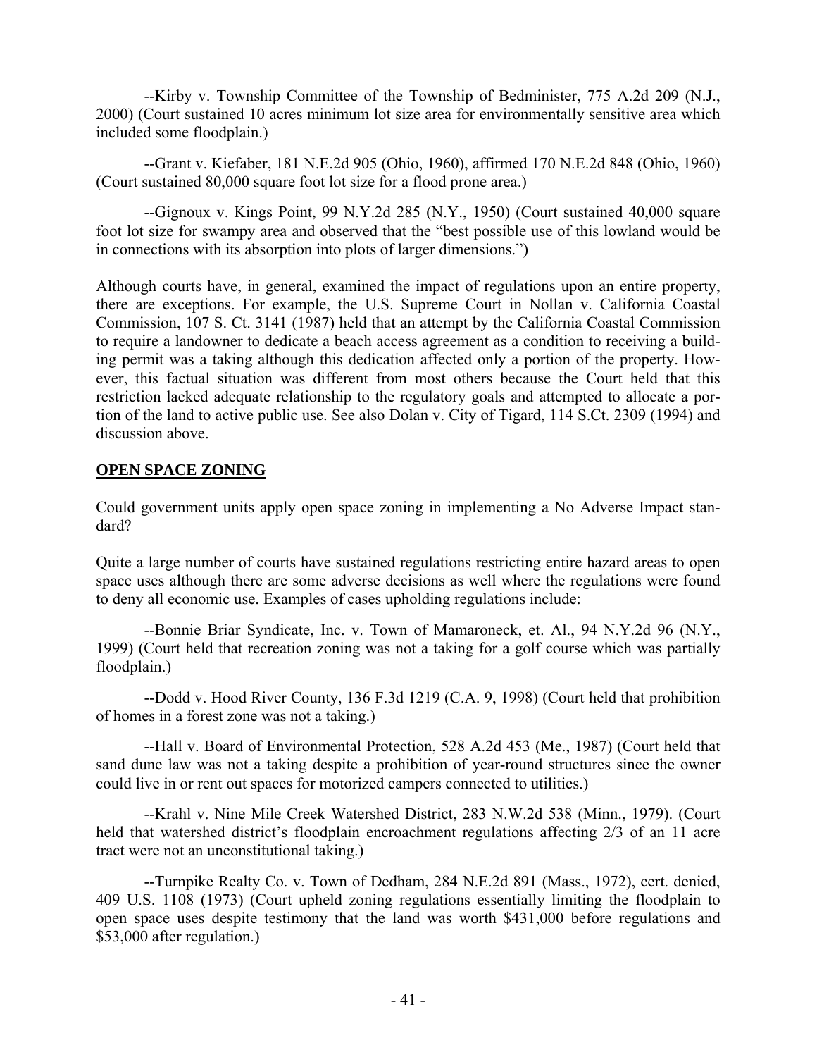--Kirby v. Township Committee of the Township of Bedminister, 775 A.2d 209 (N.J., 2000) (Court sustained 10 acres minimum lot size area for environmentally sensitive area which included some floodplain.)

--Grant v. Kiefaber, 181 N.E.2d 905 (Ohio, 1960), affirmed 170 N.E.2d 848 (Ohio, 1960) (Court sustained 80,000 square foot lot size for a flood prone area.)

--Gignoux v. Kings Point, 99 N.Y.2d 285 (N.Y., 1950) (Court sustained 40,000 square foot lot size for swampy area and observed that the "best possible use of this lowland would be in connections with its absorption into plots of larger dimensions.")

Although courts have, in general, examined the impact of regulations upon an entire property, there are exceptions. For example, the U.S. Supreme Court in Nollan v. California Coastal Commission, 107 S. Ct. 3141 (1987) held that an attempt by the California Coastal Commission to require a landowner to dedicate a beach access agreement as a condition to receiving a building permit was a taking although this dedication affected only a portion of the property. However, this factual situation was different from most others because the Court held that this restriction lacked adequate relationship to the regulatory goals and attempted to allocate a portion of the land to active public use. See also Dolan v. City of Tigard, 114 S.Ct. 2309 (1994) and discussion above.

## OPEN SPACE ZONING

Could government units apply open space zoning in implementing a No Adverse Impact standard?

Quite a large number of courts have sustained regulations restricting entire hazard areas to open space uses although there are some adverse decisions as well where the regulations were found to deny all economic use. Examples of cases upholding regulations include:

--Bonnie Briar Syndicate, Inc. v. Town of Mamaroneck, et. Al., 94 N.Y.2d 96 (N.Y., 1999) (Court held that recreation zoning was not a taking for a golf course which was partially floodplain.)

--Dodd v. Hood River County, 136 F.3d 1219 (C.A. 9, 1998) (Court held that prohibition of homes in a forest zone was not a taking.)

--Hall v. Board of Environmental Protection, 528 A.2d 453 (Me., 1987) (Court held that sand dune law was not a taking despite a prohibition of year-round structures since the owner could live in or rent out spaces for motorized campers connected to utilities.)

--Krahl v. Nine Mile Creek Watershed District, 283 N.W.2d 538 (Minn., 1979). (Court held that watershed district's floodplain encroachment regulations affecting 2/3 of an 11 acre tract were not an unconstitutional taking.)

--Turnpike Realty Co. v. Town of Dedham, 284 N.E.2d 891 (Mass., 1972), cert. denied, 409 U.S. 1108 (1973) (Court upheld zoning regulations essentially limiting the floodplain to open space uses despite testimony that the land was worth $431,000 before regulations and $53,000 after regulation.)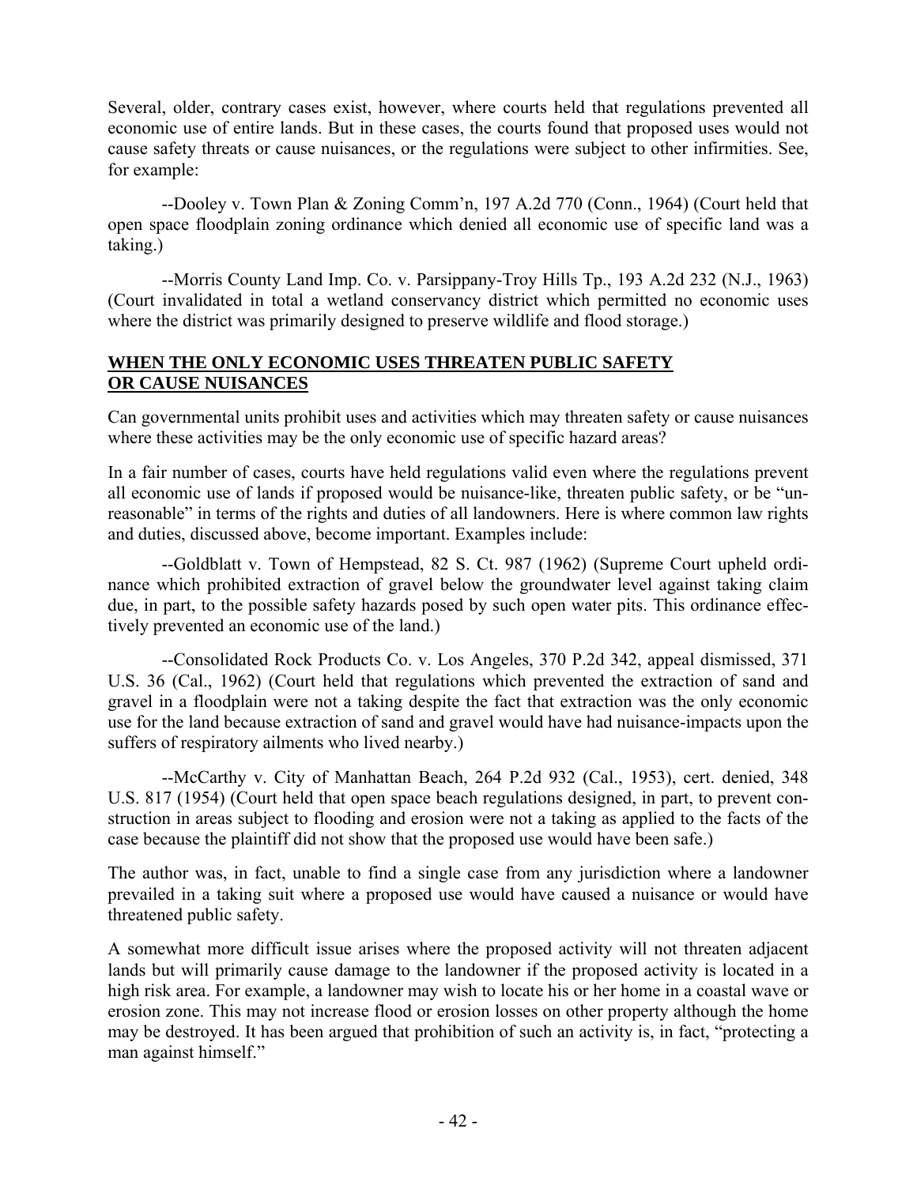Several, older, contrary cases exist, however, where courts held that regulations prevented all economic use of entire lands. But in these cases, the courts found that proposed uses would not cause safety threats or cause nuisances, or the regulations were subject to other infirmities. See, for example:

--Dooley v. Town Plan & Zoning Comm'n, 197 A.2d 770 (Conn., 1964) (Court held that open space floodplain zoning ordinance which denied all economic use of specific land was a taking.)

--Morris County Land Imp. Co. v. Parsippany-Troy Hills Tp., 193 A.2d 232 (N.J., 1963) (Court invalidated in total a wetland conservancy district which permitted no economic uses where the district was primarily designed to preserve wildlife and flood storage.)

## **WHEN THE ONLY ECONOMIC USES THREATEN PUBLIC SAFETY OR CAUSE NUISANCES**

Can governmental units prohibit uses and activities which may threaten safety or cause nuisances where these activities may be the only economic use of specific hazard areas?

In a fair number of cases, courts have held regulations valid even where the regulations prevent all economic use of lands if proposed would be nuisance-like, threaten public safety, or be "unreasonable" in terms of the rights and duties of all landowners. Here is where common law rights and duties, discussed above, become important. Examples include:

--Goldblatt v. Town of Hempstead, 82 S. Ct. 987 (1962) (Supreme Court upheld ordinance which prohibited extraction of gravel below the groundwater level against taking claim due, in part, to the possible safety hazards posed by such open water pits. This ordinance effectively prevented an economic use of the land.)

--Consolidated Rock Products Co. v. Los Angeles, 370 P.2d 342, appeal dismissed, 371 U.S. 36 (Cal., 1962) (Court held that regulations which prevented the extraction of sand and gravel in a floodplain were not a taking despite the fact that extraction was the only economic use for the land because extraction of sand and gravel would have had nuisance-impacts upon the suffers of respiratory ailments who lived nearby.)

--McCarthy v. City of Manhattan Beach, 264 P.2d 932 (Cal., 1953), cert. denied, 348 U.S. 817 (1954) (Court held that open space beach regulations designed, in part, to prevent construction in areas subject to flooding and erosion were not a taking as applied to the facts of the case because the plaintiff did not show that the proposed use would have been safe.)

The author was, in fact, unable to find a single case from any jurisdiction where a landowner prevailed in a taking suit where a proposed use would have caused a nuisance or would have threatened public safety.

A somewhat more difficult issue arises where the proposed activity will not threaten adjacent lands but will primarily cause damage to the landowner if the proposed activity is located in a high risk area. For example, a landowner may wish to locate his or her home in a coastal wave or erosion zone. This may not increase flood or erosion losses on other property although the home may be destroyed. It has been argued that prohibition of such an activity is, in fact, "protecting a man against himself."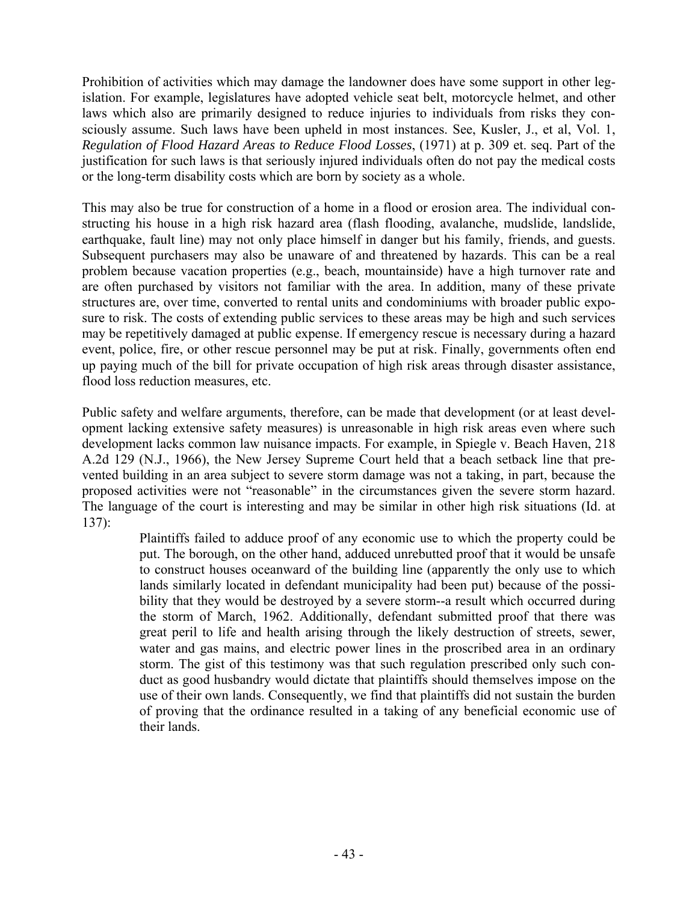Prohibition of activities which may damage the landowner does have some support in other legislation. For example, legislatures have adopted vehicle seat belt, motorcycle helmet, and other laws which also are primarily designed to reduce injuries to individuals from risks they consciously assume. Such laws have been upheld in most instances. See, Kusler, J., et al, Vol. 1, *Regulation of Flood Hazard Areas to Reduce Flood Losses*, (1971) at p. 309 et. seq. Part of the justification for such laws is that seriously injured individuals often do not pay the medical costs or the long-term disability costs which are born by society as a whole.

This may also be true for construction of a home in a flood or erosion area. The individual constructing his house in a high risk hazard area (flash flooding, avalanche, mudslide, landslide, earthquake, fault line) may not only place himself in danger but his family, friends, and guests. Subsequent purchasers may also be unaware of and threatened by hazards. This can be a real problem because vacation properties (e.g., beach, mountainside) have a high turnover rate and are often purchased by visitors not familiar with the area. In addition, many of these private structures are, over time, converted to rental units and condominiums with broader public exposure to risk. The costs of extending public services to these areas may be high and such services may be repetitively damaged at public expense. If emergency rescue is necessary during a hazard event, police, fire, or other rescue personnel may be put at risk. Finally, governments often end up paying much of the bill for private occupation of high risk areas through disaster assistance, flood loss reduction measures, etc.

Public safety and welfare arguments, therefore, can be made that development (or at least development lacking extensive safety measures) is unreasonable in high risk areas even where such development lacks common law nuisance impacts. For example, in Spiegle v. Beach Haven, 218 A.2d 129 (N.J., 1966), the New Jersey Supreme Court held that a beach setback line that prevented building in an area subject to severe storm damage was not a taking, in part, because the proposed activities were not "reasonable" in the circumstances given the severe storm hazard. The language of the court is interesting and may be similar in other high risk situations (Id. at 137):

> Plaintiffs failed to adduce proof of any economic use to which the property could be put. The borough, on the other hand, adduced unrebutted proof that it would be unsafe to construct houses oceanward of the building line (apparently the only use to which lands similarly located in defendant municipality had been put) because of the possibility that they would be destroyed by a severe storm--a result which occurred during the storm of March, 1962. Additionally, defendant submitted proof that there was great peril to life and health arising through the likely destruction of streets, sewer, water and gas mains, and electric power lines in the proscribed area in an ordinary storm. The gist of this testimony was that such regulation prescribed only such conduct as good husbandry would dictate that plaintiffs should themselves impose on the use of their own lands. Consequently, we find that plaintiffs did not sustain the burden of proving that the ordinance resulted in a taking of any beneficial economic use of their lands.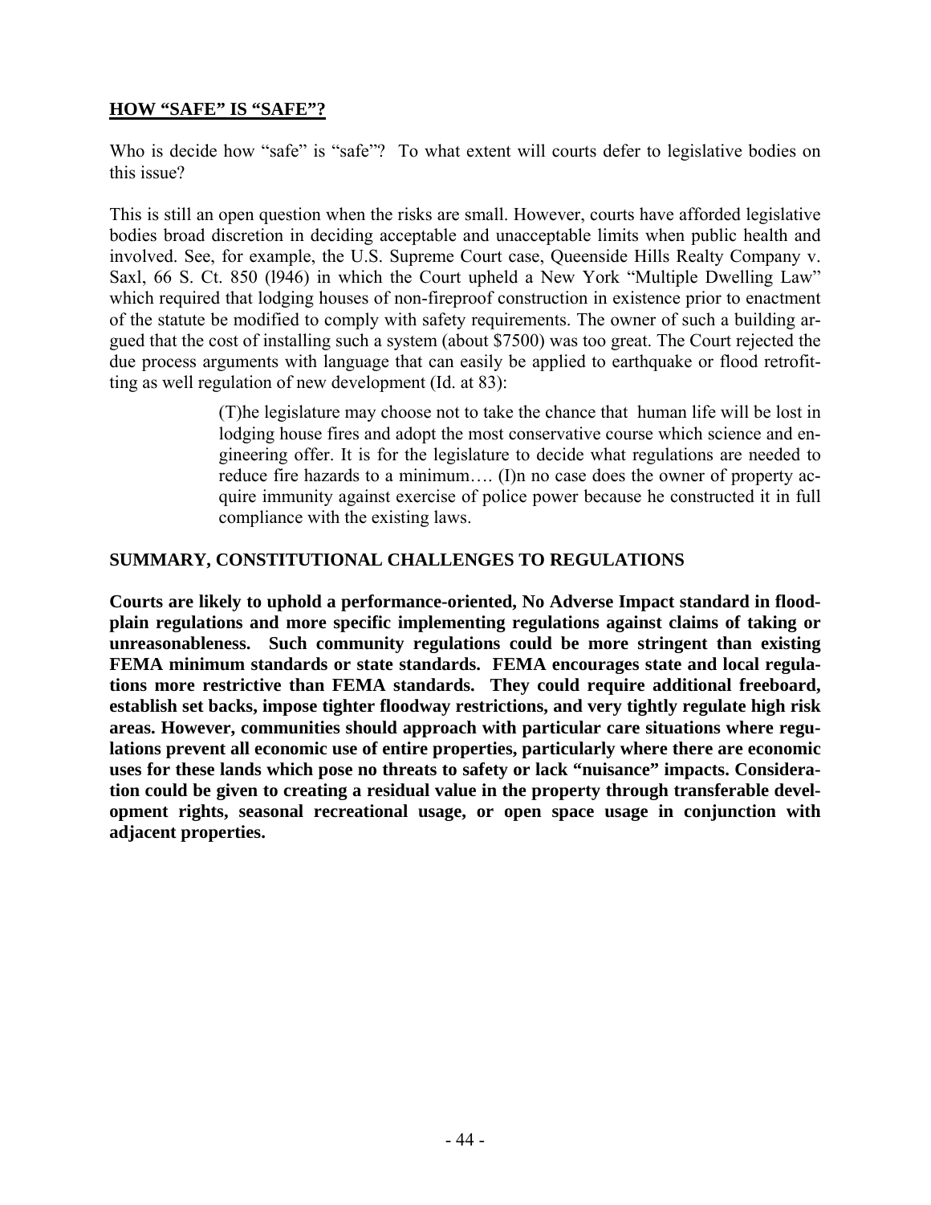## <u>**HOW "SAFE" IS "SAFE"?**</u>

Who is decide how "safe" is "safe"? To what extent will courts defer to legislative bodies on this issue?

This is still an open question when the risks are small. However, courts have afforded legislative bodies broad discretion in deciding acceptable and unacceptable limits when public health and involved. See, for example, the U.S. Supreme Court case, Queenside Hills Realty Company v. Saxl, 66 S. Ct. 850 (l946) in which the Court upheld a New York "Multiple Dwelling Law" which required that lodging houses of non-fireproof construction in existence prior to enactment of the statute be modified to comply with safety requirements. The owner of such a building argued that the cost of installing such a system (about $7500) was too great. The Court rejected the due process arguments with language that can easily be applied to earthquake or flood retrofitting as well regulation of new development (Id. at 83):

> (T)he legislature may choose not to take the chance that human life will be lost in lodging house fires and adopt the most conservative course which science and engineering offer. It is for the legislature to decide what regulations are needed to reduce fire hazards to a minimum…. (I)n no case does the owner of property acquire immunity against exercise of police power because he constructed it in full compliance with the existing laws.

## **SUMMARY, CONSTITUTIONAL CHALLENGES TO REGULATIONS**

**Courts are likely to uphold a performance-oriented, No Adverse Impact standard in floodplain regulations and more specific implementing regulations against claims of taking or unreasonableness. Such community regulations could be more stringent than existing FEMA minimum standards or state standards. FEMA encourages state and local regulations more restrictive than FEMA standards. They could require additional freeboard, establish set backs, impose tighter floodway restrictions, and very tightly regulate high risk areas. However, communities should approach with particular care situations where regulations prevent all economic use of entire properties, particularly where there are economic uses for these lands which pose no threats to safety or lack "nuisance" impacts. Consideration could be given to creating a residual value in the property through transferable development rights, seasonal recreational usage, or open space usage in conjunction with adjacent properties.**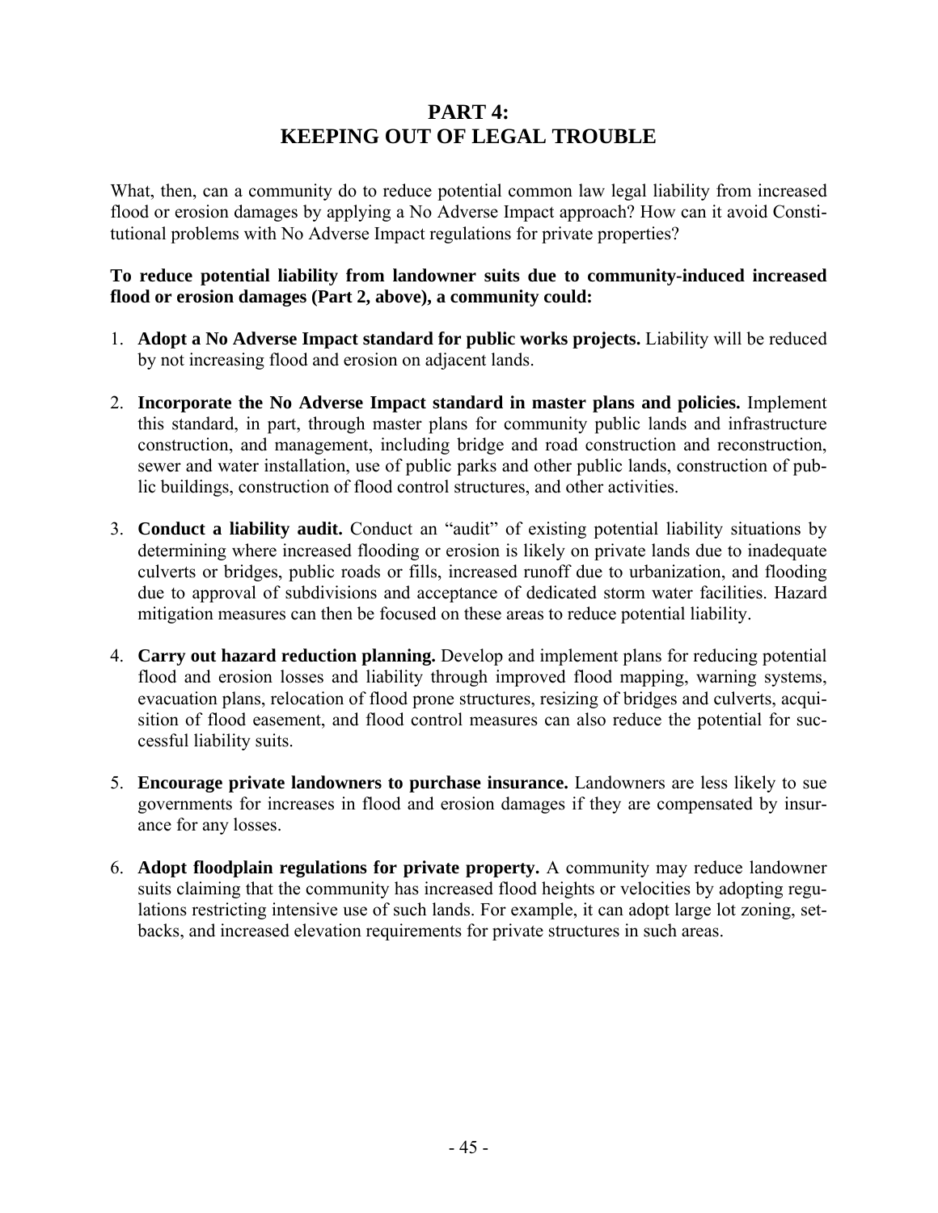# PART 4: KEEPING OUT OF LEGAL TROUBLE

What, then, can a community do to reduce potential common law legal liability from increased flood or erosion damages by applying a No Adverse Impact approach? How can it avoid Constitutional problems with No Adverse Impact regulations for private properties?

**To reduce potential liability from landowner suits due to community-induced increased flood or erosion damages (Part 2, above), a community could:**

1. **Adopt a No Adverse Impact standard for public works projects.** Liability will be reduced by not increasing flood and erosion on adjacent lands.

2. **Incorporate the No Adverse Impact standard in master plans and policies.** Implement this standard, in part, through master plans for community public lands and infrastructure construction, and management, including bridge and road construction and reconstruction, sewer and water installation, use of public parks and other public lands, construction of public buildings, construction of flood control structures, and other activities.

3. **Conduct a liability audit.** Conduct an "audit" of existing potential liability situations by determining where increased flooding or erosion is likely on private lands due to inadequate culverts or bridges, public roads or fills, increased runoff due to urbanization, and flooding due to approval of subdivisions and acceptance of dedicated storm water facilities. Hazard mitigation measures can then be focused on these areas to reduce potential liability.

4. **Carry out hazard reduction planning.** Develop and implement plans for reducing potential flood and erosion losses and liability through improved flood mapping, warning systems, evacuation plans, relocation of flood prone structures, resizing of bridges and culverts, acquisition of flood easement, and flood control measures can also reduce the potential for successful liability suits.

5. **Encourage private landowners to purchase insurance.** Landowners are less likely to sue governments for increases in flood and erosion damages if they are compensated by insurance for any losses.

6. **Adopt floodplain regulations for private property.** A community may reduce landowner suits claiming that the community has increased flood heights or velocities by adopting regulations restricting intensive use of such lands. For example, it can adopt large lot zoning, setbacks, and increased elevation requirements for private structures in such areas.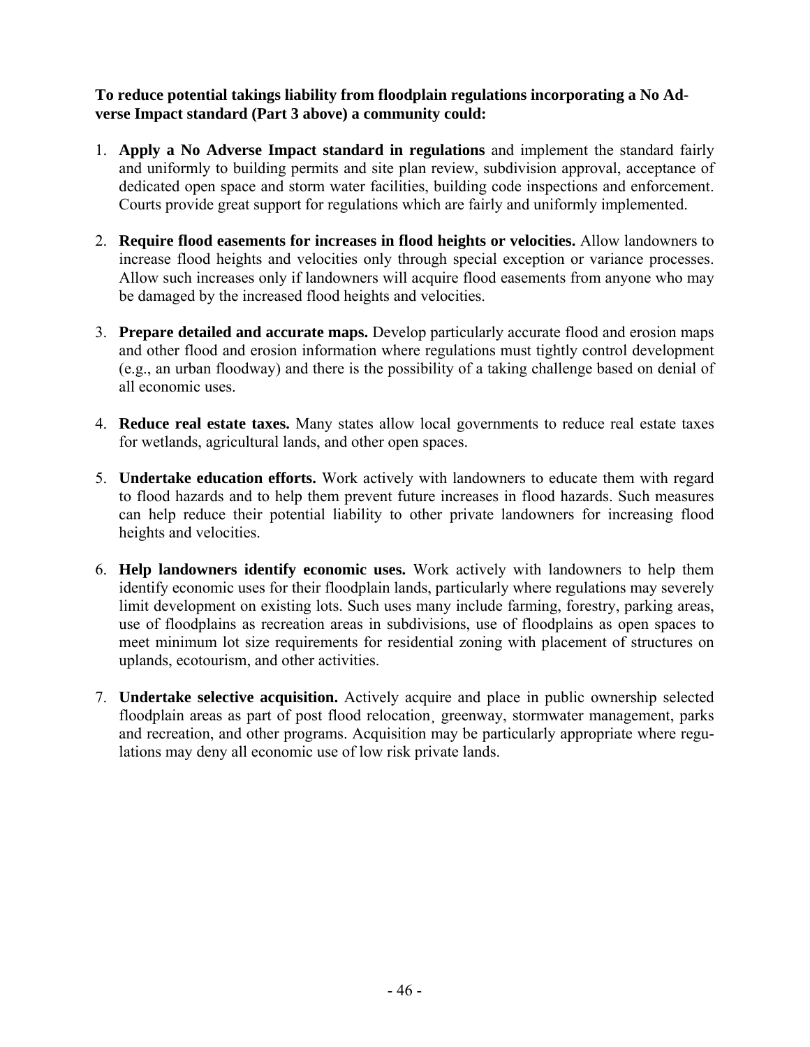**To reduce potential takings liability from floodplain regulations incorporating a No Adverse Impact standard (Part 3 above) a community could:**

1. **Apply a No Adverse Impact standard in regulations** and implement the standard fairly and uniformly to building permits and site plan review, subdivision approval, acceptance of dedicated open space and storm water facilities, building code inspections and enforcement. Courts provide great support for regulations which are fairly and uniformly implemented.

2. **Require flood easements for increases in flood heights or velocities.** Allow landowners to increase flood heights and velocities only through special exception or variance processes. Allow such increases only if landowners will acquire flood easements from anyone who may be damaged by the increased flood heights and velocities.

3. **Prepare detailed and accurate maps.** Develop particularly accurate flood and erosion maps and other flood and erosion information where regulations must tightly control development (e.g., an urban floodway) and there is the possibility of a taking challenge based on denial of all economic uses.

4. **Reduce real estate taxes.** Many states allow local governments to reduce real estate taxes for wetlands, agricultural lands, and other open spaces.

5. **Undertake education efforts.** Work actively with landowners to educate them with regard to flood hazards and to help them prevent future increases in flood hazards. Such measures can help reduce their potential liability to other private landowners for increasing flood heights and velocities.

6. **Help landowners identify economic uses.** Work actively with landowners to help them identify economic uses for their floodplain lands, particularly where regulations may severely limit development on existing lots. Such uses many include farming, forestry, parking areas, use of floodplains as recreation areas in subdivisions, use of floodplains as open spaces to meet minimum lot size requirements for residential zoning with placement of structures on uplands, ecotourism, and other activities.

7. **Undertake selective acquisition.** Actively acquire and place in public ownership selected floodplain areas as part of post flood relocation, greenway, stormwater management, parks and recreation, and other programs. Acquisition may be particularly appropriate where regulations may deny all economic use of low risk private lands.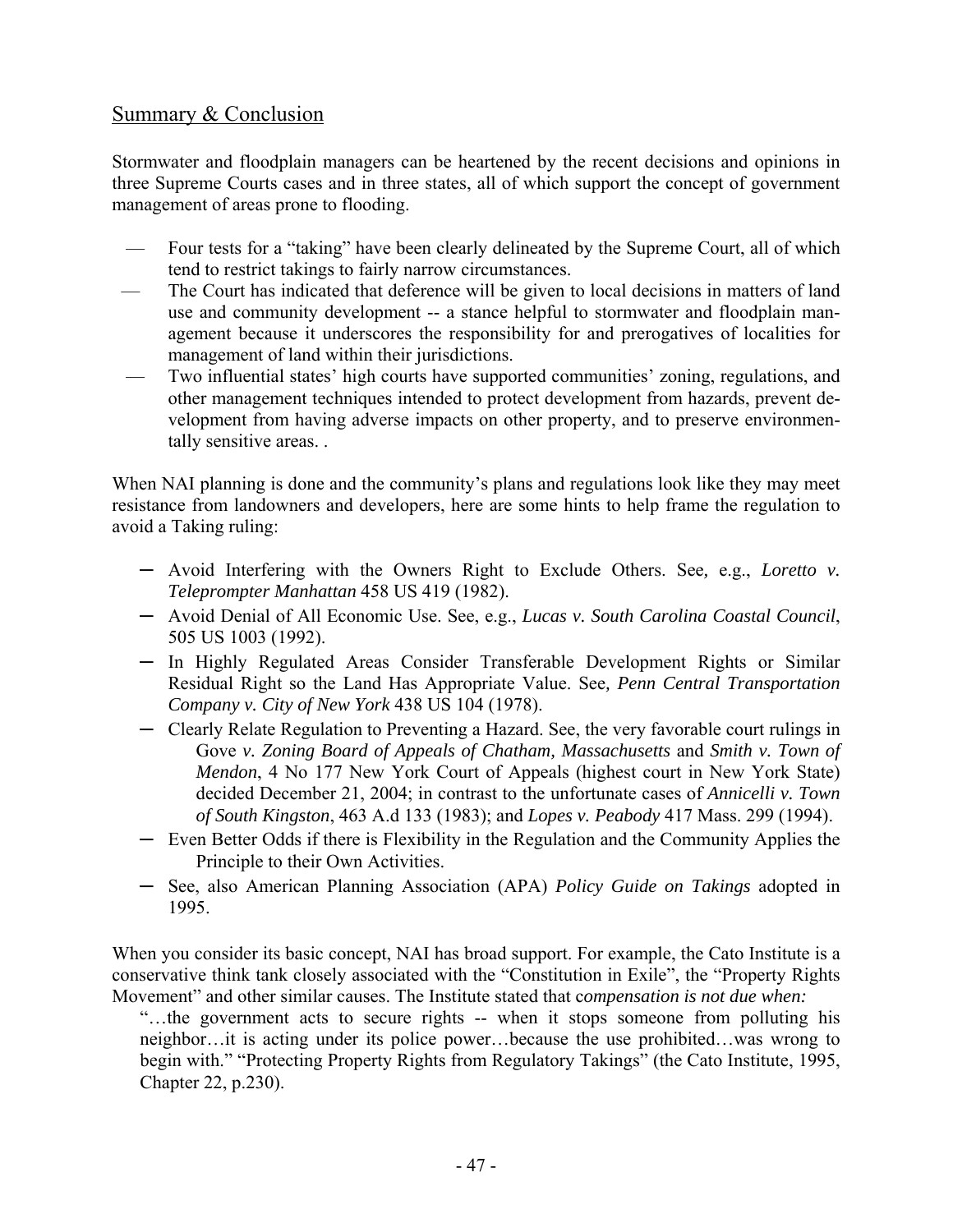## Summary & Conclusion

Stormwater and floodplain managers can be heartened by the recent decisions and opinions in three Supreme Courts cases and in three states, all of which support the concept of government management of areas prone to flooding.

- Four tests for a "taking" have been clearly delineated by the Supreme Court, all of which tend to restrict takings to fairly narrow circumstances.
- The Court has indicated that deference will be given to local decisions in matters of land use and community development -- a stance helpful to stormwater and floodplain management because it underscores the responsibility for and prerogatives of localities for management of land within their jurisdictions.
- Two influential states' high courts have supported communities' zoning, regulations, and other management techniques intended to protect development from hazards, prevent development from having adverse impacts on other property, and to preserve environmentally sensitive areas. .

When NAI planning is done and the community's plans and regulations look like they may meet resistance from landowners and developers, here are some hints to help frame the regulation to avoid a Taking ruling:

- Avoid Interfering with the Owners Right to Exclude Others. See, e.g., *Loretto v. Teleprompter Manhattan* 458 US 419 (1982).
- Avoid Denial of All Economic Use. See, e.g., *Lucas v. South Carolina Coastal Council*, 505 US 1003 (1992).
- In Highly Regulated Areas Consider Transferable Development Rights or Similar Residual Right so the Land Has Appropriate Value. See, *Penn Central Transportation Company v. City of New York* 438 US 104 (1978).
- Clearly Relate Regulation to Preventing a Hazard. See, the very favorable court rulings in Gove *v. Zoning Board of Appeals of Chatham, Massachusetts* and *Smith v. Town of Mendon*, 4 No 177 New York Court of Appeals (highest court in New York State) decided December 21, 2004; in contrast to the unfortunate cases of *Annicelli v. Town of South Kingston*, 463 A.d 133 (1983); and *Lopes v. Peabody* 417 Mass. 299 (1994).
- Even Better Odds if there is Flexibility in the Regulation and the Community Applies the Principle to their Own Activities.
- See, also American Planning Association (APA) *Policy Guide on Takings* adopted in 1995.

When you consider its basic concept, NAI has broad support. For example, the Cato Institute is a conservative think tank closely associated with the "Constitution in Exile", the "Property Rights Movement" and other similar causes. The Institute stated that c*ompensation is not due when:*

"…the government acts to secure rights -- when it stops someone from polluting his neighbor…it is acting under its police power…because the use prohibited…was wrong to begin with." "Protecting Property Rights from Regulatory Takings" (the Cato Institute, 1995, Chapter 22, p.230).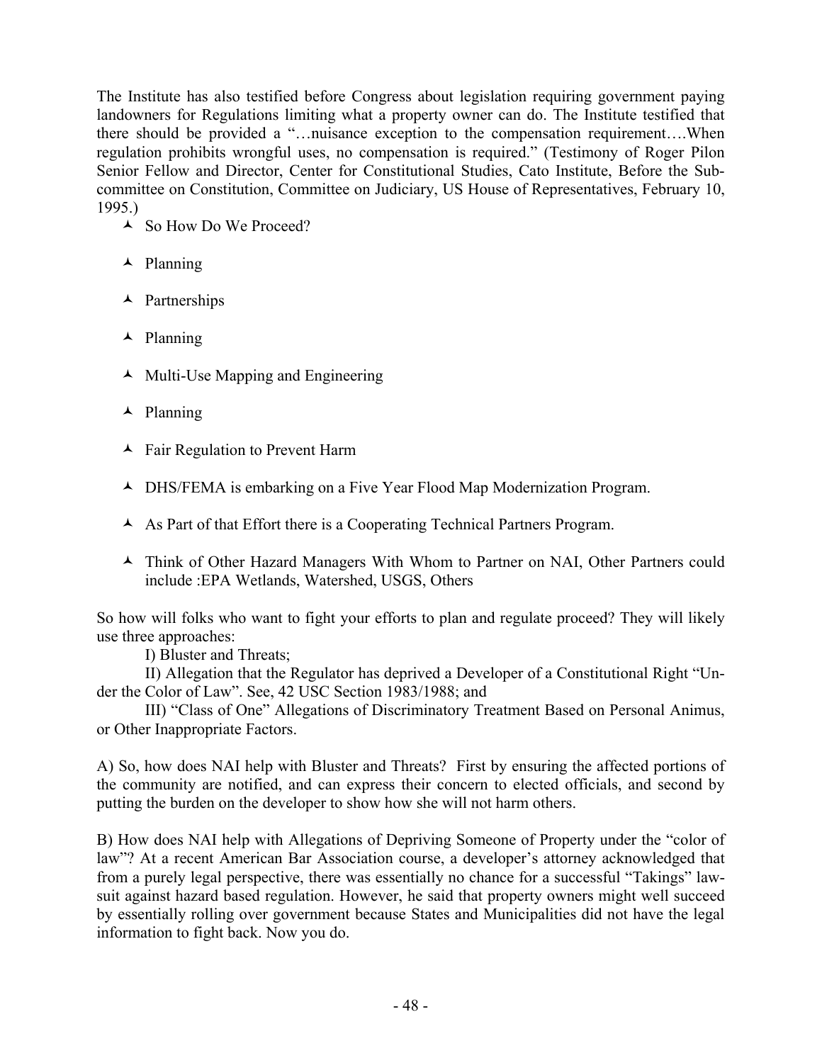The Institute has also testified before Congress about legislation requiring government paying landowners for Regulations limiting what a property owner can do. The Institute testified that there should be provided a "…nuisance exception to the compensation requirement….When regulation prohibits wrongful uses, no compensation is required." (Testimony of Roger Pilon Senior Fellow and Director, Center for Constitutional Studies, Cato Institute, Before the Subcommittee on Constitution, Committee on Judiciary, US House of Representatives, February 10, 1995.)

- So How Do We Proceed?
- Planning
- Partnerships
- Planning
- Multi-Use Mapping and Engineering
- Planning
- Fair Regulation to Prevent Harm
- DHS/FEMA is embarking on a Five Year Flood Map Modernization Program.
- As Part of that Effort there is a Cooperating Technical Partners Program.
- Think of Other Hazard Managers With Whom to Partner on NAI, Other Partners could include :EPA Wetlands, Watershed, USGS, Others

So how will folks who want to fight your efforts to plan and regulate proceed? They will likely use three approaches:

I) Bluster and Threats;

II) Allegation that the Regulator has deprived a Developer of a Constitutional Right "Under the Color of Law". See, 42 USC Section 1983/1988; and

III) "Class of One" Allegations of Discriminatory Treatment Based on Personal Animus, or Other Inappropriate Factors.

A) So, how does NAI help with Bluster and Threats? First by ensuring the affected portions of the community are notified, and can express their concern to elected officials, and second by putting the burden on the developer to show how she will not harm others.

B) How does NAI help with Allegations of Depriving Someone of Property under the "color of law"? At a recent American Bar Association course, a developer's attorney acknowledged that from a purely legal perspective, there was essentially no chance for a successful "Takings" lawsuit against hazard based regulation. However, he said that property owners might well succeed by essentially rolling over government because States and Municipalities did not have the legal information to fight back. Now you do.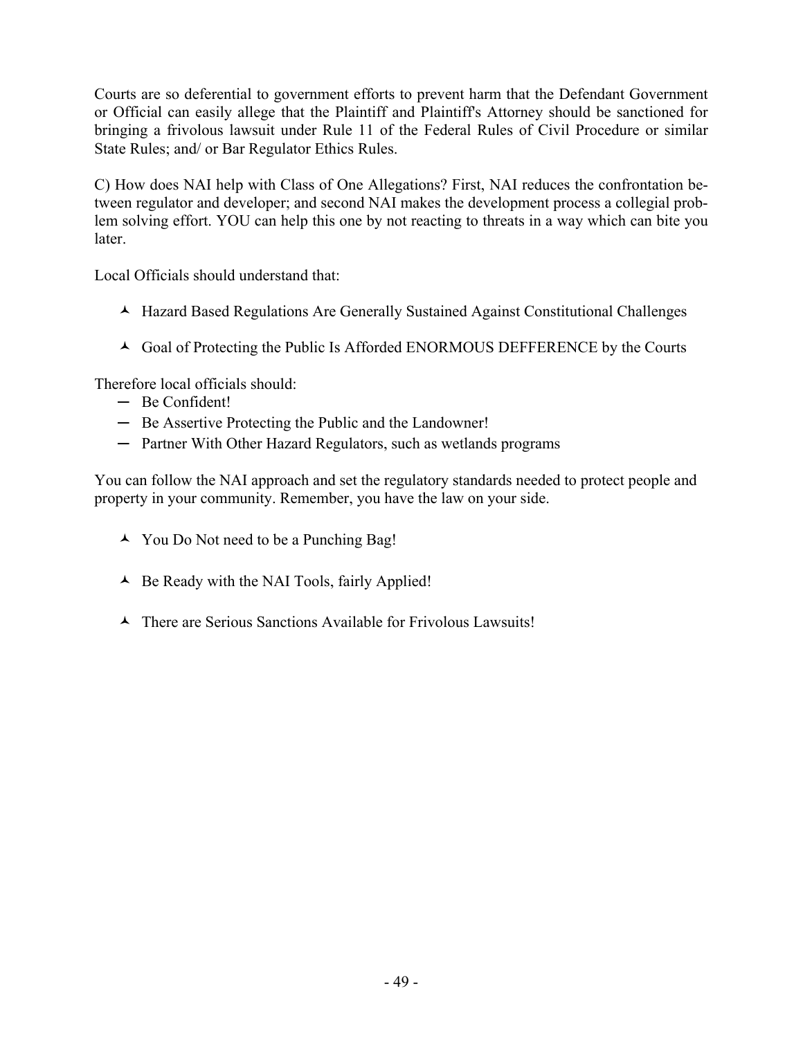Courts are so deferential to government efforts to prevent harm that the Defendant Government or Official can easily allege that the Plaintiff and Plaintiff's Attorney should be sanctioned for bringing a frivolous lawsuit under Rule 11 of the Federal Rules of Civil Procedure or similar State Rules; and/ or Bar Regulator Ethics Rules.

C) How does NAI help with Class of One Allegations? First, NAI reduces the confrontation between regulator and developer; and second NAI makes the development process a collegial problem solving effort. YOU can help this one by not reacting to threats in a way which can bite you later.

Local Officials should understand that:

- Hazard Based Regulations Are Generally Sustained Against Constitutional Challenges
- Goal of Protecting the Public Is Afforded ENORMOUS DEFFERENCE by the Courts

Therefore local officials should:

- Be Confident!
- Be Assertive Protecting the Public and the Landowner!
- Partner With Other Hazard Regulators, such as wetlands programs

You can follow the NAI approach and set the regulatory standards needed to protect people and property in your community. Remember, you have the law on your side.

- You Do Not need to be a Punching Bag!
- Be Ready with the NAI Tools, fairly Applied!
- There are Serious Sanctions Available for Frivolous Lawsuits!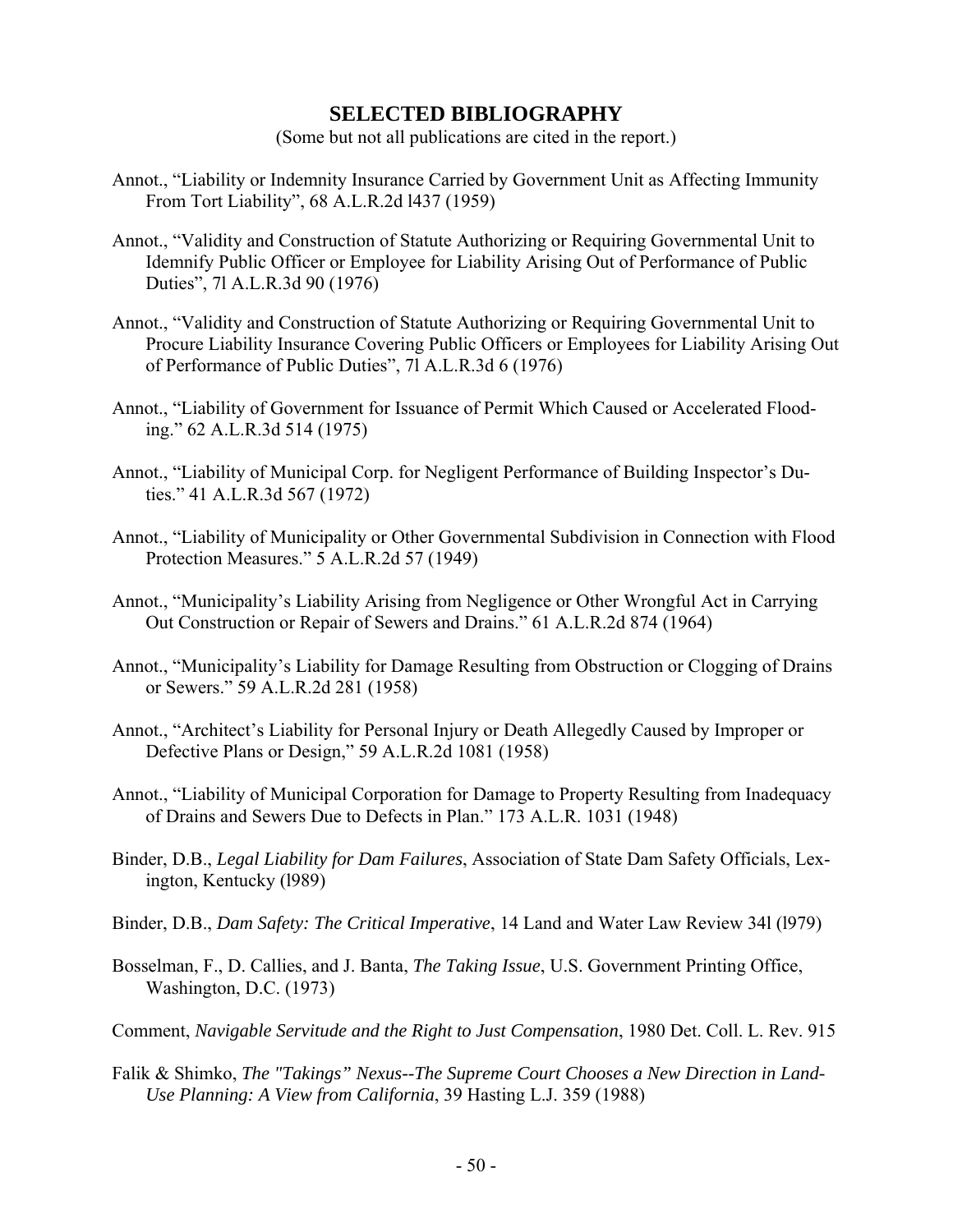## SELECTED BIBLIOGRAPHY

(Some but not all publications are cited in the report.)

Annot., "Liability or Indemnity Insurance Carried by Government Unit as Affecting Immunity From Tort Liability", 68 A.L.R.2d l437 (1959)

Annot., "Validity and Construction of Statute Authorizing or Requiring Governmental Unit to Idemnify Public Officer or Employee for Liability Arising Out of Performance of Public Duties", 7l A.L.R.3d 90 (1976)

Annot., "Validity and Construction of Statute Authorizing or Requiring Governmental Unit to Procure Liability Insurance Covering Public Officers or Employees for Liability Arising Out of Performance of Public Duties", 7l A.L.R.3d 6 (1976)

Annot., "Liability of Government for Issuance of Permit Which Caused or Accelerated Flooding." 62 A.L.R.3d 514 (1975)

Annot., "Liability of Municipal Corp. for Negligent Performance of Building Inspector's Duties." 41 A.L.R.3d 567 (1972)

Annot., "Liability of Municipality or Other Governmental Subdivision in Connection with Flood Protection Measures." 5 A.L.R.2d 57 (1949)

Annot., "Municipality's Liability Arising from Negligence or Other Wrongful Act in Carrying Out Construction or Repair of Sewers and Drains." 61 A.L.R.2d 874 (1964)

Annot., "Municipality's Liability for Damage Resulting from Obstruction or Clogging of Drains or Sewers." 59 A.L.R.2d 281 (1958)

Annot., "Architect's Liability for Personal Injury or Death Allegedly Caused by Improper or Defective Plans or Design," 59 A.L.R.2d 1081 (1958)

Annot., "Liability of Municipal Corporation for Damage to Property Resulting from Inadequacy of Drains and Sewers Due to Defects in Plan." 173 A.L.R. 1031 (1948)

Binder, D.B., *Legal Liability for Dam Failures*, Association of State Dam Safety Officials, Lexington, Kentucky (l989)

Binder, D.B., *Dam Safety: The Critical Imperative*, 14 Land and Water Law Review 34l (l979)

Bosselman, F., D. Callies, and J. Banta, *The Taking Issue*, U.S. Government Printing Office, Washington, D.C. (1973)

Comment, *Navigable Servitude and the Right to Just Compensation*, 1980 Det. Coll. L. Rev. 915

Falik & Shimko, *The "Takings" Nexus--The Supreme Court Chooses a New Direction in Land-Use Planning: A View from California*, 39 Hasting L.J. 359 (1988)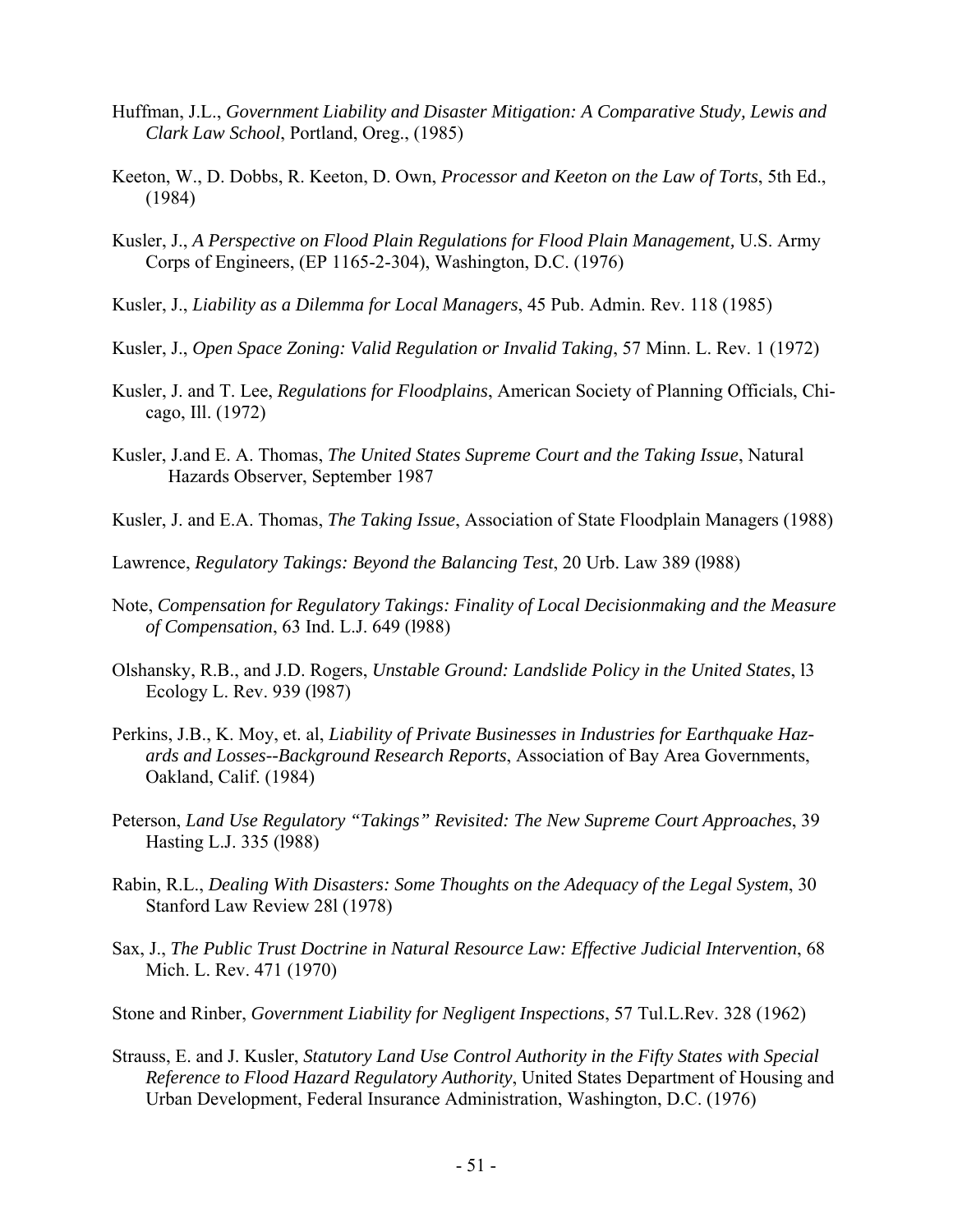Huffman, J.L., *Government Liability and Disaster Mitigation: A Comparative Study, Lewis and Clark Law School*, Portland, Oreg., (1985)

Keeton, W., D. Dobbs, R. Keeton, D. Own, *Processor and Keeton on the Law of Torts*, 5th Ed., (1984)

Kusler, J., *A Perspective on Flood Plain Regulations for Flood Plain Management,* U.S. Army Corps of Engineers, (EP 1165-2-304), Washington, D.C. (1976)

Kusler, J., *Liability as a Dilemma for Local Managers*, 45 Pub. Admin. Rev. 118 (1985)

Kusler, J., *Open Space Zoning: Valid Regulation or Invalid Taking*, 57 Minn. L. Rev. 1 (1972)

Kusler, J. and T. Lee, *Regulations for Floodplains*, American Society of Planning Officials, Chicago, Ill. (1972)

Kusler, J.and E. A. Thomas, *The United States Supreme Court and the Taking Issue*, Natural Hazards Observer, September 1987

Kusler, J. and E.A. Thomas, *The Taking Issue*, Association of State Floodplain Managers (1988)

Lawrence, *Regulatory Takings: Beyond the Balancing Test*, 20 Urb. Law 389 (l988)

Note, *Compensation for Regulatory Takings: Finality of Local Decisionmaking and the Measure of Compensation*, 63 Ind. L.J. 649 (l988)

Olshansky, R.B., and J.D. Rogers, *Unstable Ground: Landslide Policy in the United States*, l3 Ecology L. Rev. 939 (l987)

Perkins, J.B., K. Moy, et. al, *Liability of Private Businesses in Industries for Earthquake Hazards and Losses--Background Research Reports*, Association of Bay Area Governments, Oakland, Calif. (1984)

Peterson, *Land Use Regulatory "Takings" Revisited: The New Supreme Court Approaches*, 39 Hasting L.J. 335 (l988)

Rabin, R.L., *Dealing With Disasters: Some Thoughts on the Adequacy of the Legal System*, 30 Stanford Law Review 28l (1978)

Sax, J., *The Public Trust Doctrine in Natural Resource Law: Effective Judicial Intervention*, 68 Mich. L. Rev. 471 (1970)

Stone and Rinber, *Government Liability for Negligent Inspections*, 57 Tul.L.Rev. 328 (1962)

Strauss, E. and J. Kusler, *Statutory Land Use Control Authority in the Fifty States with Special Reference to Flood Hazard Regulatory Authority*, United States Department of Housing and Urban Development, Federal Insurance Administration, Washington, D.C. (1976)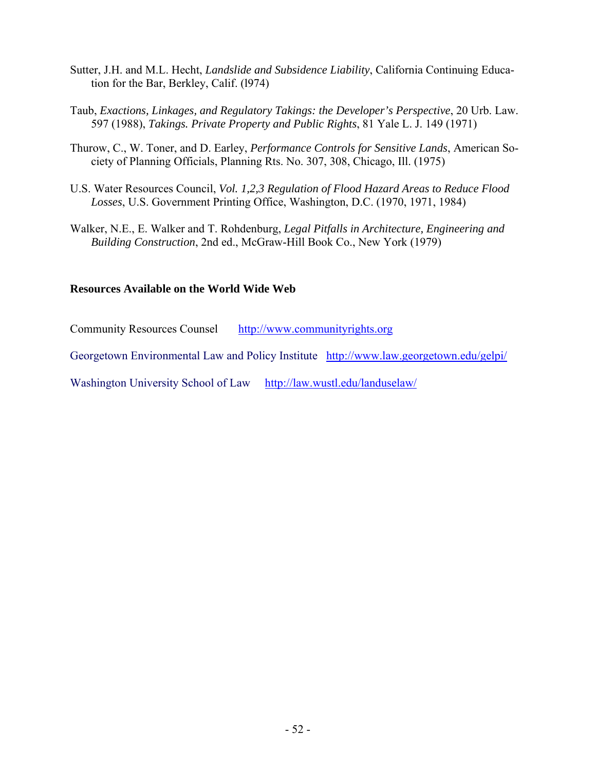Sutter, J.H. and M.L. Hecht, *Landslide and Subsidence Liability*, California Continuing Education for the Bar, Berkley, Calif. (l974)

Taub, *Exactions, Linkages, and Regulatory Takings: the Developer's Perspective*, 20 Urb. Law. 597 (1988), *Takings. Private Property and Public Rights*, 81 Yale L. J. 149 (1971)

Thurow, C., W. Toner, and D. Earley, *Performance Controls for Sensitive Lands*, American Society of Planning Officials, Planning Rts. No. 307, 308, Chicago, Ill. (1975)

U.S. Water Resources Council, *Vol. 1,2,3 Regulation of Flood Hazard Areas to Reduce Flood Losses*, U.S. Government Printing Office, Washington, D.C. (1970, 1971, 1984)

Walker, N.E., E. Walker and T. Rohdenburg, *Legal Pitfalls in Architecture, Engineering and Building Construction*, 2nd ed., McGraw-Hill Book Co., New York (1979)

### Resources Available on the World Wide Web

Community Resources Counsel http://www.communityrights.org

Georgetown Environmental Law and Policy Institute http://www.law.georgetown.edu/gelpi/

Washington University School of Law http://law.wustl.edu/landuselaw/